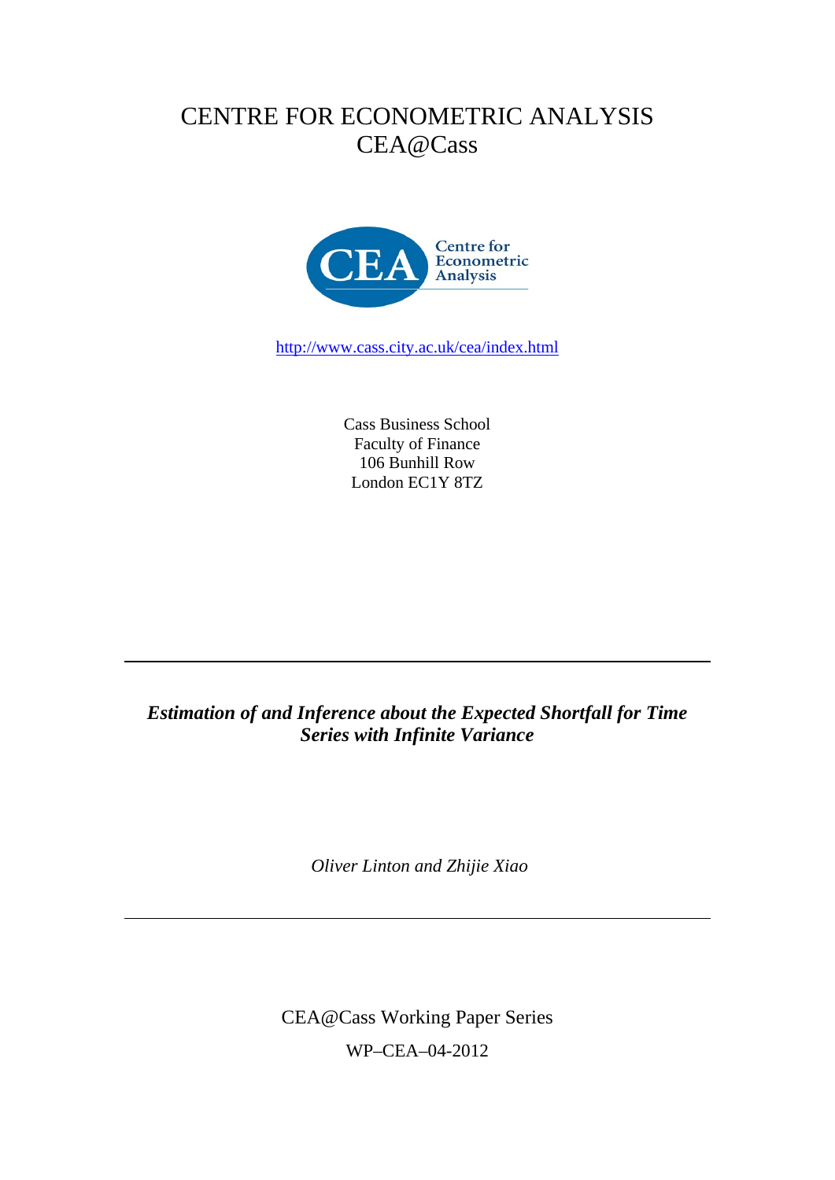# CENTRE FOR ECONOMETRIC ANALYSIS
# CEA@Cass

Centre for Econometric Analysis

http://www.cass.city.ac.uk/cea/index.html

Cass Business School
Faculty of Finance
106 Bunhill Row
London EC1Y 8TZ

---

***Estimation of and Inference about the Expected Shortfall for Time Series with Infinite Variance***

*Oliver Linton and Zhijie Xiao*

---

CEA@Cass Working Paper Series

WP–CEA–04-2012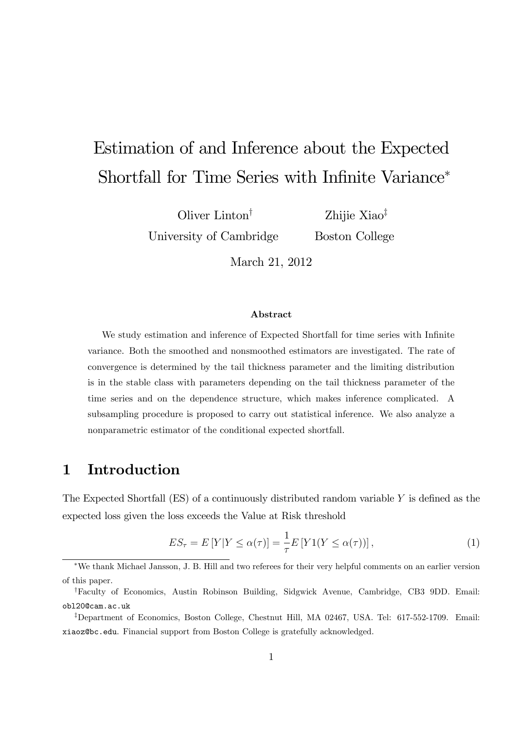# Estimation of and Inference about the Expected Shortfall for Time Series with Infinite Variance*

Oliver Linton[†] University of Cambridge

Zhijie Xiao[‡] Boston College

March 21, 2012

### Abstract

We study estimation and inference of Expected Shortfall for time series with Infinite variance. Both the smoothed and nonsmoothed estimators are investigated. The rate of convergence is determined by the tail thickness parameter and the limiting distribution is in the stable class with parameters depending on the tail thickness parameter of the time series and on the dependence structure, which makes inference complicated. A subsampling procedure is proposed to carry out statistical inference. We also analyze a nonparametric estimator of the conditional expected shortfall.

## 1 Introduction

The Expected Shortfall (ES) of a continuously distributed random variable $Y$ is defined as the expected loss given the loss exceeds the Value at Risk threshold

$$ES_\tau = E\left[Y|Y \leq \alpha(\tau)\right] = \frac{1}{\tau}E\left[Y1(Y \leq \alpha(\tau))\right], \tag{1}$$

---

*We thank Michael Jansson, J. B. Hill and two referees for their very helpful comments on an earlier version of this paper.

[†]Faculty of Economics, Austin Robinson Building, Sidgwick Avenue, Cambridge, CB3 9DD. Email: obl20@cam.ac.uk

[‡]Department of Economics, Boston College, Chestnut Hill, MA 02467, USA. Tel: 617-552-1709. Email: xiaoz@bc.edu. Financial support from Boston College is gratefully acknowledged.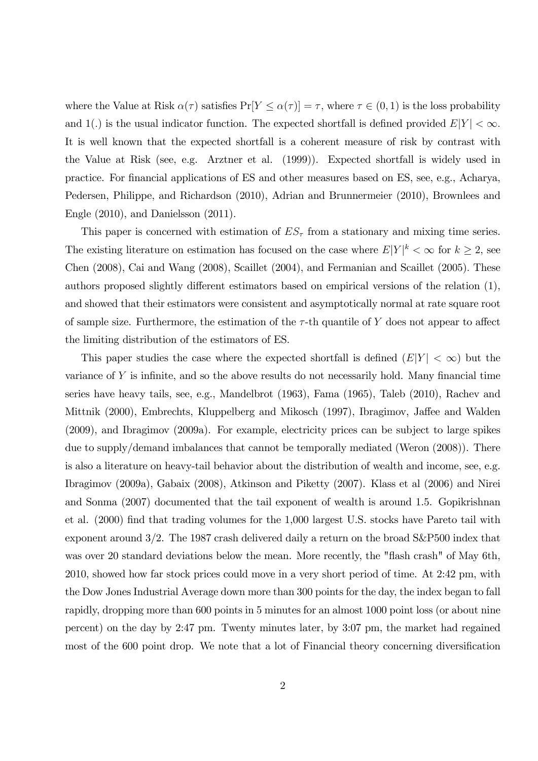where the Value at Risk $\alpha(\tau)$ satisfies $\Pr[Y \leq \alpha(\tau)] = \tau$, where $\tau \in (0,1)$ is the loss probability and $1(.)$ is the usual indicator function. The expected shortfall is defined provided $E|Y| < \infty$. It is well known that the expected shortfall is a coherent measure of risk by contrast with the Value at Risk (see, e.g. Arztner et al. (1999)). Expected shortfall is widely used in practice. For financial applications of ES and other measures based on ES, see, e.g., Acharya, Pedersen, Philippe, and Richardson (2010), Adrian and Brunnermeier (2010), Brownlees and Engle (2010), and Danielsson (2011).

This paper is concerned with estimation of $ES_\tau$ from a stationary and mixing time series. The existing literature on estimation has focused on the case where $E|Y|^k < \infty$ for $k \geq 2$, see Chen (2008), Cai and Wang (2008), Scaillet (2004), and Fermanian and Scaillet (2005). These authors proposed slightly different estimators based on empirical versions of the relation (1), and showed that their estimators were consistent and asymptotically normal at rate square root of sample size. Furthermore, the estimation of the $\tau$-th quantile of $Y$ does not appear to affect the limiting distribution of the estimators of ES.

This paper studies the case where the expected shortfall is defined ($E|Y| < \infty$) but the variance of $Y$ is infinite, and so the above results do not necessarily hold. Many financial time series have heavy tails, see, e.g., Mandelbrot (1963), Fama (1965), Taleb (2010), Rachev and Mittnik (2000), Embrechts, Kluppelberg and Mikosch (1997), Ibragimov, Jaffee and Walden (2009), and Ibragimov (2009a). For example, electricity prices can be subject to large spikes due to supply/demand imbalances that cannot be temporally mediated (Weron (2008)). There is also a literature on heavy-tail behavior about the distribution of wealth and income, see, e.g. Ibragimov (2009a), Gabaix (2008), Atkinson and Piketty (2007). Klass et al (2006) and Nirei and Sonma (2007) documented that the tail exponent of wealth is around 1.5. Gopikrishnan et al. (2000) find that trading volumes for the 1,000 largest U.S. stocks have Pareto tail with exponent around 3/2. The 1987 crash delivered daily a return on the broad S&P500 index that was over 20 standard deviations below the mean. More recently, the "flash crash" of May 6th, 2010, showed how far stock prices could move in a very short period of time. At 2:42 pm, with the Dow Jones Industrial Average down more than 300 points for the day, the index began to fall rapidly, dropping more than 600 points in 5 minutes for an almost 1000 point loss (or about nine percent) on the day by 2:47 pm. Twenty minutes later, by 3:07 pm, the market had regained most of the 600 point drop. We note that a lot of Financial theory concerning diversification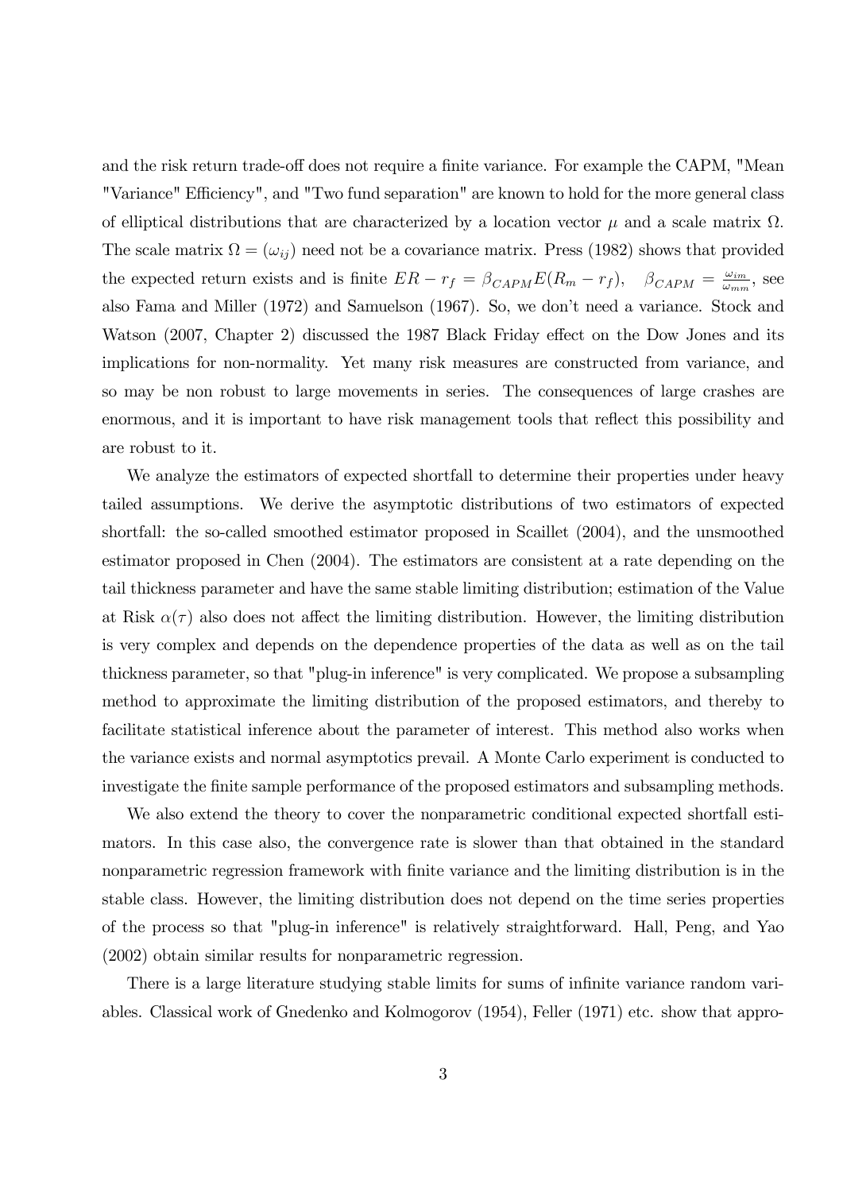and the risk return trade-off does not require a finite variance. For example the CAPM, "Mean "Variance" Efficiency", and "Two fund separation" are known to hold for the more general class of elliptical distributions that are characterized by a location vector $\mu$ and a scale matrix $\Omega$. The scale matrix $\Omega = (\omega_{ij})$ need not be a covariance matrix. Press (1982) shows that provided the expected return exists and is finite $ER - r_f = \beta_{CAPM} E(R_m - r_f)$, $\quad \beta_{CAPM} = \frac{\omega_{im}}{\omega_{mm}}$, see also Fama and Miller (1972) and Samuelson (1967). So, we don't need a variance. Stock and Watson (2007, Chapter 2) discussed the 1987 Black Friday effect on the Dow Jones and its implications for non-normality. Yet many risk measures are constructed from variance, and so may be non robust to large movements in series. The consequences of large crashes are enormous, and it is important to have risk management tools that reflect this possibility and are robust to it.

We analyze the estimators of expected shortfall to determine their properties under heavy tailed assumptions. We derive the asymptotic distributions of two estimators of expected shortfall: the so-called smoothed estimator proposed in Scaillet (2004), and the unsmoothed estimator proposed in Chen (2004). The estimators are consistent at a rate depending on the tail thickness parameter and have the same stable limiting distribution; estimation of the Value at Risk $\alpha(\tau)$ also does not affect the limiting distribution. However, the limiting distribution is very complex and depends on the dependence properties of the data as well as on the tail thickness parameter, so that "plug-in inference" is very complicated. We propose a subsampling method to approximate the limiting distribution of the proposed estimators, and thereby to facilitate statistical inference about the parameter of interest. This method also works when the variance exists and normal asymptotics prevail. A Monte Carlo experiment is conducted to investigate the finite sample performance of the proposed estimators and subsampling methods.

We also extend the theory to cover the nonparametric conditional expected shortfall estimators. In this case also, the convergence rate is slower than that obtained in the standard nonparametric regression framework with finite variance and the limiting distribution is in the stable class. However, the limiting distribution does not depend on the time series properties of the process so that "plug-in inference" is relatively straightforward. Hall, Peng, and Yao (2002) obtain similar results for nonparametric regression.

There is a large literature studying stable limits for sums of infinite variance random variables. Classical work of Gnedenko and Kolmogorov (1954), Feller (1971) etc. show that appro-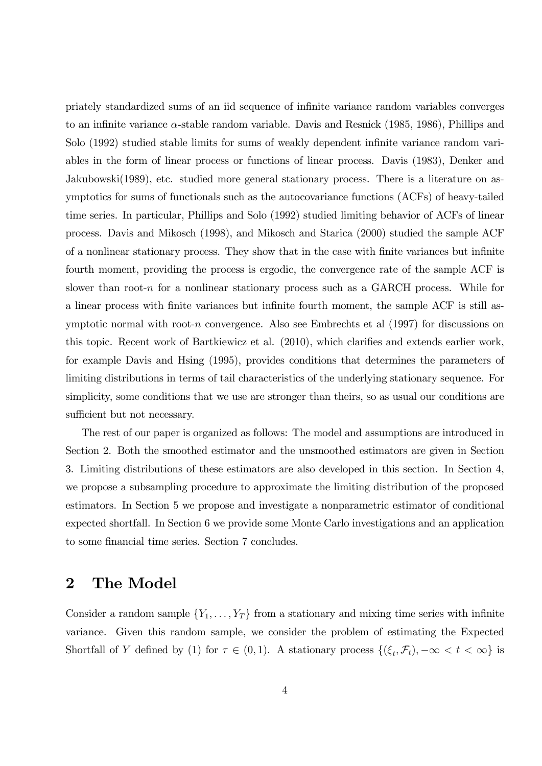priately standardized sums of an iid sequence of infinite variance random variables converges to an infinite variance $\alpha$-stable random variable. Davis and Resnick (1985, 1986), Phillips and Solo (1992) studied stable limits for sums of weakly dependent infinite variance random variables in the form of linear process or functions of linear process. Davis (1983), Denker and Jakubowski(1989), etc. studied more general stationary process. There is a literature on asymptotics for sums of functionals such as the autocovariance functions (ACFs) of heavy-tailed time series. In particular, Phillips and Solo (1992) studied limiting behavior of ACFs of linear process. Davis and Mikosch (1998), and Mikosch and Starica (2000) studied the sample ACF of a nonlinear stationary process. They show that in the case with finite variances but infinite fourth moment, providing the process is ergodic, the convergence rate of the sample ACF is slower than root-$n$ for a nonlinear stationary process such as a GARCH process. While for a linear process with finite variances but infinite fourth moment, the sample ACF is still asymptotic normal with root-$n$ convergence. Also see Embrechts et al (1997) for discussions on this topic. Recent work of Bartkiewicz et al. (2010), which clarifies and extends earlier work, for example Davis and Hsing (1995), provides conditions that determines the parameters of limiting distributions in terms of tail characteristics of the underlying stationary sequence. For simplicity, some conditions that we use are stronger than theirs, so as usual our conditions are sufficient but not necessary.

The rest of our paper is organized as follows: The model and assumptions are introduced in Section 2. Both the smoothed estimator and the unsmoothed estimators are given in Section 3. Limiting distributions of these estimators are also developed in this section. In Section 4, we propose a subsampling procedure to approximate the limiting distribution of the proposed estimators. In Section 5 we propose and investigate a nonparametric estimator of conditional expected shortfall. In Section 6 we provide some Monte Carlo investigations and an application to some financial time series. Section 7 concludes.

## 2 The Model

Consider a random sample $\{Y_1, \ldots, Y_T\}$ from a stationary and mixing time series with infinite variance. Given this random sample, we consider the problem of estimating the Expected Shortfall of $Y$ defined by (1) for $\tau \in (0, 1)$. A stationary process $\{(\xi_t, \mathcal{F}_t), -\infty < t < \infty\}$ is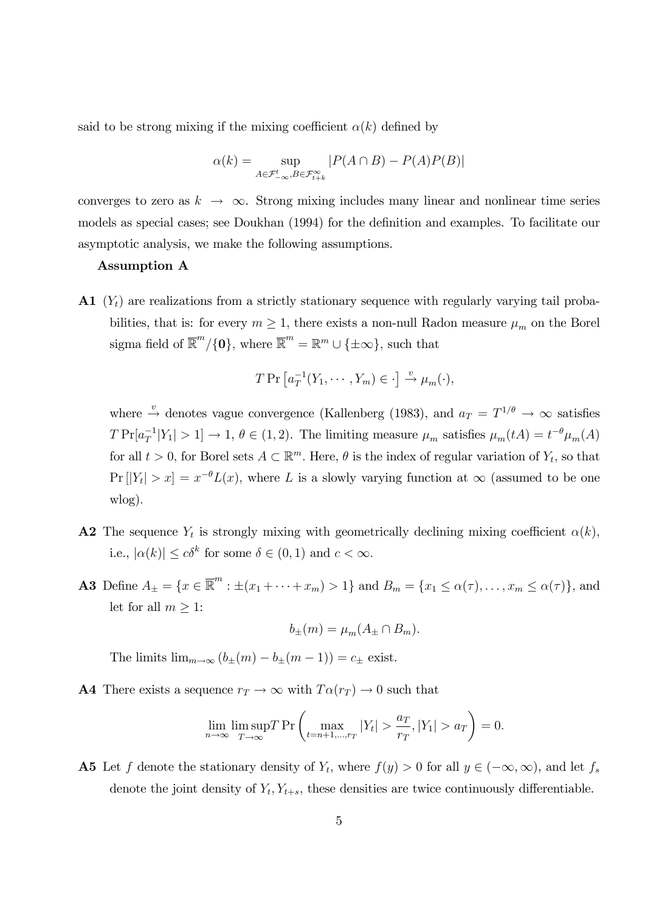said to be strong mixing if the mixing coefficient $\alpha(k)$ defined by

$$\alpha(k) = \sup_{A \in \mathcal{F}_{-\infty}^{t}, B \in \mathcal{F}_{t+k}^{\infty}} |P(A \cap B) - P(A)P(B)|$$

converges to zero as $k \to \infty$. Strong mixing includes many linear and nonlinear time series models as special cases; see Doukhan (1994) for the definition and examples. To facilitate our asymptotic analysis, we make the following assumptions.

**Assumption A**

**A1** $(Y_t)$ are realizations from a strictly stationary sequence with regularly varying tail probabilities, that is: for every $m \geq 1$, there exists a non-null Radon measure $\mu_m$ on the Borel sigma field of $\overline{\mathbb{R}}^m / \{\mathbf{0}\}$, where $\overline{\mathbb{R}}^m = \mathbb{R}^m \cup \{\pm\infty\}$, such that

$$T \Pr\left[a_T^{-1}(Y_1, \cdots, Y_m) \in \cdot\right] \xrightarrow{v} \mu_m(\cdot),$$

where $\xrightarrow{v}$ denotes vague convergence (Kallenberg (1983), and $a_T = T^{1/\theta} \to \infty$ satisfies $T \Pr[a_T^{-1}|Y_1| > 1] \to 1$, $\theta \in (1, 2)$. The limiting measure $\mu_m$ satisfies $\mu_m(tA) = t^{-\theta}\mu_m(A)$ for all $t > 0$, for Borel sets $A \subset \mathbb{R}^m$. Here, $\theta$ is the index of regular variation of $Y_t$, so that $\Pr[|Y_t| > x] = x^{-\theta}L(x)$, where $L$ is a slowly varying function at $\infty$ (assumed to be one wlog).

**A2** The sequence $Y_t$ is strongly mixing with geometrically declining mixing coefficient $\alpha(k)$, i.e., $|\alpha(k)| \leq c\delta^k$ for some $\delta \in (0, 1)$ and $c < \infty$.

**A3** Define $A_{\pm} = \{x \in \overline{\mathbb{R}}^m : \pm(x_1 + \cdots + x_m) > 1\}$ and $B_m = \{x_1 \leq \alpha(\tau), \ldots, x_m \leq \alpha(\tau)\}$, and let for all $m \geq 1$:

$$b_{\pm}(m) = \mu_m(A_{\pm} \cap B_m).$$

The limits $\lim_{m\to\infty}(b_{\pm}(m) - b_{\pm}(m-1)) = c_{\pm}$ exist.

**A4** There exists a sequence $r_T \to \infty$ with $T\alpha(r_T) \to 0$ such that

$$\lim_{n\to\infty} \limsup_{T\to\infty} T \Pr\left(\max_{t=n+1,\ldots,r_T} |Y_t| > \frac{a_T}{r_T}, |Y_1| > a_T\right) = 0.$$

**A5** Let $f$ denote the stationary density of $Y_t$, where $f(y) > 0$ for all $y \in (-\infty, \infty)$, and let $f_s$ denote the joint density of $Y_t, Y_{t+s}$, these densities are twice continuously differentiable.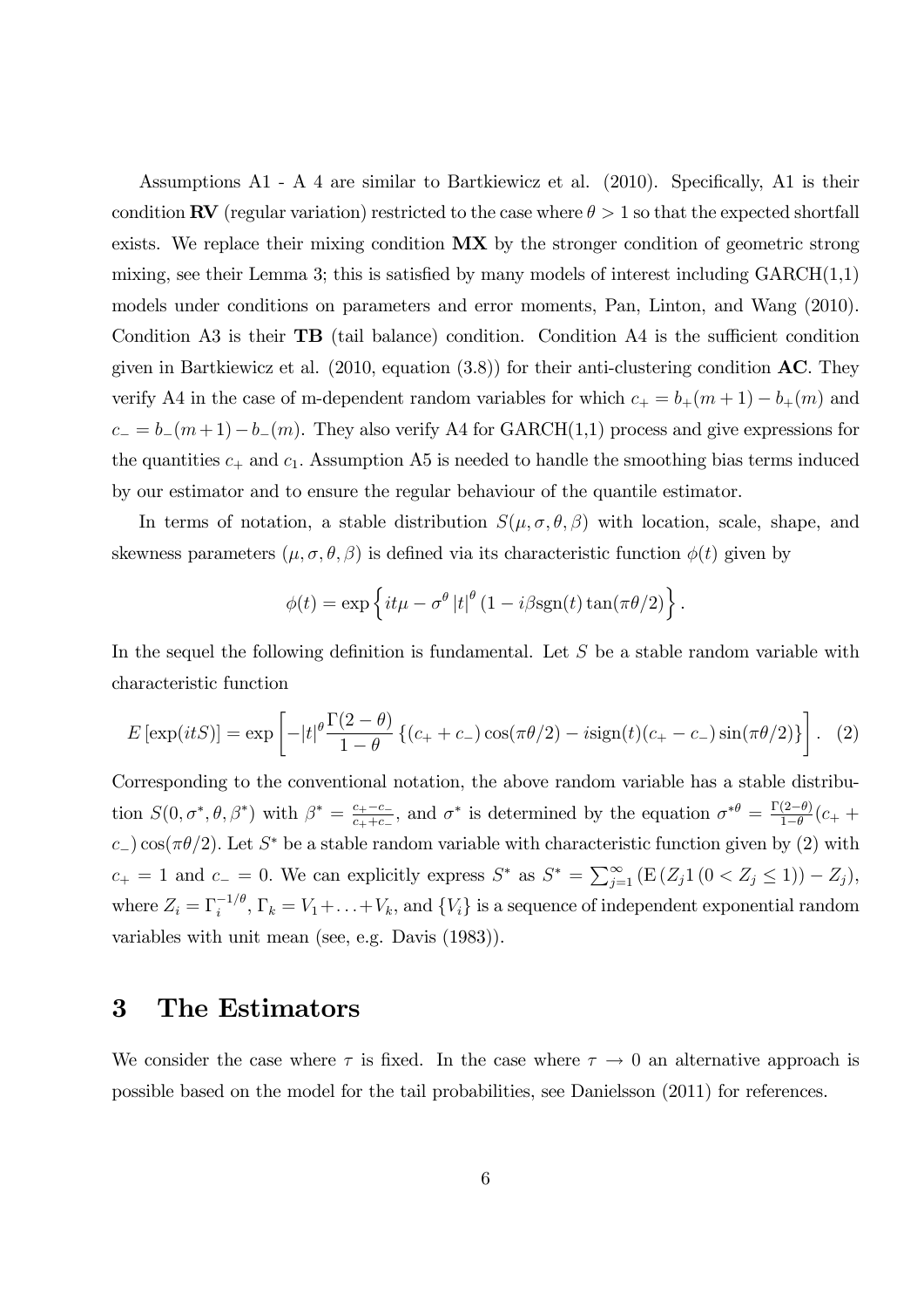Assumptions A1 - A 4 are similar to Bartkiewicz et al. (2010). Specifically, A1 is their condition **RV** (regular variation) restricted to the case where $\theta > 1$ so that the expected shortfall exists. We replace their mixing condition **MX** by the stronger condition of geometric strong mixing, see their Lemma 3; this is satisfied by many models of interest including GARCH(1,1) models under conditions on parameters and error moments, Pan, Linton, and Wang (2010). Condition A3 is their **TB** (tail balance) condition. Condition A4 is the sufficient condition given in Bartkiewicz et al. (2010, equation (3.8)) for their anti-clustering condition **AC**. They verify A4 in the case of m-dependent random variables for which $c_+ = b_+(m+1) - b_+(m)$ and $c_- = b_-(m+1) - b_-(m)$. They also verify A4 for GARCH(1,1) process and give expressions for the quantities $c_+$ and $c_1$. Assumption A5 is needed to handle the smoothing bias terms induced by our estimator and to ensure the regular behaviour of the quantile estimator.

In terms of notation, a stable distribution $S(\mu, \sigma, \theta, \beta)$ with location, scale, shape, and skewness parameters $(\mu, \sigma, \theta, \beta)$ is defined via its characteristic function $\phi(t)$ given by

$$\phi(t) = \exp\left\{ it\mu - \sigma^\theta \left|t\right|^\theta (1 - i\beta \text{sgn}(t) \tan(\pi\theta/2) \right\}.$$

In the sequel the following definition is fundamental. Let $S$ be a stable random variable with characteristic function

$$E\left[\exp(itS)\right] = \exp\left[ -|t|^\theta \frac{\Gamma(2-\theta)}{1-\theta} \left\{ (c_+ + c_-)\cos(\pi\theta/2) - i\text{sign}(t)(c_+ - c_-)\sin(\pi\theta/2) \right\} \right]. \quad (2)$$

Corresponding to the conventional notation, the above random variable has a stable distribution $S(0, \sigma^*, \theta, \beta^*)$ with $\beta^* = \frac{c_+ - c_-}{c_+ + c_-}$, and $\sigma^*$ is determined by the equation $\sigma^{*\theta} = \frac{\Gamma(2-\theta)}{1-\theta}(c_+ + c_-)\cos(\pi\theta/2)$. Let $S^*$ be a stable random variable with characteristic function given by (2) with $c_+ = 1$ and $c_- = 0$. We can explicitly express $S^*$ as $S^* = \sum_{j=1}^{\infty} \left( \text{E}\left( Z_j 1\left(0 < Z_j \leq 1\right)\right) - Z_j \right)$, where $Z_i = \Gamma_i^{-1/\theta}$, $\Gamma_k = V_1 + \ldots + V_k$, and $\{V_i\}$ is a sequence of independent exponential random variables with unit mean (see, e.g. Davis (1983)).

# 3 The Estimators

We consider the case where $\tau$ is fixed. In the case where $\tau \to 0$ an alternative approach is possible based on the model for the tail probabilities, see Danielsson (2011) for references.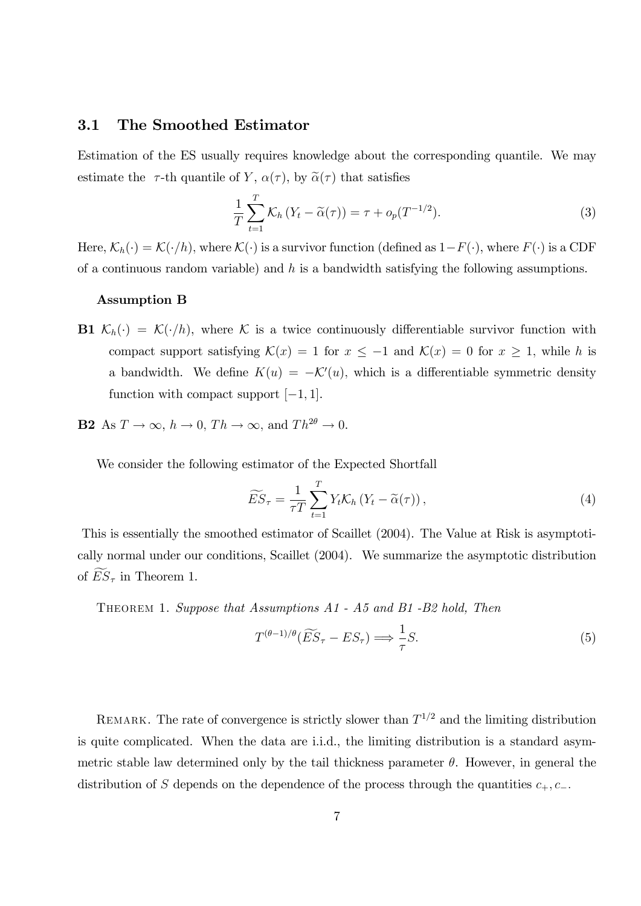### 3.1 The Smoothed Estimator

Estimation of the ES usually requires knowledge about the corresponding quantile. We may estimate the $\tau$-th quantile of $Y$, $\alpha(\tau)$, by $\widetilde{\alpha}(\tau)$ that satisfies

$$\frac{1}{T}\sum_{t=1}^{T}\mathcal{K}_h\left(Y_t - \widetilde{\alpha}(\tau)\right) = \tau + o_p(T^{-1/2}). \tag{3}$$

Here, $\mathcal{K}_h(\cdot) = \mathcal{K}(\cdot/h)$, where $\mathcal{K}(\cdot)$ is a survivor function (defined as $1-F(\cdot)$, where $F(\cdot)$ is a CDF of a continuous random variable) and $h$ is a bandwidth satisfying the following assumptions.

**Assumption B**

**B1** $\mathcal{K}_h(\cdot) = \mathcal{K}(\cdot/h)$, where $\mathcal{K}$ is a twice continuously differentiable survivor function with compact support satisfying $\mathcal{K}(x) = 1$ for $x \leq -1$ and $\mathcal{K}(x) = 0$ for $x \geq 1$, while $h$ is a bandwidth. We define $K(u) = -\mathcal{K}'(u)$, which is a differentiable symmetric density function with compact support $[-1, 1]$.

**B2** As $T \to \infty$, $h \to 0$, $Th \to \infty$, and $Th^{2\theta} \to 0$.

We consider the following estimator of the Expected Shortfall

$$\widetilde{ES}_\tau = \frac{1}{\tau T}\sum_{t=1}^{T} Y_t \mathcal{K}_h\left(Y_t - \widetilde{\alpha}(\tau)\right), \tag{4}$$

This is essentially the smoothed estimator of Scaillet (2004). The Value at Risk is asymptotically normal under our conditions, Scaillet (2004). We summarize the asymptotic distribution of $\widetilde{ES}_\tau$ in Theorem 1.

THEOREM 1. *Suppose that Assumptions A1 - A5 and B1 -B2 hold, Then*

$$T^{(\theta-1)/\theta}(\widetilde{ES}_\tau - ES_\tau) \Longrightarrow \frac{1}{\tau}S. \tag{5}$$

REMARK. The rate of convergence is strictly slower than $T^{1/2}$ and the limiting distribution is quite complicated. When the data are i.i.d., the limiting distribution is a standard asymmetric stable law determined only by the tail thickness parameter $\theta$. However, in general the distribution of $S$ depends on the dependence of the process through the quantities $c_+, c_-$.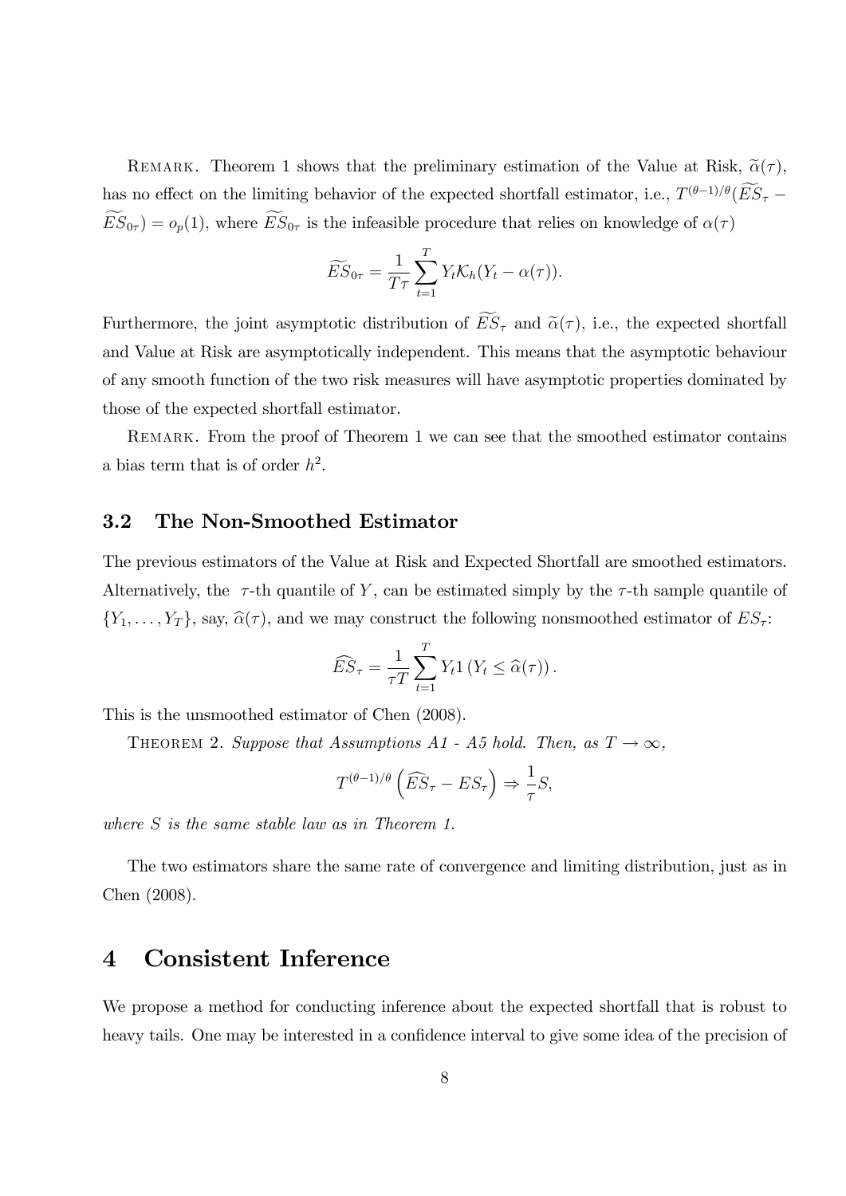REMARK. Theorem 1 shows that the preliminary estimation of the Value at Risk, $\widetilde{\alpha}(\tau)$, has no effect on the limiting behavior of the expected shortfall estimator, i.e., $T^{(\theta-1)/\theta}(\widetilde{ES}_\tau - \widetilde{ES}_{0\tau}) = o_p(1)$, where $\widetilde{ES}_{0\tau}$ is the infeasible procedure that relies on knowledge of $\alpha(\tau)$

$$\widetilde{ES}_{0\tau} = \frac{1}{T\tau} \sum_{t=1}^{T} Y_t \mathcal{K}_h(Y_t - \alpha(\tau)).$$

Furthermore, the joint asymptotic distribution of $\widetilde{ES}_\tau$ and $\widetilde{\alpha}(\tau)$, i.e., the expected shortfall and Value at Risk are asymptotically independent. This means that the asymptotic behaviour of any smooth function of the two risk measures will have asymptotic properties dominated by those of the expected shortfall estimator.

REMARK. From the proof of Theorem 1 we can see that the smoothed estimator contains a bias term that is of order $h^2$.

## 3.2 The Non-Smoothed Estimator

The previous estimators of the Value at Risk and Expected Shortfall are smoothed estimators. Alternatively, the $\tau$-th quantile of $Y$, can be estimated simply by the $\tau$-th sample quantile of $\{Y_1, \ldots, Y_T\}$, say, $\widehat{\alpha}(\tau)$, and we may construct the following nonsmoothed estimator of $ES_\tau$:

$$\widehat{ES}_\tau = \frac{1}{\tau T} \sum_{t=1}^{T} Y_t 1\left(Y_t \leq \widehat{\alpha}(\tau)\right).$$

This is the unsmoothed estimator of Chen (2008).

THEOREM 2. *Suppose that Assumptions A1 - A5 hold. Then, as $T \to \infty$,*

$$T^{(\theta-1)/\theta}\left(\widehat{ES}_\tau - ES_\tau\right) \Rightarrow \frac{1}{\tau} S,$$

*where $S$ is the same stable law as in Theorem 1.*

The two estimators share the same rate of convergence and limiting distribution, just as in Chen (2008).

# 4 Consistent Inference

We propose a method for conducting inference about the expected shortfall that is robust to heavy tails. One may be interested in a confidence interval to give some idea of the precision of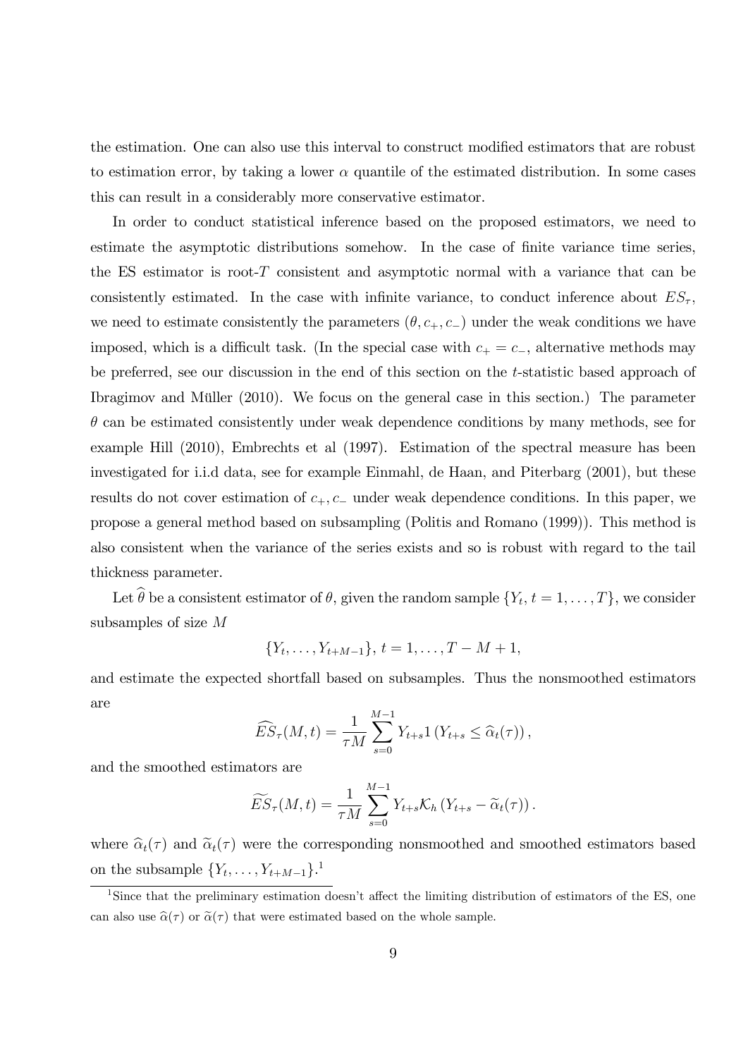the estimation. One can also use this interval to construct modified estimators that are robust to estimation error, by taking a lower $\alpha$ quantile of the estimated distribution. In some cases this can result in a considerably more conservative estimator.

In order to conduct statistical inference based on the proposed estimators, we need to estimate the asymptotic distributions somehow. In the case of finite variance time series, the ES estimator is root-$T$ consistent and asymptotic normal with a variance that can be consistently estimated. In the case with infinite variance, to conduct inference about $ES_\tau$, we need to estimate consistently the parameters $(\theta, c_+, c_-)$ under the weak conditions we have imposed, which is a difficult task. (In the special case with $c_+ = c_-$, alternative methods may be preferred, see our discussion in the end of this section on the $t$-statistic based approach of Ibragimov and Müller (2010). We focus on the general case in this section.) The parameter $\theta$ can be estimated consistently under weak dependence conditions by many methods, see for example Hill (2010), Embrechts et al (1997). Estimation of the spectral measure has been investigated for i.i.d data, see for example Einmahl, de Haan, and Piterbarg (2001), but these results do not cover estimation of $c_+, c_-$ under weak dependence conditions. In this paper, we propose a general method based on subsampling (Politis and Romano (1999)). This method is also consistent when the variance of the series exists and so is robust with regard to the tail thickness parameter.

Let $\widehat{\theta}$ be a consistent estimator of $\theta$, given the random sample $\{Y_t, t = 1, \ldots, T\}$, we consider subsamples of size $M$

$$\{Y_t, \ldots, Y_{t+M-1}\},\ t = 1, \ldots, T - M + 1,$$

and estimate the expected shortfall based on subsamples. Thus the nonsmoothed estimators are

$$\widehat{ES}_\tau(M, t) = \frac{1}{\tau M} \sum_{s=0}^{M-1} Y_{t+s} 1\left(Y_{t+s} \leq \widehat{\alpha}_t(\tau)\right),$$

and the smoothed estimators are

$$\widetilde{ES}_\tau(M, t) = \frac{1}{\tau M} \sum_{s=0}^{M-1} Y_{t+s} \mathcal{K}_h\left(Y_{t+s} - \widetilde{\alpha}_t(\tau)\right).$$

where $\widehat{\alpha}_t(\tau)$ and $\widetilde{\alpha}_t(\tau)$ were the corresponding nonsmoothed and smoothed estimators based on the subsample $\{Y_t, \ldots, Y_{t+M-1}\}$.[1]

[1] Since that the preliminary estimation doesn't affect the limiting distribution of estimators of the ES, one can also use $\widehat{\alpha}(\tau)$ or $\widetilde{\alpha}(\tau)$ that were estimated based on the whole sample.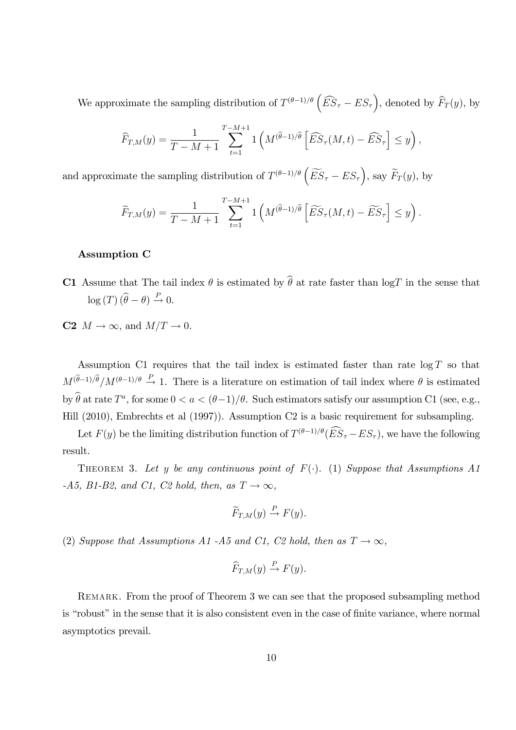We approximate the sampling distribution of $T^{(\theta-1)/\theta}\left(\widehat{ES}_\tau - ES_\tau\right)$, denoted by $\widehat{F}_T(y)$, by

$$\widehat{F}_{T,M}(y) = \frac{1}{T-M+1}\sum_{t=1}^{T-M+1} 1\left(M^{(\widehat{\theta}-1)/\widehat{\theta}}\left[\widehat{ES}_\tau(M,t) - \widehat{ES}_\tau\right] \leq y\right),$$

and approximate the sampling distribution of $T^{(\theta-1)/\theta}\left(\widetilde{ES}_\tau - ES_\tau\right)$, say $\widetilde{F}_T(y)$, by

$$\widetilde{F}_{T,M}(y) = \frac{1}{T-M+1}\sum_{t=1}^{T-M+1} 1\left(M^{(\widehat{\theta}-1)/\widehat{\theta}}\left[\widetilde{ES}_\tau(M,t) - \widetilde{ES}_\tau\right] \leq y\right).$$

**Assumption C**

**C1** Assume that The tail index $\theta$ is estimated by $\widehat{\theta}$ at rate faster than $\log T$ in the sense that $\log(T)\left(\widehat{\theta} - \theta\right) \xrightarrow{P} 0$.

**C2** $M \to \infty$, and $M/T \to 0$.

Assumption C1 requires that the tail index is estimated faster than rate $\log T$ so that $M^{(\widehat{\theta}-1)/\widehat{\theta}}/M^{(\theta-1)/\theta} \xrightarrow{P} 1$. There is a literature on estimation of tail index where $\theta$ is estimated by $\widehat{\theta}$ at rate $T^a$, for some $0 < a < (\theta-1)/\theta$. Such estimators satisfy our assumption C1 (see, e.g., Hill (2010), Embrechts et al (1997)). Assumption C2 is a basic requirement for subsampling.

Let $F(y)$ be the limiting distribution function of $T^{(\theta-1)/\theta}(\widehat{ES}_\tau - ES_\tau)$, we have the following result.

Theorem 3. *Let $y$ be any continuous point of $F(\cdot)$. (1) Suppose that Assumptions A1 -A5, B1-B2, and C1, C2 hold, then, as $T \to \infty$,*

$$\widetilde{F}_{T,M}(y) \xrightarrow{P} F(y).$$

*(2) Suppose that Assumptions A1 -A5 and C1, C2 hold, then as $T \to \infty$,*

$$\widehat{F}_{T,M}(y) \xrightarrow{P} F(y).$$

Remark. From the proof of Theorem 3 we can see that the proposed subsampling method is "robust" in the sense that it is also consistent even in the case of finite variance, where normal asymptotics prevail.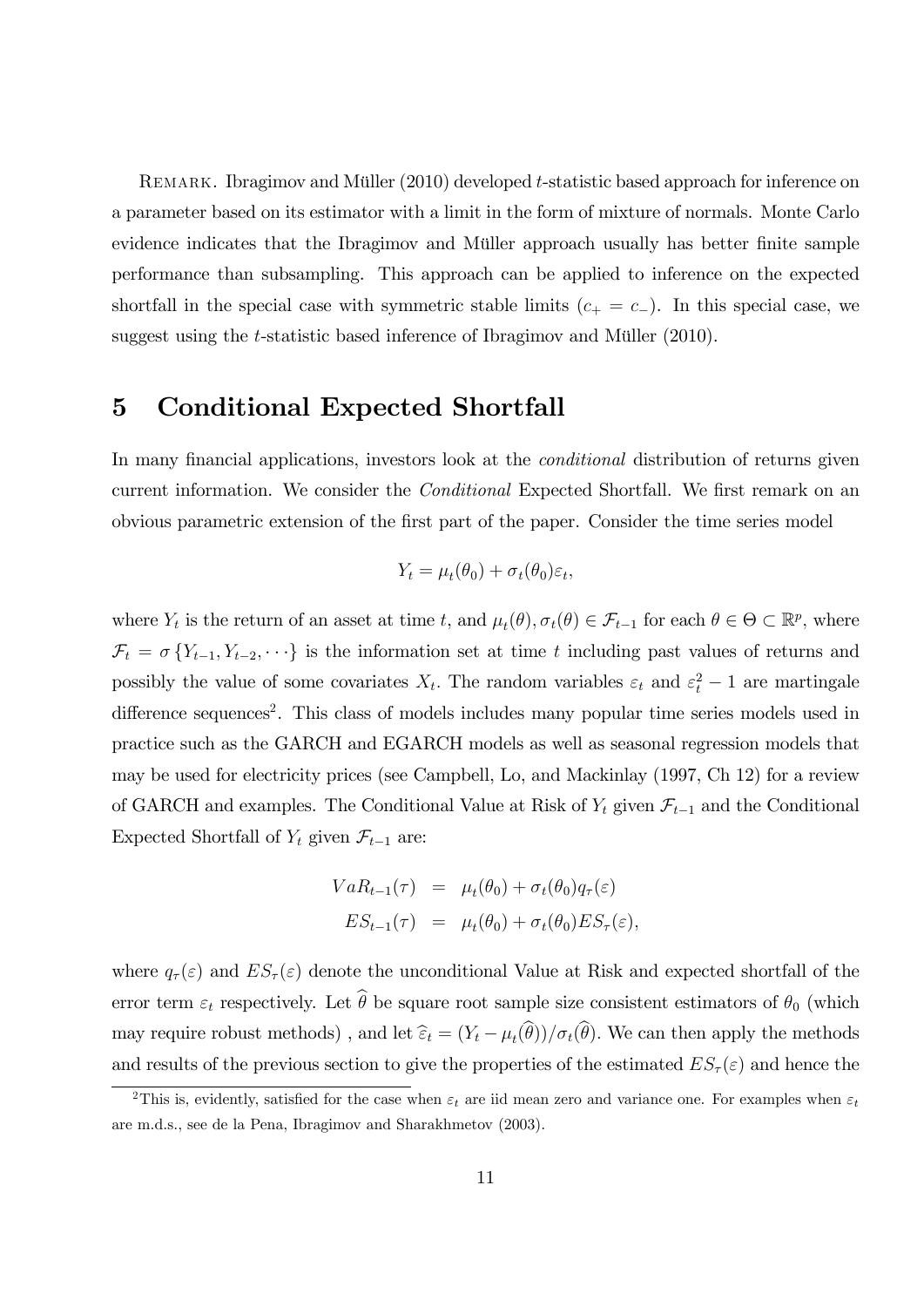REMARK. Ibragimov and Müller (2010) developed $t$-statistic based approach for inference on a parameter based on its estimator with a limit in the form of mixture of normals. Monte Carlo evidence indicates that the Ibragimov and Müller approach usually has better finite sample performance than subsampling. This approach can be applied to inference on the expected shortfall in the special case with symmetric stable limits ($c_+ = c_-$). In this special case, we suggest using the $t$-statistic based inference of Ibragimov and Müller (2010).

## 5 Conditional Expected Shortfall

In many financial applications, investors look at the *conditional* distribution of returns given current information. We consider the *Conditional* Expected Shortfall. We first remark on an obvious parametric extension of the first part of the paper. Consider the time series model

$$Y_t = \mu_t(\theta_0) + \sigma_t(\theta_0)\varepsilon_t,$$

where $Y_t$ is the return of an asset at time $t$, and $\mu_t(\theta), \sigma_t(\theta) \in \mathcal{F}_{t-1}$ for each $\theta \in \Theta \subset \mathbb{R}^p$, where $\mathcal{F}_t = \sigma\{Y_{t-1}, Y_{t-2}, \cdots\}$ is the information set at time $t$ including past values of returns and possibly the value of some covariates $X_t$. The random variables $\varepsilon_t$ and $\varepsilon_t^2 - 1$ are martingale difference sequences[2]. This class of models includes many popular time series models used in practice such as the GARCH and EGARCH models as well as seasonal regression models that may be used for electricity prices (see Campbell, Lo, and Mackinlay (1997, Ch 12) for a review of GARCH and examples. The Conditional Value at Risk of $Y_t$ given $\mathcal{F}_{t-1}$ and the Conditional Expected Shortfall of $Y_t$ given $\mathcal{F}_{t-1}$ are:

$$
\begin{aligned}
VaR_{t-1}(\tau) &= \mu_t(\theta_0) + \sigma_t(\theta_0)q_\tau(\varepsilon) \\
ES_{t-1}(\tau) &= \mu_t(\theta_0) + \sigma_t(\theta_0)ES_\tau(\varepsilon),
\end{aligned}
$$

where $q_\tau(\varepsilon)$ and $ES_\tau(\varepsilon)$ denote the unconditional Value at Risk and expected shortfall of the error term $\varepsilon_t$ respectively. Let $\widehat{\theta}$ be square root sample size consistent estimators of $\theta_0$ (which may require robust methods) , and let $\widehat{\varepsilon}_t = (Y_t - \mu_t(\widehat{\theta}))/\sigma_t(\widehat{\theta})$. We can then apply the methods and results of the previous section to give the properties of the estimated $ES_\tau(\varepsilon)$ and hence the

[2]This is, evidently, satisfied for the case when $\varepsilon_t$ are iid mean zero and variance one. For examples when $\varepsilon_t$ are m.d.s., see de la Pena, Ibragimov and Sharakhmetov (2003).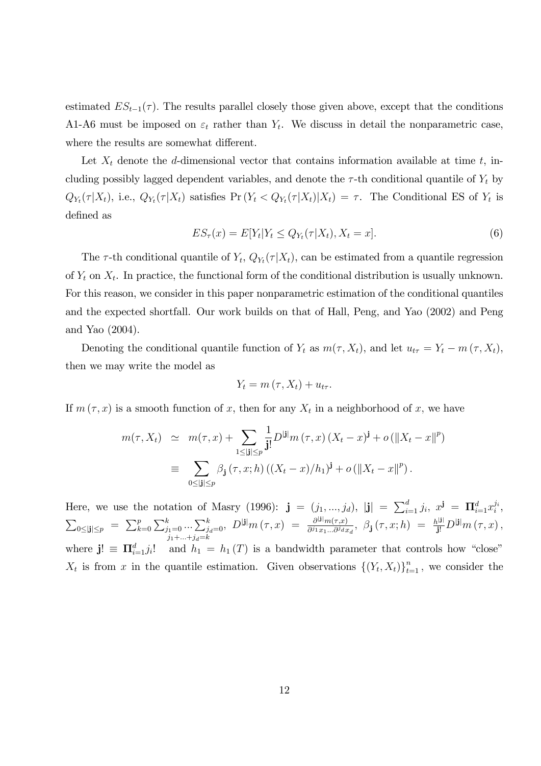estimated $ES_{t-1}(\tau)$. The results parallel closely those given above, except that the conditions A1-A6 must be imposed on $\varepsilon_t$ rather than $Y_t$. We discuss in detail the nonparametric case, where the results are somewhat different.

Let $X_t$ denote the $d$-dimensional vector that contains information available at time $t$, including possibly lagged dependent variables, and denote the $\tau$-th conditional quantile of $Y_t$ by $Q_{Y_t}(\tau|X_t)$, i.e., $Q_{Y_t}(\tau|X_t)$ satisfies $\Pr(Y_t < Q_{Y_t}(\tau|X_t)|X_t) = \tau$. The Conditional ES of $Y_t$ is defined as

$$ES_\tau(x) = E[Y_t|Y_t \leq Q_{Y_t}(\tau|X_t), X_t = x]. \tag{6}$$

The $\tau$-th conditional quantile of $Y_t$, $Q_{Y_t}(\tau|X_t)$, can be estimated from a quantile regression of $Y_t$ on $X_t$. In practice, the functional form of the conditional distribution is usually unknown. For this reason, we consider in this paper nonparametric estimation of the conditional quantiles and the expected shortfall. Our work builds on that of Hall, Peng, and Yao (2002) and Peng and Yao (2004).

Denoting the conditional quantile function of $Y_t$ as $m(\tau, X_t)$, and let $u_{t\tau} = Y_t - m(\tau, X_t)$, then we may write the model as

$$Y_t = m(\tau, X_t) + u_{t\tau}.$$

If $m(\tau, x)$ is a smooth function of $x$, then for any $X_t$ in a neighborhood of $x$, we have

$$\begin{aligned} m(\tau, X_t) &\simeq m(\tau, x) + \sum_{1 \leq |\mathbf{j}| \leq p} \frac{1}{\mathbf{j}!} D^{|\mathbf{j}|} m(\tau, x)(X_t - x)^{\mathbf{j}} + o(\|X_t - x\|^p) \\ &\equiv \sum_{0 \leq |\mathbf{j}| \leq p} \beta_{\mathbf{j}}(\tau, x; h)((X_t - x)/h_1)^{\mathbf{j}} + o(\|X_t - x\|^p). \end{aligned}$$

Here, we use the notation of Masry (1996): $\mathbf{j} = (j_1, ..., j_d)$, $|\mathbf{j}| = \sum_{i=1}^d j_i$, $x^{\mathbf{j}} = \Pi_{i=1}^d x_i^{j_i}$, $\sum_{0 \leq |\mathbf{j}| \leq p} = \sum_{k=0}^p \sum_{\substack{j_1=0 \\ j_1+...+j_d=k}}^k \cdots \sum_{j_d=0}^k$, $D^{|\mathbf{j}|} m(\tau, x) = \frac{\partial^{|\mathbf{j}|} m(\tau, x)}{\partial^{j_1} x_1 ... \partial^{j_d} x_d}$, $\beta_{\mathbf{j}}(\tau, x; h) = \frac{h^{|\mathbf{j}|}}{\mathbf{j}!} D^{|\mathbf{j}|} m(\tau, x)$, where $\mathbf{j}! \equiv \Pi_{i=1}^d j_i!$ and $h_1 = h_1(T)$ is a bandwidth parameter that controls how "close" $X_t$ is from $x$ in the quantile estimation. Given observations $\{(Y_t, X_t)\}_{t=1}^n$, we consider the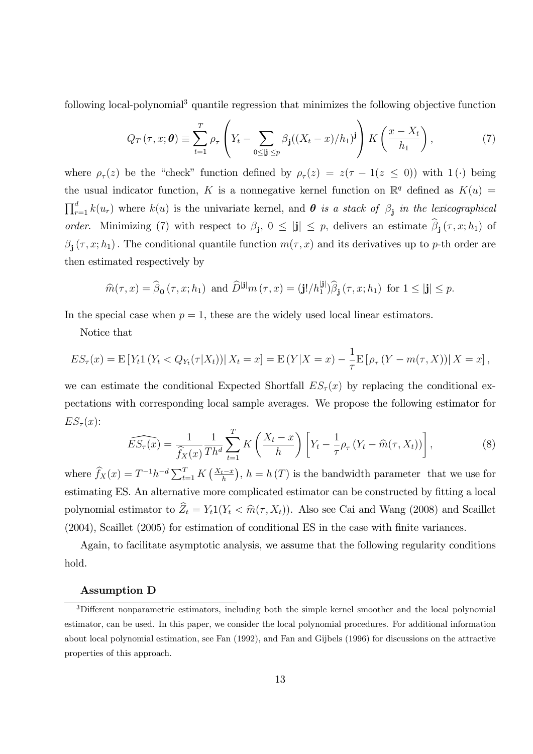following local-polynomial[3] quantile regression that minimizes the following objective function

$$Q_T(\tau, x; \boldsymbol{\theta}) \equiv \sum_{t=1}^{T} \rho_\tau \left( Y_t - \sum_{0 \le |\mathbf{j}| \le p} \beta_{\mathbf{j}} ((X_t - x)/h_1)^{\mathbf{j}} \right) K\left( \frac{x - X_t}{h_1} \right), \tag{7}$$

where $\rho_\tau(z)$ be the "check" function defined by $\rho_\tau(z) = z(\tau - 1(z \le 0))$ with $1(\cdot)$ being the usual indicator function, $K$ is a nonnegative kernel function on $\mathbb{R}^q$ defined as $K(u) = \prod_{r=1}^{d} k(u_r)$ where $k(u)$ is the univariate kernel, and *$\boldsymbol{\theta}$ is a stack of $\beta_{\mathbf{j}}$ in the lexicographical order*. Minimizing (7) with respect to $\beta_{\mathbf{j}}$, $0 \le |\mathbf{j}| \le p$, delivers an estimate $\widehat{\beta}_{\mathbf{j}}(\tau, x; h_1)$ of $\beta_{\mathbf{j}}(\tau, x; h_1)$. The conditional quantile function $m(\tau, x)$ and its derivatives up to $p$-th order are then estimated respectively by

$$\widehat{m}(\tau, x) = \widehat{\beta}_{\mathbf{0}}(\tau, x; h_1) \text{ and } \widehat{D}^{|\mathbf{j}|} m(\tau, x) = (\mathbf{j}!/h_1^{|\mathbf{j}|}) \widehat{\beta}_{\mathbf{j}}(\tau, x; h_1) \text{ for } 1 \le |\mathbf{j}| \le p.$$

In the special case when $p = 1$, these are the widely used local linear estimators.

Notice that

$$ES_\tau(x) = \mathrm{E}\left[ Y_t 1\left( Y_t < Q_{Y_t}(\tau | X_t) \right) \middle| X_t = x \right] = \mathrm{E}(Y | X = x) - \frac{1}{\tau} \mathrm{E}\left[ \rho_\tau \left( Y - m(\tau, X) \right) \middle| X = x \right],$$

we can estimate the conditional Expected Shortfall $ES_\tau(x)$ by replacing the conditional expectations with corresponding local sample averages. We propose the following estimator for $ES_\tau(x)$:

$$\widehat{ES_\tau(x)} = \frac{1}{\widehat{f}_X(x)} \frac{1}{Th^d} \sum_{t=1}^{T} K\left( \frac{X_t - x}{h} \right) \left[ Y_t - \frac{1}{\tau} \rho_\tau \left( Y_t - \widehat{m}(\tau, X_t) \right) \right], \tag{8}$$

where $\widehat{f}_X(x) = T^{-1} h^{-d} \sum_{t=1}^{T} K\left( \frac{X_t - x}{h} \right)$, $h = h(T)$ is the bandwidth parameter that we use for estimating ES. An alternative more complicated estimator can be constructed by fitting a local polynomial estimator to $\widehat{Z}_t = Y_t 1(Y_t < \widehat{m}(\tau, X_t))$. Also see Cai and Wang (2008) and Scaillet (2004), Scaillet (2005) for estimation of conditional ES in the case with finite variances.

Again, to facilitate asymptotic analysis, we assume that the following regularity conditions hold.

**Assumption D**

[3] Different nonparametric estimators, including both the simple kernel smoother and the local polynomial estimator, can be used. In this paper, we consider the local polynomial procedures. For additional information about local polynomial estimation, see Fan (1992), and Fan and Gijbels (1996) for discussions on the attractive properties of this approach.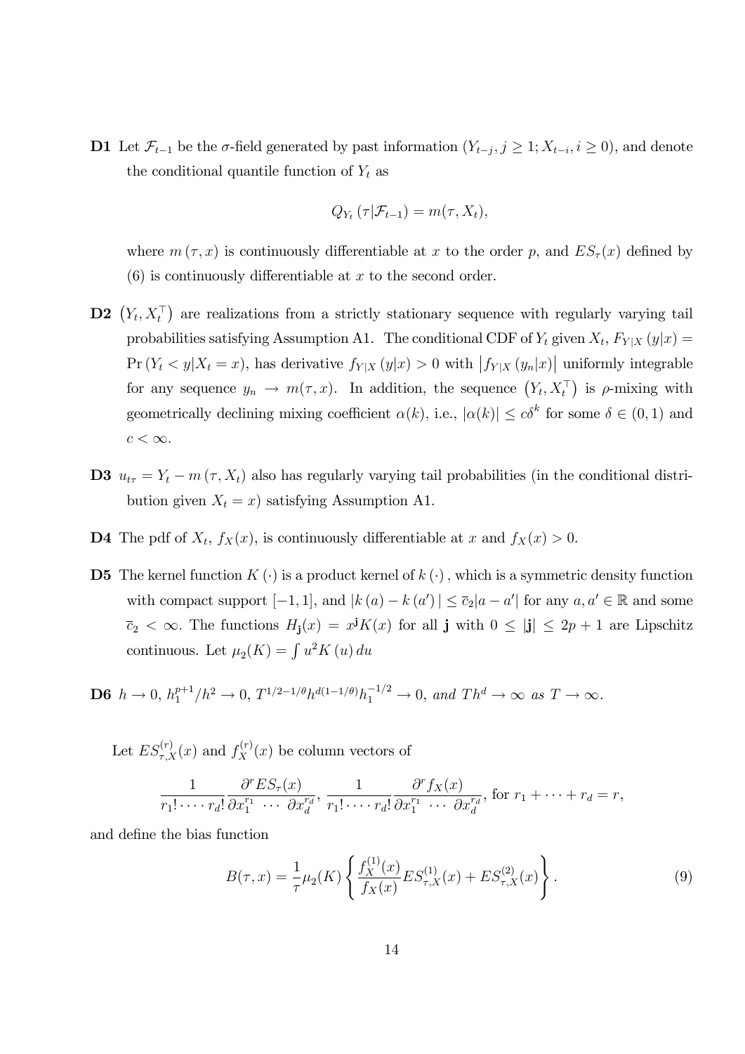**D1** Let $\mathcal{F}_{t-1}$ be the $\sigma$-field generated by past information $(Y_{t-j}, j \geq 1; X_{t-i}, i \geq 0)$, and denote the conditional quantile function of $Y_t$ as

$$Q_{Y_t}(\tau|\mathcal{F}_{t-1}) = m(\tau, X_t),$$

where $m(\tau, x)$ is continuously differentiable at $x$ to the order $p$, and $ES_\tau(x)$ defined by (6) is continuously differentiable at $x$ to the second order.

**D2** $(Y_t, X_t^\top)$ are realizations from a strictly stationary sequence with regularly varying tail probabilities satisfying Assumption A1. The conditional CDF of $Y_t$ given $X_t$, $F_{Y|X}(y|x) = \Pr(Y_t < y|X_t = x)$, has derivative $f_{Y|X}(y|x) > 0$ with $|f_{Y|X}(y_n|x)|$ uniformly integrable for any sequence $y_n \to m(\tau, x)$. In addition, the sequence $(Y_t, X_t^\top)$ is $\rho$-mixing with geometrically declining mixing coefficient $\alpha(k)$, i.e., $|\alpha(k)| \leq c\delta^k$ for some $\delta \in (0,1)$ and $c < \infty$.

**D3** $u_{t\tau} = Y_t - m(\tau, X_t)$ also has regularly varying tail probabilities (in the conditional distribution given $X_t = x$) satisfying Assumption A1.

**D4** The pdf of $X_t$, $f_X(x)$, is continuously differentiable at $x$ and $f_X(x) > 0$.

**D5** The kernel function $K(\cdot)$ is a product kernel of $k(\cdot)$, which is a symmetric density function with compact support $[-1,1]$, and $|k(a) - k(a')| \leq \overline{c}_2|a - a'|$ for any $a, a' \in \mathbb{R}$ and some $\overline{c}_2 < \infty$. The functions $H_{\mathbf{j}}(x) = x^{\mathbf{j}}K(x)$ for all $\mathbf{j}$ with $0 \leq |\mathbf{j}| \leq 2p+1$ are Lipschitz continuous. Let $\mu_2(K) = \int u^2 K(u)\,du$

**D6** $h \to 0$, $h_1^{p+1}/h^2 \to 0$, $T^{1/2-1/\theta}h^{d(1-1/\theta)}h_1^{-1/2} \to 0$, *and* $Th^d \to \infty$ *as* $T \to \infty$.

Let $ES_{\tau,X}^{(r)}(x)$ and $f_X^{(r)}(x)$ be column vectors of

$$\frac{1}{r_1! \cdots r_d!}\frac{\partial^r ES_\tau(x)}{\partial x_1^{r_1} \cdots \partial x_d^{r_d}}, \; \frac{1}{r_1! \cdots r_d!}\frac{\partial^r f_X(x)}{\partial x_1^{r_1} \cdots \partial x_d^{r_d}}, \text{ for } r_1 + \cdots + r_d = r,$$

and define the bias function

$$B(\tau, x) = \frac{1}{\tau}\mu_2(K)\left\{\frac{f_X^{(1)}(x)}{f_X(x)}ES_{\tau,X}^{(1)}(x) + ES_{\tau,X}^{(2)}(x)\right\}. \tag{9}$$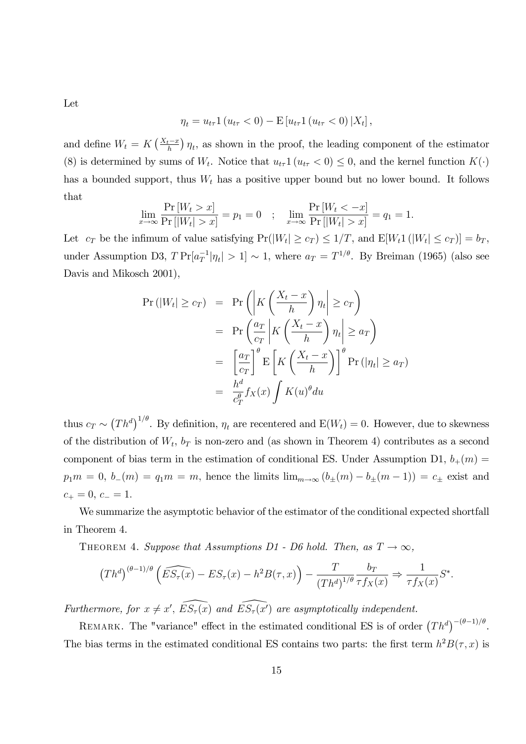Let

$$\eta_t = u_{t\tau} 1\left(u_{t\tau} < 0\right) - \mathrm{E}\left[u_{t\tau} 1\left(u_{t\tau} < 0\right) | X_t\right],$$

and define $W_t = K\left(\frac{X_t - x}{h}\right)\eta_t$, as shown in the proof, the leading component of the estimator (8) is determined by sums of $W_t$. Notice that $u_{t\tau} 1\left(u_{t\tau} < 0\right) \leq 0$, and the kernel function $K(\cdot)$ has a bounded support, thus $W_t$ has a positive upper bound but no lower bound. It follows that

$$\lim_{x \to \infty} \frac{\Pr\left[W_t > x\right]}{\Pr\left[|W_t| > x\right]} = p_1 = 0 \quad ; \quad \lim_{x \to \infty} \frac{\Pr\left[W_t < -x\right]}{\Pr\left[|W_t| > x\right]} = q_1 = 1.$$

Let $c_T$ be the infimum of value satisfying $\Pr(|W_t| \geq c_T) \leq 1/T$, and $\mathrm{E}[W_t 1\left(|W_t| \leq c_T\right)] = b_T$, under Assumption D3, $T \Pr[a_T^{-1}|\eta_t| > 1] \sim 1$, where $a_T = T^{1/\theta}$. By Breiman (1965) (also see Davis and Mikosch 2001),

$$\begin{aligned}
\Pr\left(|W_t| \geq c_T\right) &= \Pr\left(\left|K\left(\frac{X_t - x}{h}\right)\eta_t\right| \geq c_T\right) \\
&= \Pr\left(\frac{a_T}{c_T}\left|K\left(\frac{X_t - x}{h}\right)\eta_t\right| \geq a_T\right) \\
&= \left[\frac{a_T}{c_T}\right]^\theta \mathrm{E}\left[K\left(\frac{X_t - x}{h}\right)\right]^\theta \Pr\left(|\eta_t| \geq a_T\right) \\
&= \frac{h^d}{c_T^\theta} f_X(x) \int K(u)^\theta du
\end{aligned}$$

thus $c_T \sim \left(Th^d\right)^{1/\theta}$. By definition, $\eta_t$ are recentered and $\mathrm{E}(W_t) = 0$. However, due to skewness of the distribution of $W_t$, $b_T$ is non-zero and (as shown in Theorem 4) contributes as a second component of bias term in the estimation of conditional ES. Under Assumption D1, $b_+(m) = p_1 m = 0$, $b_-(m) = q_1 m = m$, hence the limits $\lim_{m\to\infty}\left(b_\pm(m) - b_\pm(m-1)\right) = c_\pm$ exist and $c_+ = 0$, $c_- = 1$.

We summarize the asymptotic behavior of the estimator of the conditional expected shortfall in Theorem 4.

THEOREM 4. *Suppose that Assumptions D1 - D6 hold. Then, as $T \to \infty$,*

$$\left(Th^d\right)^{(\theta-1)/\theta}\left(\widehat{ES_\tau(x)} - ES_\tau(x) - h^2 B(\tau, x)\right) - \frac{T}{\left(Th^d\right)^{1/\theta}} \frac{b_T}{\tau f_X(x)} \Rightarrow \frac{1}{\tau f_X(x)} S^*.$$

*Furthermore, for $x \neq x'$, $\widehat{ES_\tau(x)}$ and $\widehat{ES_\tau(x')}$ are asymptotically independent.*

REMARK. The "variance" effect in the estimated conditional ES is of order $\left(Th^d\right)^{-(\theta-1)/\theta}$. The bias terms in the estimated conditional ES contains two parts: the first term $h^2 B(\tau, x)$ is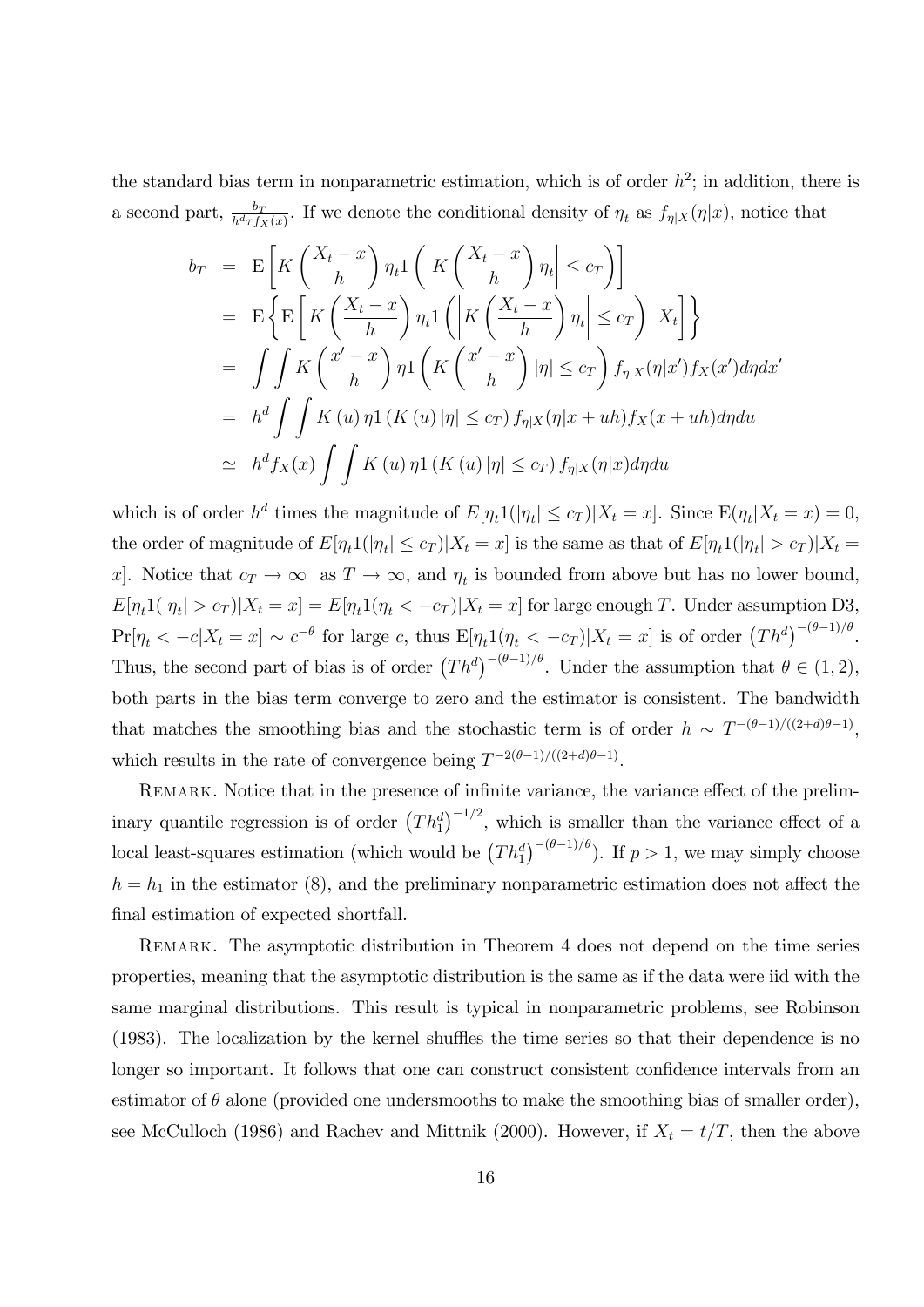the standard bias term in nonparametric estimation, which is of order $h^2$; in addition, there is a second part, $\frac{b_T}{h^d \tau f_X(x)}$. If we denote the conditional density of $\eta_t$ as $f_{\eta|X}(\eta|x)$, notice that

$$
\begin{aligned}
b_T &= \mathrm{E}\left[K\left(\frac{X_t - x}{h}\right)\eta_t 1\left(\left|K\left(\frac{X_t - x}{h}\right)\eta_t\right| \le c_T\right)\right] \\
&= \mathrm{E}\left\{\mathrm{E}\left[K\left(\frac{X_t - x}{h}\right)\eta_t 1\left(\left|K\left(\frac{X_t - x}{h}\right)\eta_t\right| \le c_T\right)\middle| X_t\right]\right\} \\
&= \int\int K\left(\frac{x' - x}{h}\right)\eta 1\left(K\left(\frac{x' - x}{h}\right)|\eta| \le c_T\right) f_{\eta|X}(\eta|x') f_X(x') d\eta dx' \\
&= h^d \int\int K(u)\,\eta 1\left(K(u)|\eta| \le c_T\right) f_{\eta|X}(\eta|x + uh) f_X(x + uh) d\eta du \\
&\simeq h^d f_X(x) \int\int K(u)\,\eta 1\left(K(u)|\eta| \le c_T\right) f_{\eta|X}(\eta|x) d\eta du
\end{aligned}
$$

which is of order $h^d$ times the magnitude of $E[\eta_t 1(|\eta_t| \le c_T)|X_t = x]$. Since $\mathrm{E}(\eta_t|X_t = x) = 0$, the order of magnitude of $E[\eta_t 1(|\eta_t| \le c_T)|X_t = x]$ is the same as that of $E[\eta_t 1(|\eta_t| > c_T)|X_t = x]$. Notice that $c_T \to \infty$ as $T \to \infty$, and $\eta_t$ is bounded from above but has no lower bound, $E[\eta_t 1(|\eta_t| > c_T)|X_t = x] = E[\eta_t 1(\eta_t < -c_T)|X_t = x]$ for large enough $T$. Under assumption D3, $\Pr[\eta_t < -c|X_t = x] \sim c^{-\theta}$ for large $c$, thus $\mathrm{E}[\eta_t 1(\eta_t < -c_T)|X_t = x]$ is of order $\left(Th^d\right)^{-(\theta-1)/\theta}$. Thus, the second part of bias is of order $\left(Th^d\right)^{-(\theta-1)/\theta}$. Under the assumption that $\theta \in (1, 2)$, both parts in the bias term converge to zero and the estimator is consistent. The bandwidth that matches the smoothing bias and the stochastic term is of order $h \sim T^{-(\theta-1)/((2+d)\theta-1)}$, which results in the rate of convergence being $T^{-2(\theta-1)/((2+d)\theta-1)}$.

Remark. Notice that in the presence of infinite variance, the variance effect of the preliminary quantile regression is of order $\left(Th_1^d\right)^{-1/2}$, which is smaller than the variance effect of a local least-squares estimation (which would be $\left(Th_1^d\right)^{-(\theta-1)/\theta}$). If $p > 1$, we may simply choose $h = h_1$ in the estimator (8), and the preliminary nonparametric estimation does not affect the final estimation of expected shortfall.

Remark. The asymptotic distribution in Theorem 4 does not depend on the time series properties, meaning that the asymptotic distribution is the same as if the data were iid with the same marginal distributions. This result is typical in nonparametric problems, see Robinson (1983). The localization by the kernel shuffles the time series so that their dependence is no longer so important. It follows that one can construct consistent confidence intervals from an estimator of $\theta$ alone (provided one undersmooths to make the smoothing bias of smaller order), see McCulloch (1986) and Rachev and Mittnik (2000). However, if $X_t = t/T$, then the above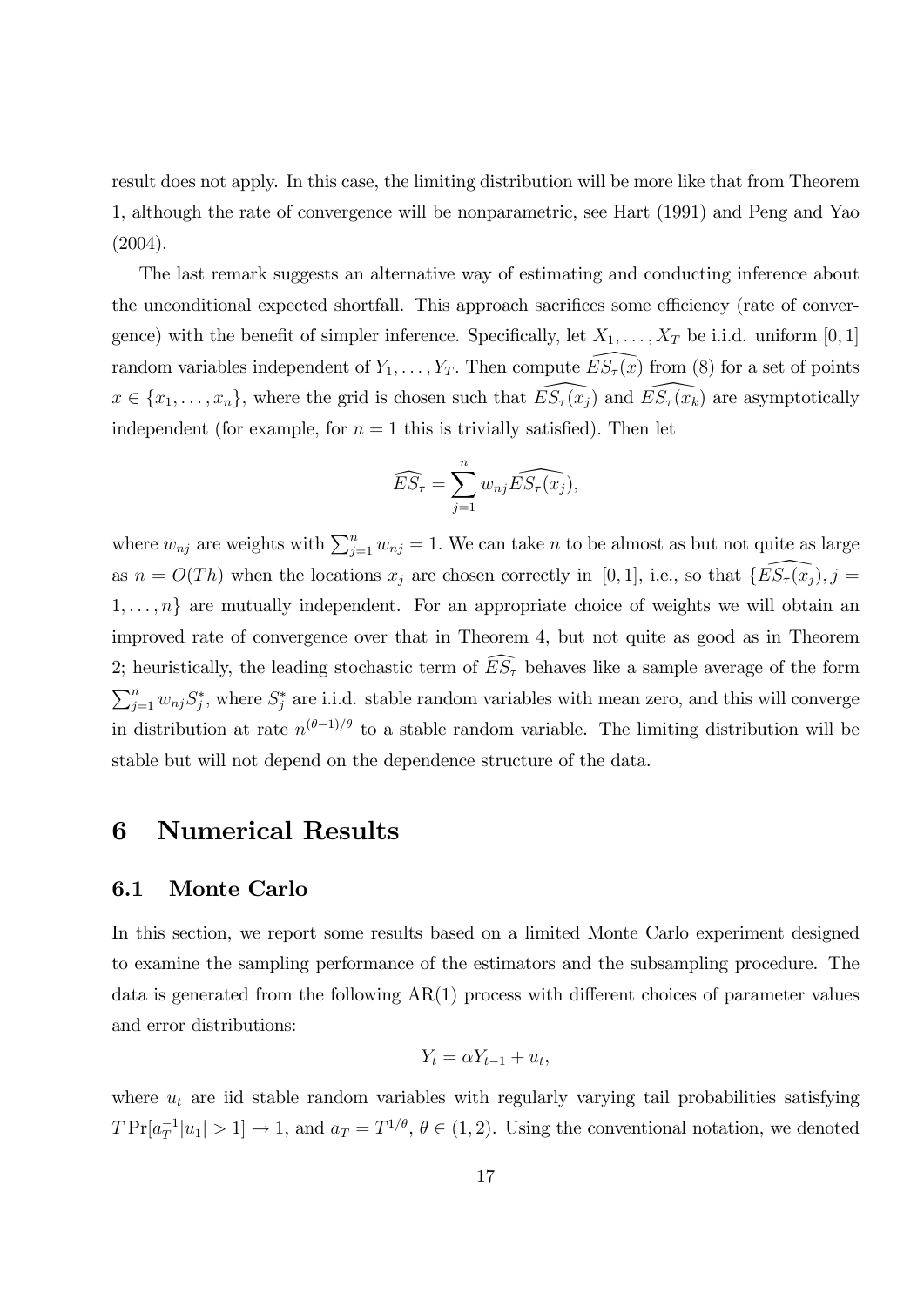result does not apply. In this case, the limiting distribution will be more like that from Theorem 1, although the rate of convergence will be nonparametric, see Hart (1991) and Peng and Yao (2004).

The last remark suggests an alternative way of estimating and conducting inference about the unconditional expected shortfall. This approach sacrifices some efficiency (rate of convergence) with the benefit of simpler inference. Specifically, let $X_1, \ldots, X_T$ be i.i.d. uniform $[0,1]$ random variables independent of $Y_1, \ldots, Y_T$. Then compute $\widehat{ES_\tau(x)}$ from (8) for a set of points $x \in \{x_1, \ldots, x_n\}$, where the grid is chosen such that $\widehat{ES_\tau(x_j)}$ and $\widehat{ES_\tau(x_k)}$ are asymptotically independent (for example, for $n = 1$ this is trivially satisfied). Then let

$$\widehat{ES_\tau} = \sum_{j=1}^{n} w_{nj} \widehat{ES_\tau(x_j)},$$

where $w_{nj}$ are weights with $\sum_{j=1}^{n} w_{nj} = 1$. We can take $n$ to be almost as but not quite as large as $n = O(Th)$ when the locations $x_j$ are chosen correctly in $[0,1]$, i.e., so that $\{\widehat{ES_\tau(x_j)}, j = 1, \ldots, n\}$ are mutually independent. For an appropriate choice of weights we will obtain an improved rate of convergence over that in Theorem 4, but not quite as good as in Theorem 2; heuristically, the leading stochastic term of $\widehat{ES_\tau}$ behaves like a sample average of the form $\sum_{j=1}^{n} w_{nj} S_j^*$, where $S_j^*$ are i.i.d. stable random variables with mean zero, and this will converge in distribution at rate $n^{(\theta-1)/\theta}$ to a stable random variable. The limiting distribution will be stable but will not depend on the dependence structure of the data.

# 6 Numerical Results

## 6.1 Monte Carlo

In this section, we report some results based on a limited Monte Carlo experiment designed to examine the sampling performance of the estimators and the subsampling procedure. The data is generated from the following AR(1) process with different choices of parameter values and error distributions:

$$Y_t = \alpha Y_{t-1} + u_t,$$

where $u_t$ are iid stable random variables with regularly varying tail probabilities satisfying $T \Pr[a_T^{-1}|u_1| > 1] \to 1$, and $a_T = T^{1/\theta}$, $\theta \in (1,2)$. Using the conventional notation, we denoted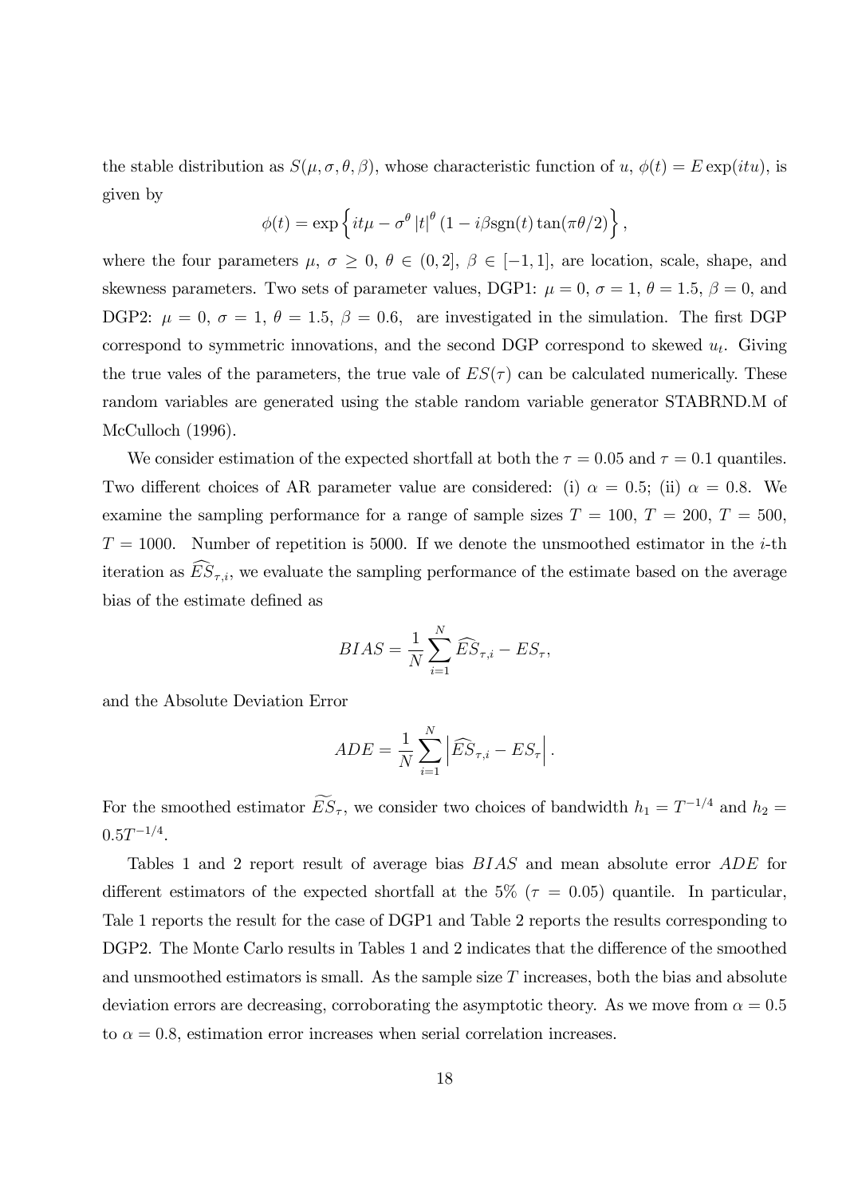the stable distribution as $S(\mu, \sigma, \theta, \beta)$, whose characteristic function of $u$, $\phi(t) = E\exp(itu)$, is given by

$$\phi(t) = \exp\left\{it\mu - \sigma^{\theta}\left|t\right|^{\theta}\left(1 - i\beta\text{sgn}(t)\tan(\pi\theta/2)\right\},$$

where the four parameters $\mu$, $\sigma \geq 0$, $\theta \in (0, 2]$, $\beta \in [-1, 1]$, are location, scale, shape, and skewness parameters. Two sets of parameter values, DGP1: $\mu = 0$, $\sigma = 1$, $\theta = 1.5$, $\beta = 0$, and DGP2: $\mu = 0$, $\sigma = 1$, $\theta = 1.5$, $\beta = 0.6$, are investigated in the simulation. The first DGP correspond to symmetric innovations, and the second DGP correspond to skewed $u_t$. Giving the true vales of the parameters, the true vale of $ES(\tau)$ can be calculated numerically. These random variables are generated using the stable random variable generator STABRND.M of McCulloch (1996).

We consider estimation of the expected shortfall at both the $\tau = 0.05$ and $\tau = 0.1$ quantiles. Two different choices of AR parameter value are considered: (i) $\alpha = 0.5$; (ii) $\alpha = 0.8$. We examine the sampling performance for a range of sample sizes $T = 100$, $T = 200$, $T = 500$, $T = 1000$. Number of repetition is 5000. If we denote the unsmoothed estimator in the $i$-th iteration as $\widehat{ES}_{\tau,i}$, we evaluate the sampling performance of the estimate based on the average bias of the estimate defined as

$$BIAS = \frac{1}{N}\sum_{i=1}^{N}\widehat{ES}_{\tau,i} - ES_{\tau},$$

and the Absolute Deviation Error

$$ADE = \frac{1}{N}\sum_{i=1}^{N}\left|\widehat{ES}_{\tau,i} - ES_{\tau}\right|.$$

For the smoothed estimator $\widetilde{ES}_{\tau}$, we consider two choices of bandwidth $h_1 = T^{-1/4}$ and $h_2 = 0.5T^{-1/4}$.

Tables 1 and 2 report result of average bias $BIAS$ and mean absolute error $ADE$ for different estimators of the expected shortfall at the 5% ($\tau = 0.05$) quantile. In particular, Tale 1 reports the result for the case of DGP1 and Table 2 reports the results corresponding to DGP2. The Monte Carlo results in Tables 1 and 2 indicates that the difference of the smoothed and unsmoothed estimators is small. As the sample size $T$ increases, both the bias and absolute deviation errors are decreasing, corroborating the asymptotic theory. As we move from $\alpha = 0.5$ to $\alpha = 0.8$, estimation error increases when serial correlation increases.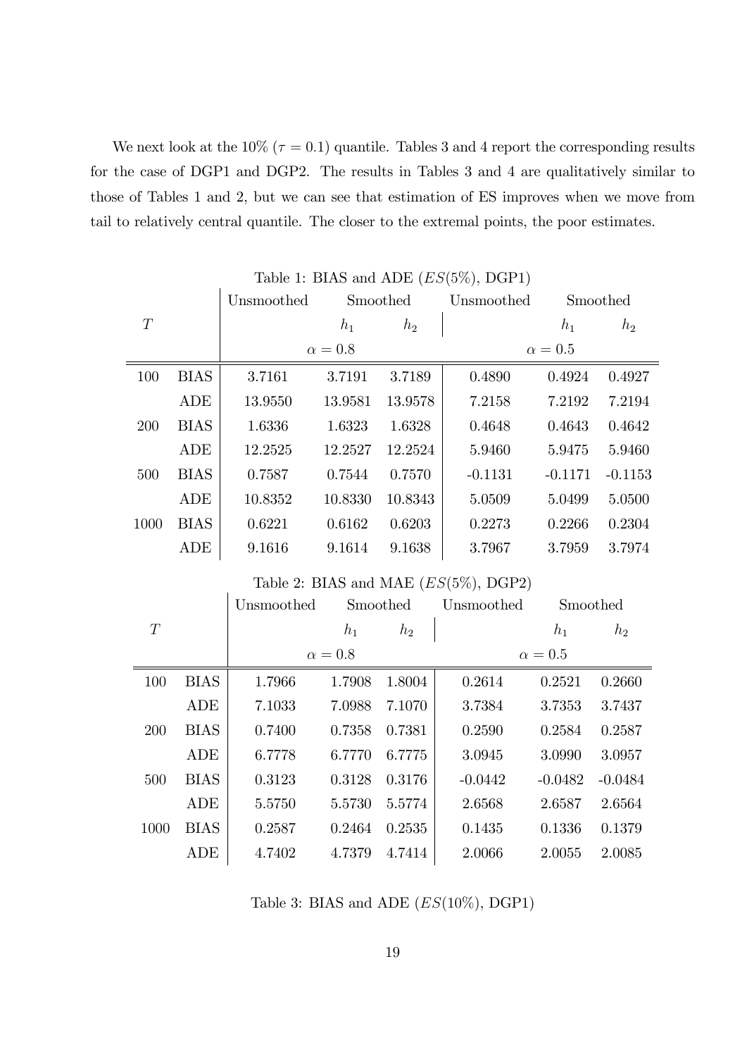We next look at the 10% ($\tau = 0.1$) quantile. Tables 3 and 4 report the corresponding results for the case of DGP1 and DGP2. The results in Tables 3 and 4 are qualitatively similar to those of Tables 1 and 2, but we can see that estimation of ES improves when we move from tail to relatively central quantile. The closer to the extremal points, the poor estimates.

Table 1: BIAS and ADE ($ES(5\%)$, DGP1)

| | | Unsmoothed | Smoothed | | Unsmoothed | Smoothed | |
|---|---|---|---|---|---|---|---|
| $T$ | | | $h_1$ | $h_2$ | | $h_1$ | $h_2$ |
| | | | $\alpha = 0.8$ | | | $\alpha = 0.5$ | |
| 100 | BIAS | 3.7161 | 3.7191 | 3.7189 | 0.4890 | 0.4924 | 0.4927 |
| | ADE | 13.9550 | 13.9581 | 13.9578 | 7.2158 | 7.2192 | 7.2194 |
| 200 | BIAS | 1.6336 | 1.6323 | 1.6328 | 0.4648 | 0.4643 | 0.4642 |
| | ADE | 12.2525 | 12.2527 | 12.2524 | 5.9460 | 5.9475 | 5.9460 |
| 500 | BIAS | 0.7587 | 0.7544 | 0.7570 | -0.1131 | -0.1171 | -0.1153 |
| | ADE | 10.8352 | 10.8330 | 10.8343 | 5.0509 | 5.0499 | 5.0500 |
| 1000 | BIAS | 0.6221 | 0.6162 | 0.6203 | 0.2273 | 0.2266 | 0.2304 |
| | ADE | 9.1616 | 9.1614 | 9.1638 | 3.7967 | 3.7959 | 3.7974 |

Table 2: BIAS and MAE ($ES(5\%)$, DGP2)

| | | Unsmoothed | Smoothed | | Unsmoothed | Smoothed | |
|---|---|---|---|---|---|---|---|
| $T$ | | | $h_1$ | $h_2$ | | $h_1$ | $h_2$ |
| | | | $\alpha = 0.8$ | | | $\alpha = 0.5$ | |
| 100 | BIAS | 1.7966 | 1.7908 | 1.8004 | 0.2614 | 0.2521 | 0.2660 |
| | ADE | 7.1033 | 7.0988 | 7.1070 | 3.7384 | 3.7353 | 3.7437 |
| 200 | BIAS | 0.7400 | 0.7358 | 0.7381 | 0.2590 | 0.2584 | 0.2587 |
| | ADE | 6.7778 | 6.7770 | 6.7775 | 3.0945 | 3.0990 | 3.0957 |
| 500 | BIAS | 0.3123 | 0.3128 | 0.3176 | -0.0442 | -0.0482 | -0.0484 |
| | ADE | 5.5750 | 5.5730 | 5.5774 | 2.6568 | 2.6587 | 2.6564 |
| 1000 | BIAS | 0.2587 | 0.2464 | 0.2535 | 0.1435 | 0.1336 | 0.1379 |
| | ADE | 4.7402 | 4.7379 | 4.7414 | 2.0066 | 2.0055 | 2.0085 |

Table 3: BIAS and ADE ($ES(10\%)$, DGP1)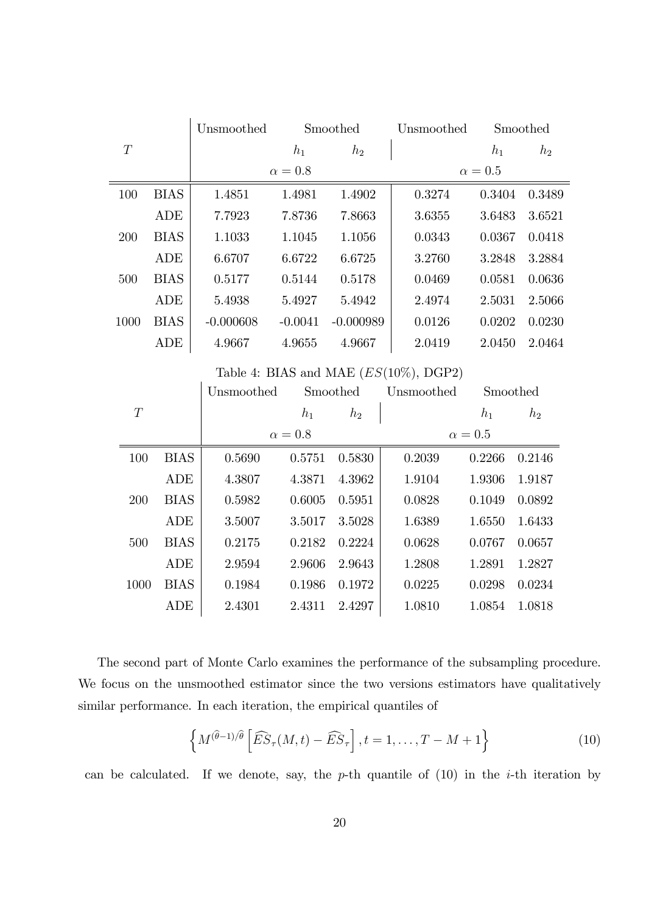| $T$ | | Unsmoothed | Smoothed | | Unsmoothed | Smoothed | |
|---|---|---|---|---|---|---|---|
| | | | $h_1$ | $h_2$ | | $h_1$ | $h_2$ |
| | | | $\alpha = 0.8$ | | | $\alpha = 0.5$ | |
| 100 | BIAS | 1.4851 | 1.4981 | 1.4902 | 0.3274 | 0.3404 | 0.3489 |
| | ADE | 7.7923 | 7.8736 | 7.8663 | 3.6355 | 3.6483 | 3.6521 |
| 200 | BIAS | 1.1033 | 1.1045 | 1.1056 | 0.0343 | 0.0367 | 0.0418 |
| | ADE | 6.6707 | 6.6722 | 6.6725 | 3.2760 | 3.2848 | 3.2884 |
| 500 | BIAS | 0.5177 | 0.5144 | 0.5178 | 0.0469 | 0.0581 | 0.0636 |
| | ADE | 5.4938 | 5.4927 | 5.4942 | 2.4974 | 2.5031 | 2.5066 |
| 1000 | BIAS | -0.000608 | -0.0041 | -0.000989 | 0.0126 | 0.0202 | 0.0230 |
| | ADE | 4.9667 | 4.9655 | 4.9667 | 2.0419 | 2.0450 | 2.0464 |

Table 4: BIAS and MAE ($ES(10\%)$, DGP2)

| $T$ | | Unsmoothed | Smoothed | | Unsmoothed | Smoothed | |
|---|---|---|---|---|---|---|---|
| | | | $h_1$ | $h_2$ | | $h_1$ | $h_2$ |
| | | | $\alpha = 0.8$ | | | $\alpha = 0.5$ | |
| 100 | BIAS | 0.5690 | 0.5751 | 0.5830 | 0.2039 | 0.2266 | 0.2146 |
| | ADE | 4.3807 | 4.3871 | 4.3962 | 1.9104 | 1.9306 | 1.9187 |
| 200 | BIAS | 0.5982 | 0.6005 | 0.5951 | 0.0828 | 0.1049 | 0.0892 |
| | ADE | 3.5007 | 3.5017 | 3.5028 | 1.6389 | 1.6550 | 1.6433 |
| 500 | BIAS | 0.2175 | 0.2182 | 0.2224 | 0.0628 | 0.0767 | 0.0657 |
| | ADE | 2.9594 | 2.9606 | 2.9643 | 1.2808 | 1.2891 | 1.2827 |
| 1000 | BIAS | 0.1984 | 0.1986 | 0.1972 | 0.0225 | 0.0298 | 0.0234 |
| | ADE | 2.4301 | 2.4311 | 2.4297 | 1.0810 | 1.0854 | 1.0818 |

The second part of Monte Carlo examines the performance of the subsampling procedure. We focus on the unsmoothed estimator since the two versions estimators have qualitatively similar performance. In each iteration, the empirical quantiles of

$$\left\{ M^{(\widehat{\theta}-1)/\widehat{\theta}} \left[ \widehat{ES}_{\tau}(M,t) - \widehat{ES}_{\tau} \right], t = 1, \ldots, T - M + 1 \right\} \tag{10}$$

can be calculated. If we denote, say, the $p$-th quantile of (10) in the $i$-th iteration by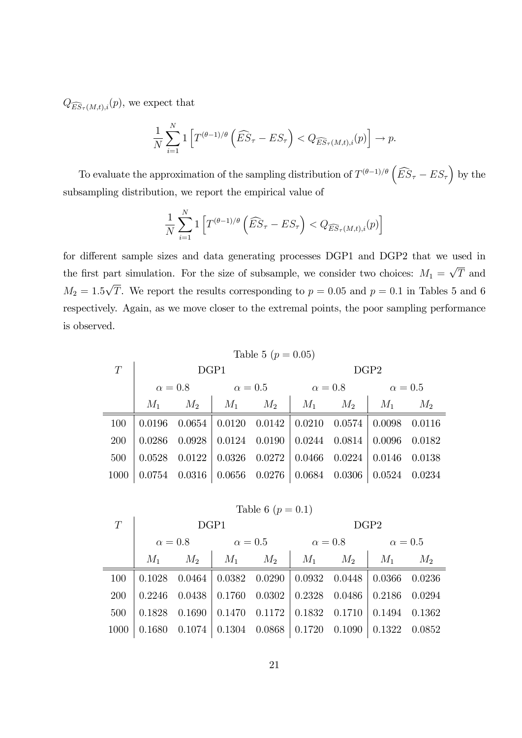$Q_{\widehat{ES}_\tau(M,t),i}(p)$, we expect that

$$\frac{1}{N}\sum_{i=1}^{N} 1\left[T^{(\theta-1)/\theta}\left(\widehat{ES}_\tau - ES_\tau\right) < Q_{\widehat{ES}_\tau(M,t),i}(p)\right] \to p.$$

To evaluate the approximation of the sampling distribution of $T^{(\theta-1)/\theta}\left(\widehat{ES}_\tau - ES_\tau\right)$ by the subsampling distribution, we report the empirical value of

$$\frac{1}{N}\sum_{i=1}^{N} 1\left[T^{(\theta-1)/\theta}\left(\widehat{ES}_\tau - ES_\tau\right) < Q_{\widehat{ES}_\tau(M,t),i}(p)\right]$$

for different sample sizes and data generating processes DGP1 and DGP2 that we used in the first part simulation. For the size of subsample, we consider two choices: $M_1 = \sqrt{T}$ and $M_2 = 1.5\sqrt{T}$. We report the results corresponding to $p = 0.05$ and $p = 0.1$ in Tables 5 and 6 respectively. Again, as we move closer to the extremal points, the poor sampling performance is observed.

Table 5 ($p = 0.05$)

| $T$ | DGP1 | | | | DGP2 | | | |
|---|---|---|---|---|---|---|---|---|
| | $\alpha = 0.8$ | | $\alpha = 0.5$ | | $\alpha = 0.8$ | | $\alpha = 0.5$ | |
| | $M_1$ | $M_2$ | $M_1$ | $M_2$ | $M_1$ | $M_2$ | $M_1$ | $M_2$ |
| 100 | 0.0196 | 0.0654 | 0.0120 | 0.0142 | 0.0210 | 0.0574 | 0.0098 | 0.0116 |
| 200 | 0.0286 | 0.0928 | 0.0124 | 0.0190 | 0.0244 | 0.0814 | 0.0096 | 0.0182 |
| 500 | 0.0528 | 0.0122 | 0.0326 | 0.0272 | 0.0466 | 0.0224 | 0.0146 | 0.0138 |
| 1000 | 0.0754 | 0.0316 | 0.0656 | 0.0276 | 0.0684 | 0.0306 | 0.0524 | 0.0234 |

Table 6 ($p = 0.1$)

| $T$ | DGP1 | | | | DGP2 | | | |
|---|---|---|---|---|---|---|---|---|
| | $\alpha = 0.8$ | | $\alpha = 0.5$ | | $\alpha = 0.8$ | | $\alpha = 0.5$ | |
| | $M_1$ | $M_2$ | $M_1$ | $M_2$ | $M_1$ | $M_2$ | $M_1$ | $M_2$ |
| 100 | 0.1028 | 0.0464 | 0.0382 | 0.0290 | 0.0932 | 0.0448 | 0.0366 | 0.0236 |
| 200 | 0.2246 | 0.0438 | 0.1760 | 0.0302 | 0.2328 | 0.0486 | 0.2186 | 0.0294 |
| 500 | 0.1828 | 0.1690 | 0.1470 | 0.1172 | 0.1832 | 0.1710 | 0.1494 | 0.1362 |
| 1000 | 0.1680 | 0.1074 | 0.1304 | 0.0868 | 0.1720 | 0.1090 | 0.1322 | 0.0852 |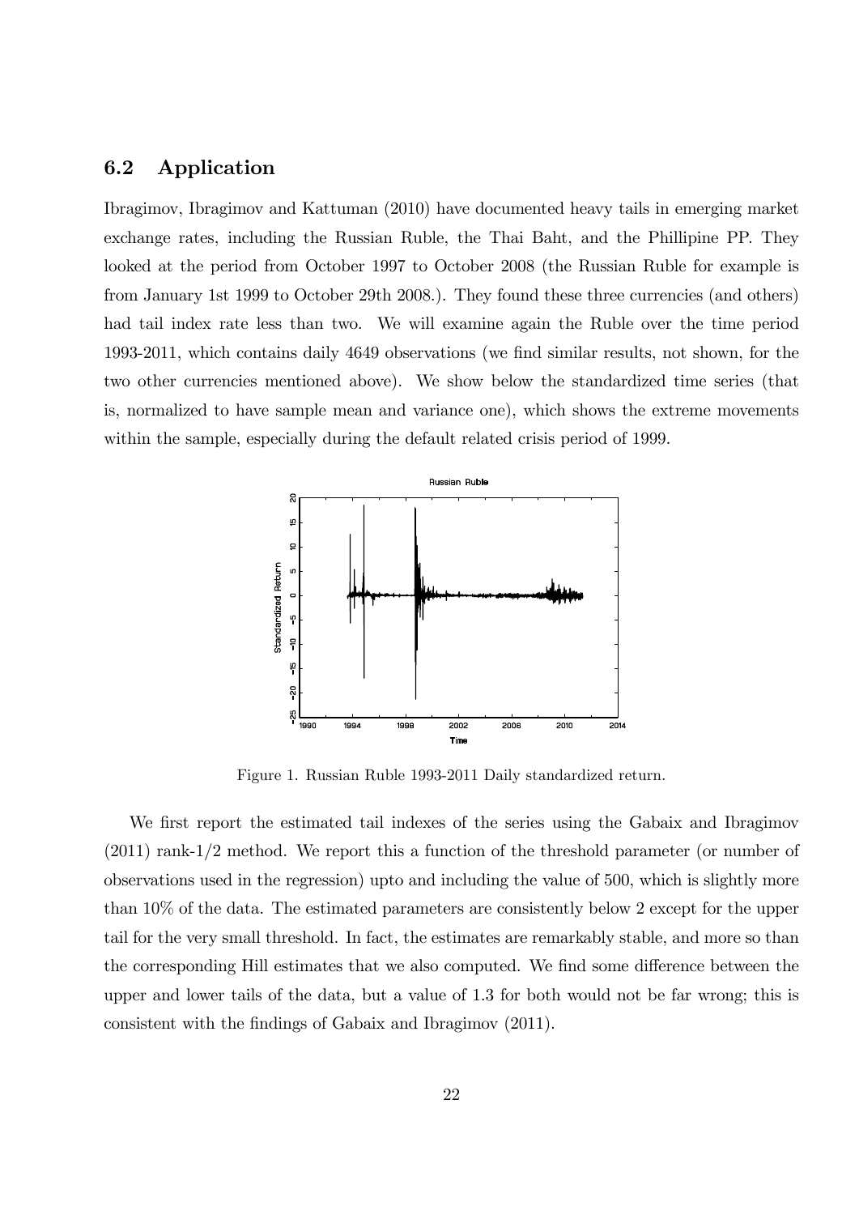## 6.2 Application

Ibragimov, Ibragimov and Kattuman (2010) have documented heavy tails in emerging market exchange rates, including the Russian Ruble, the Thai Baht, and the Phillipine PP. They looked at the period from October 1997 to October 2008 (the Russian Ruble for example is from January 1st 1999 to October 29th 2008.). They found these three currencies (and others) had tail index rate less than two. We will examine again the Ruble over the time period 1993-2011, which contains daily 4649 observations (we find similar results, not shown, for the two other currencies mentioned above). We show below the standardized time series (that is, normalized to have sample mean and variance one), which shows the extreme movements within the sample, especially during the default related crisis period of 1999.

Figure 1. Russian Ruble 1993-2011 Daily standardized return.

We first report the estimated tail indexes of the series using the Gabaix and Ibragimov (2011) rank-1/2 method. We report this a function of the threshold parameter (or number of observations used in the regression) upto and including the value of 500, which is slightly more than 10% of the data. The estimated parameters are consistently below 2 except for the upper tail for the very small threshold. In fact, the estimates are remarkably stable, and more so than the corresponding Hill estimates that we also computed. We find some difference between the upper and lower tails of the data, but a value of 1.3 for both would not be far wrong; this is consistent with the findings of Gabaix and Ibragimov (2011).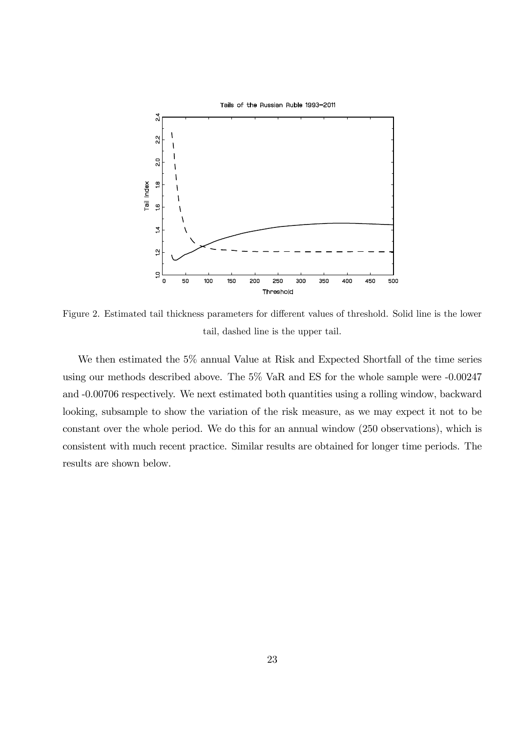Figure 2. Estimated tail thickness parameters for different values of threshold. Solid line is the lower tail, dashed line is the upper tail.

We then estimated the 5% annual Value at Risk and Expected Shortfall of the time series using our methods described above. The 5% VaR and ES for the whole sample were -0.00247 and -0.00706 respectively. We next estimated both quantities using a rolling window, backward looking, subsample to show the variation of the risk measure, as we may expect it not to be constant over the whole period. We do this for an annual window (250 observations), which is consistent with much recent practice. Similar results are obtained for longer time periods. The results are shown below.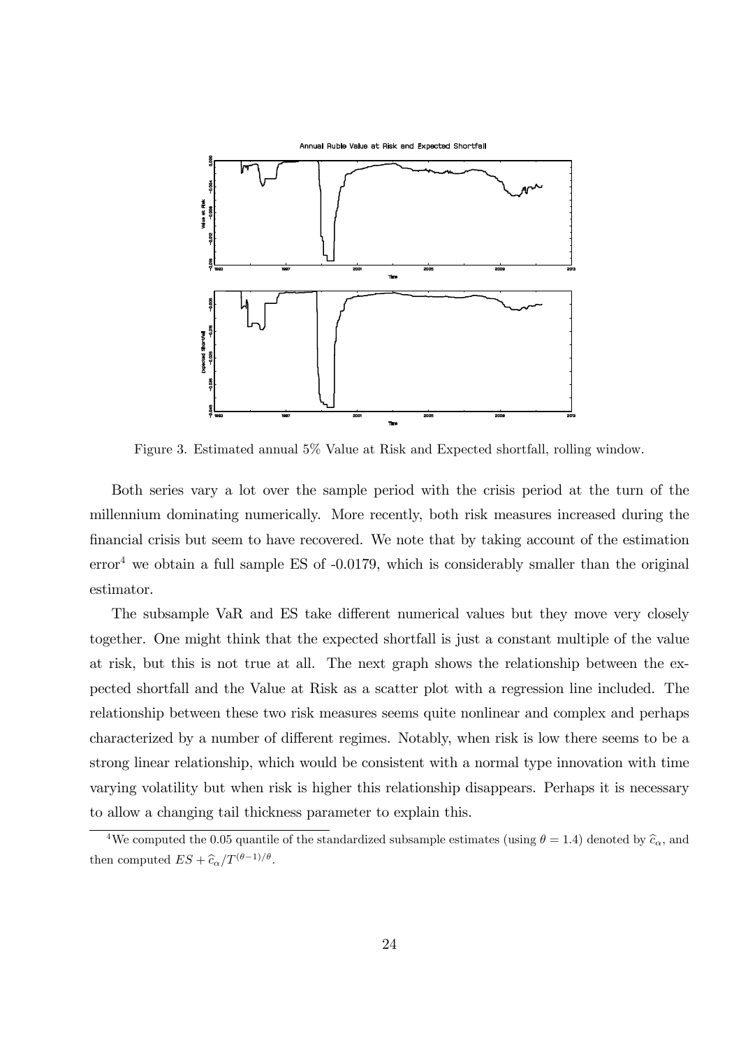Figure 3. Estimated annual 5% Value at Risk and Expected shortfall, rolling window.

Both series vary a lot over the sample period with the crisis period at the turn of the millennium dominating numerically. More recently, both risk measures increased during the financial crisis but seem to have recovered. We note that by taking account of the estimation error[4] we obtain a full sample ES of -0.0179, which is considerably smaller than the original estimator.

The subsample VaR and ES take different numerical values but they move very closely together. One might think that the expected shortfall is just a constant multiple of the value at risk, but this is not true at all. The next graph shows the relationship between the expected shortfall and the Value at Risk as a scatter plot with a regression line included. The relationship between these two risk measures seems quite nonlinear and complex and perhaps characterized by a number of different regimes. Notably, when risk is low there seems to be a strong linear relationship, which would be consistent with a normal type innovation with time varying volatility but when risk is higher this relationship disappears. Perhaps it is necessary to allow a changing tail thickness parameter to explain this.

[4] We computed the 0.05 quantile of the standardized subsample estimates (using $\theta = 1.4$) denoted by $\widehat{c}_\alpha$, and then computed $ES + \widehat{c}_\alpha / T^{(\theta-1)/\theta}$.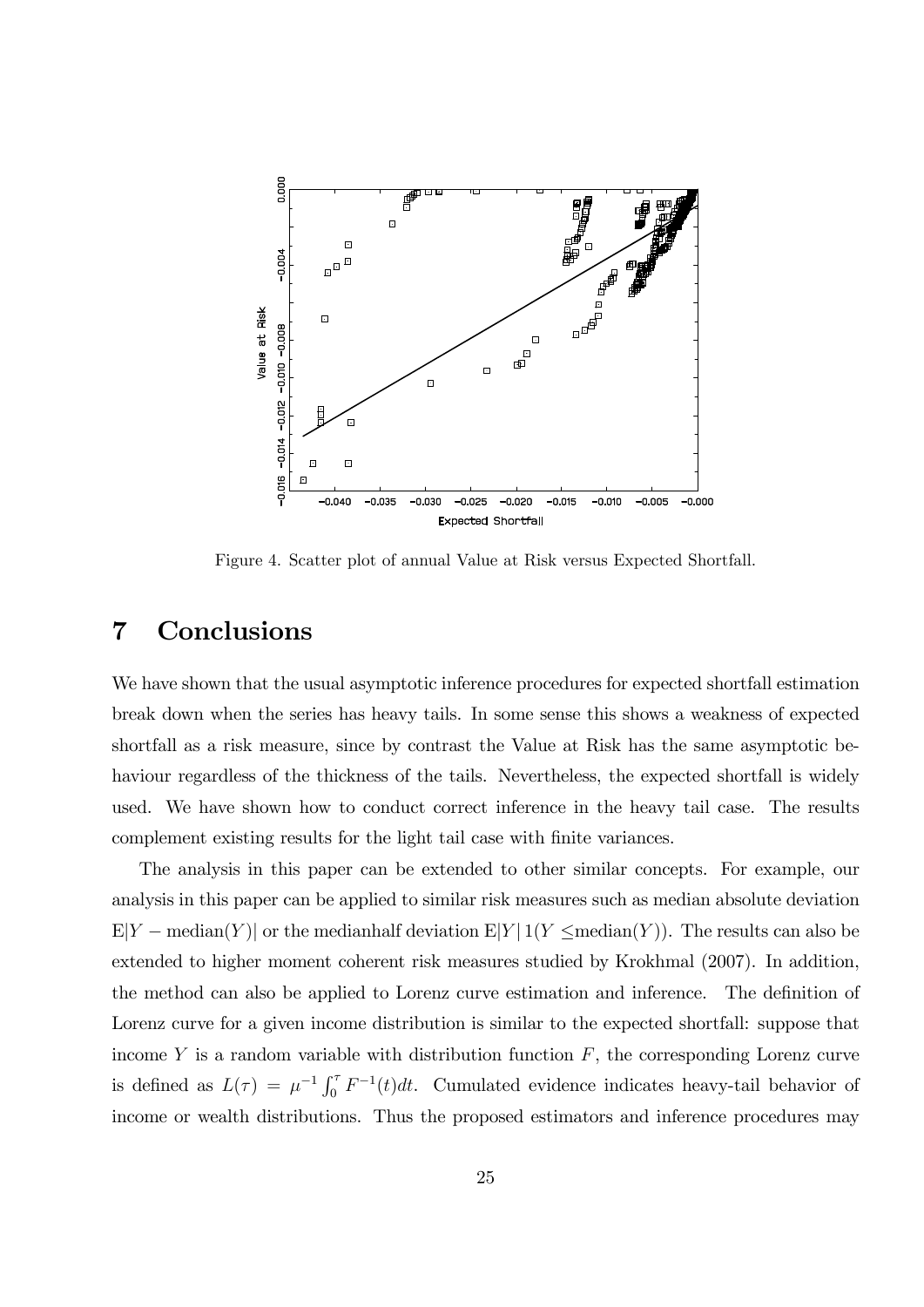Figure 4. Scatter plot of annual Value at Risk versus Expected Shortfall.

# 7 Conclusions

We have shown that the usual asymptotic inference procedures for expected shortfall estimation break down when the series has heavy tails. In some sense this shows a weakness of expected shortfall as a risk measure, since by contrast the Value at Risk has the same asymptotic behaviour regardless of the thickness of the tails. Nevertheless, the expected shortfall is widely used. We have shown how to conduct correct inference in the heavy tail case. The results complement existing results for the light tail case with finite variances.

The analysis in this paper can be extended to other similar concepts. For example, our analysis in this paper can be applied to similar risk measures such as median absolute deviation $\mathrm{E}|Y - \mathrm{median}(Y)|$ or the medianhalf deviation $\mathrm{E}|Y|\,1(Y \leq \mathrm{median}(Y))$. The results can also be extended to higher moment coherent risk measures studied by Krokhmal (2007). In addition, the method can also be applied to Lorenz curve estimation and inference. The definition of Lorenz curve for a given income distribution is similar to the expected shortfall: suppose that income $Y$ is a random variable with distribution function $F$, the corresponding Lorenz curve is defined as $L(\tau) = \mu^{-1} \int_0^{\tau} F^{-1}(t)dt$. Cumulated evidence indicates heavy-tail behavior of income or wealth distributions. Thus the proposed estimators and inference procedures may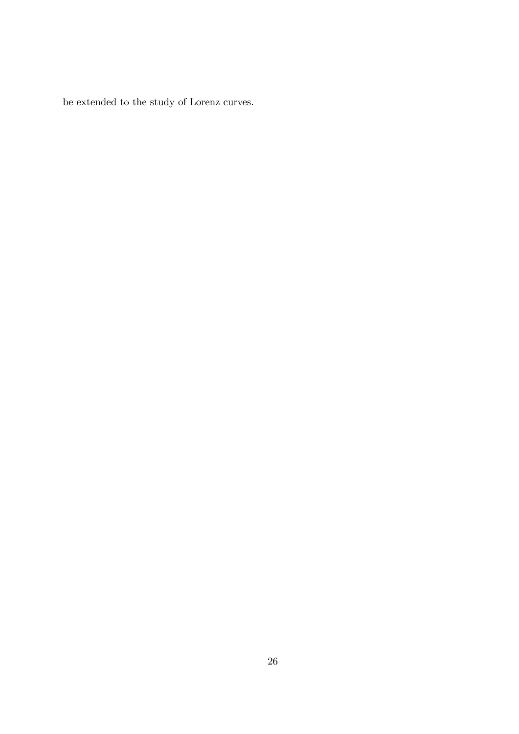be extended to the study of Lorenz curves.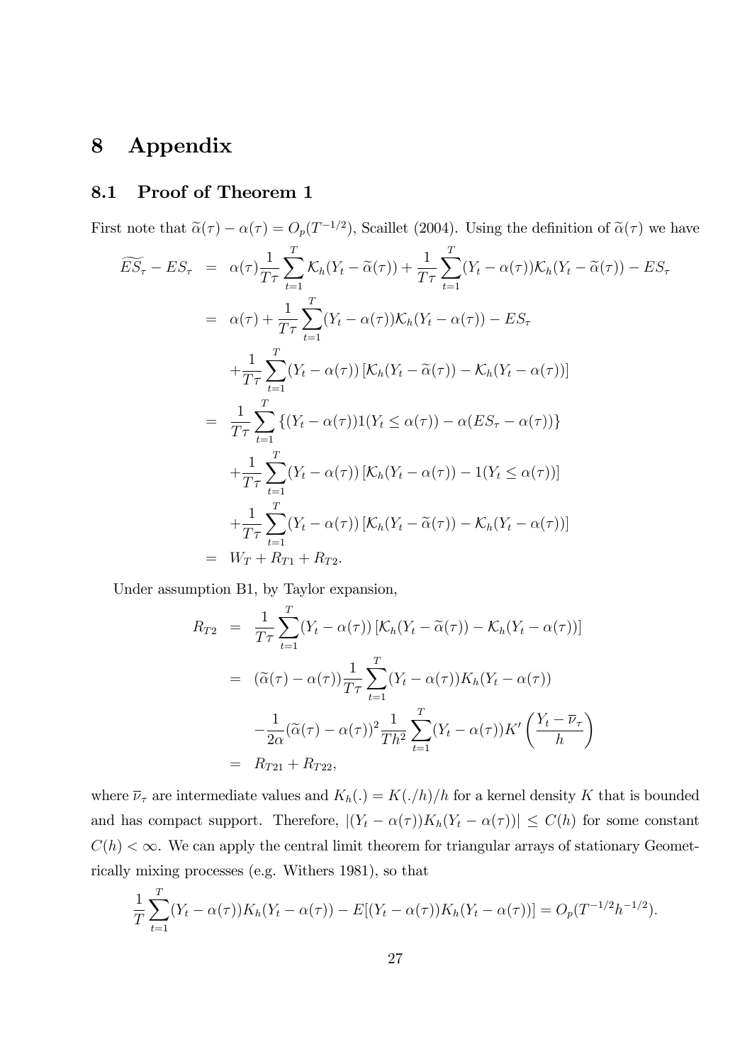# 8 Appendix

## 8.1 Proof of Theorem 1

First note that $\widetilde{\alpha}(\tau) - \alpha(\tau) = O_p(T^{-1/2})$, Scaillet (2004). Using the definition of $\widetilde{\alpha}(\tau)$ we have

$$
\begin{aligned}
\widetilde{ES}_\tau - ES_\tau &= \alpha(\tau)\frac{1}{T\tau}\sum_{t=1}^{T}\mathcal{K}_h(Y_t - \widetilde{\alpha}(\tau)) + \frac{1}{T\tau}\sum_{t=1}^{T}(Y_t - \alpha(\tau))\mathcal{K}_h(Y_t - \widetilde{\alpha}(\tau)) - ES_\tau \\
&= \alpha(\tau) + \frac{1}{T\tau}\sum_{t=1}^{T}(Y_t - \alpha(\tau))\mathcal{K}_h(Y_t - \alpha(\tau)) - ES_\tau \\
&\quad + \frac{1}{T\tau}\sum_{t=1}^{T}(Y_t - \alpha(\tau))\left[\mathcal{K}_h(Y_t - \widetilde{\alpha}(\tau)) - \mathcal{K}_h(Y_t - \alpha(\tau))\right] \\
&= \frac{1}{T\tau}\sum_{t=1}^{T}\left\{(Y_t - \alpha(\tau))1(Y_t \leq \alpha(\tau)) - \alpha(ES_\tau - \alpha(\tau))\right\} \\
&\quad + \frac{1}{T\tau}\sum_{t=1}^{T}(Y_t - \alpha(\tau))\left[\mathcal{K}_h(Y_t - \alpha(\tau)) - 1(Y_t \leq \alpha(\tau))\right] \\
&\quad + \frac{1}{T\tau}\sum_{t=1}^{T}(Y_t - \alpha(\tau))\left[\mathcal{K}_h(Y_t - \widetilde{\alpha}(\tau)) - \mathcal{K}_h(Y_t - \alpha(\tau))\right] \\
&= W_T + R_{T1} + R_{T2}.
\end{aligned}
$$

Under assumption B1, by Taylor expansion,

$$
\begin{aligned}
R_{T2} &= \frac{1}{T\tau}\sum_{t=1}^{T}(Y_t - \alpha(\tau))\left[\mathcal{K}_h(Y_t - \widetilde{\alpha}(\tau)) - \mathcal{K}_h(Y_t - \alpha(\tau))\right] \\
&= (\widetilde{\alpha}(\tau) - \alpha(\tau))\frac{1}{T\tau}\sum_{t=1}^{T}(Y_t - \alpha(\tau))K_h(Y_t - \alpha(\tau)) \\
&\quad - \frac{1}{2\alpha}(\widetilde{\alpha}(\tau) - \alpha(\tau))^2\frac{1}{Th^2}\sum_{t=1}^{T}(Y_t - \alpha(\tau))K'\left(\frac{Y_t - \overline{\nu}_\tau}{h}\right) \\
&= R_{T21} + R_{T22},
\end{aligned}
$$

where $\overline{\nu}_\tau$ are intermediate values and $K_h(.) = K(./h)/h$ for a kernel density $K$ that is bounded and has compact support. Therefore, $|(Y_t - \alpha(\tau))K_h(Y_t - \alpha(\tau))| \leq C(h)$ for some constant $C(h) < \infty$. We can apply the central limit theorem for triangular arrays of stationary Geometrically mixing processes (e.g. Withers 1981), so that

$$
\frac{1}{T}\sum_{t=1}^{T}(Y_t - \alpha(\tau))K_h(Y_t - \alpha(\tau)) - E[(Y_t - \alpha(\tau))K_h(Y_t - \alpha(\tau))] = O_p(T^{-1/2}h^{-1/2}).
$$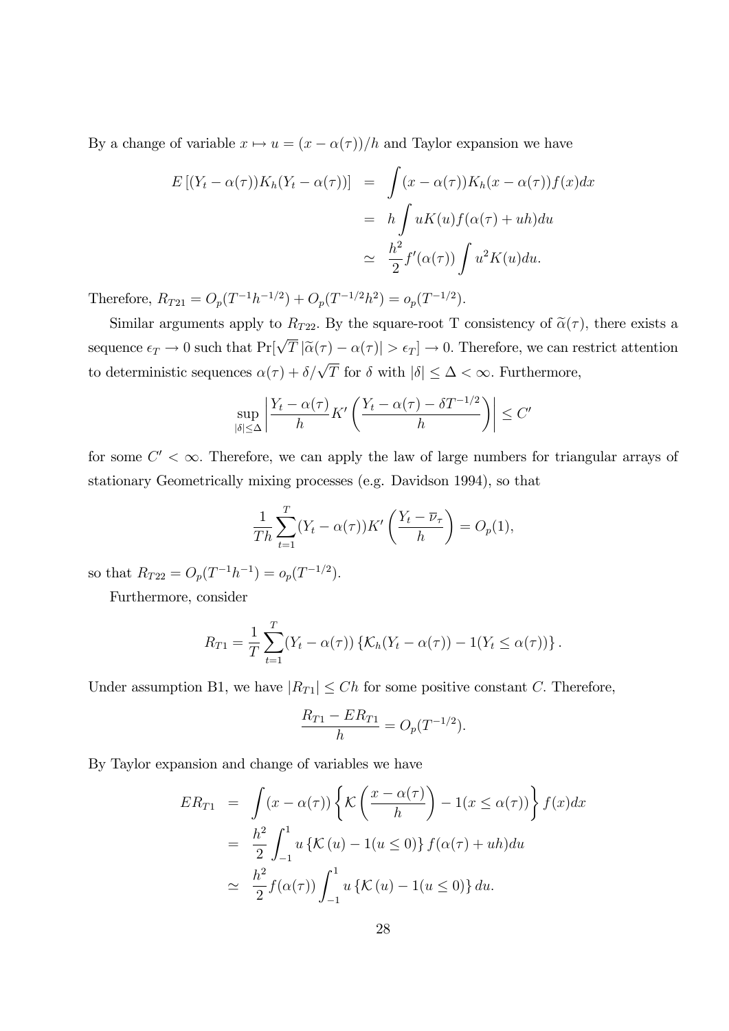By a change of variable $x \mapsto u = (x - \alpha(\tau))/h$ and Taylor expansion we have

$$
\begin{aligned}
E\left[(Y_t - \alpha(\tau))K_h(Y_t - \alpha(\tau))\right] &= \int (x - \alpha(\tau))K_h(x - \alpha(\tau))f(x)dx \\
&= h \int uK(u)f(\alpha(\tau) + uh)du \\
&\simeq \frac{h^2}{2} f'(\alpha(\tau)) \int u^2 K(u)du.
\end{aligned}
$$

Therefore, $R_{T21} = O_p(T^{-1}h^{-1/2}) + O_p(T^{-1/2}h^2) = o_p(T^{-1/2})$.

Similar arguments apply to $R_{T22}$. By the square-root T consistency of $\widetilde{\alpha}(\tau)$, there exists a sequence $\epsilon_T \to 0$ such that $\Pr[\sqrt{T}\,|\widetilde{\alpha}(\tau) - \alpha(\tau)| > \epsilon_T] \to 0$. Therefore, we can restrict attention to deterministic sequences $\alpha(\tau) + \delta/\sqrt{T}$ for $\delta$ with $|\delta| \leq \Delta < \infty$. Furthermore,

$$
\sup_{|\delta| \leq \Delta} \left| \frac{Y_t - \alpha(\tau)}{h} K'\left( \frac{Y_t - \alpha(\tau) - \delta T^{-1/2}}{h} \right) \right| \leq C'
$$

for some $C' < \infty$. Therefore, we can apply the law of large numbers for triangular arrays of stationary Geometrically mixing processes (e.g. Davidson 1994), so that

$$
\frac{1}{Th} \sum_{t=1}^{T} (Y_t - \alpha(\tau)) K'\left( \frac{Y_t - \overline{\nu}_\tau}{h} \right) = O_p(1),
$$

so that $R_{T22} = O_p(T^{-1}h^{-1}) = o_p(T^{-1/2})$.

Furthermore, consider

$$
R_{T1} = \frac{1}{T} \sum_{t=1}^{T} (Y_t - \alpha(\tau)) \left\{ \mathcal{K}_h(Y_t - \alpha(\tau)) - 1(Y_t \leq \alpha(\tau)) \right\}.
$$

Under assumption B1, we have $|R_{T1}| \leq Ch$ for some positive constant $C$. Therefore,

$$
\frac{R_{T1} - ER_{T1}}{h} = O_p(T^{-1/2}).
$$

By Taylor expansion and change of variables we have

$$
\begin{aligned}
ER_{T1} &= \int (x - \alpha(\tau)) \left\{ \mathcal{K}\left( \frac{x - \alpha(\tau)}{h} \right) - 1(x \leq \alpha(\tau)) \right\} f(x)dx \\
&= \frac{h^2}{2} \int_{-1}^{1} u \left\{ \mathcal{K}(u) - 1(u \leq 0) \right\} f(\alpha(\tau) + uh)du \\
&\simeq \frac{h^2}{2} f(\alpha(\tau)) \int_{-1}^{1} u \left\{ \mathcal{K}(u) - 1(u \leq 0) \right\} du.
\end{aligned}
$$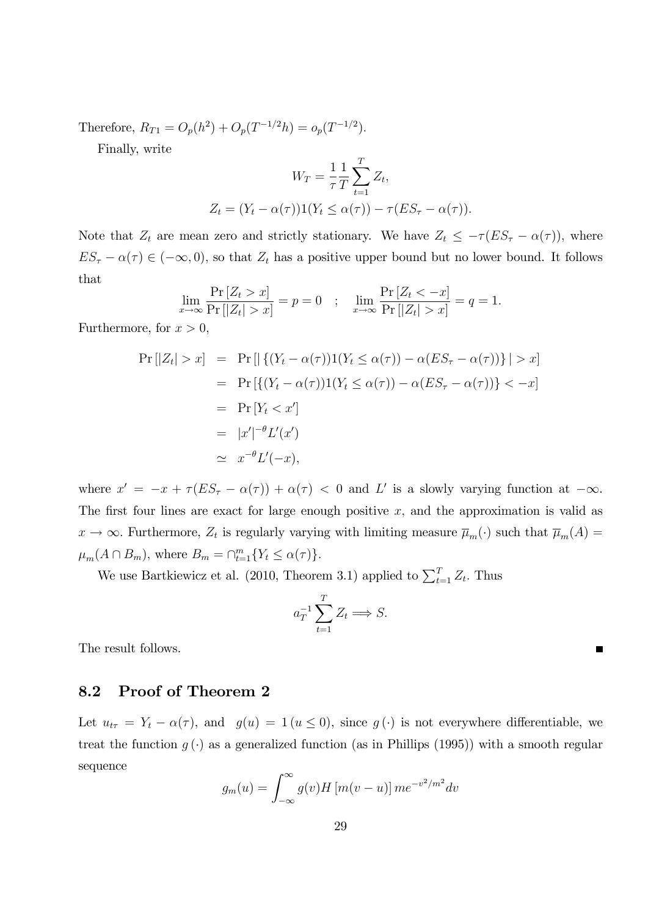Therefore, $R_{T1} = O_p(h^2) + O_p(T^{-1/2}h) = o_p(T^{-1/2})$.

Finally, write

$$W_T = \frac{1}{\tau}\frac{1}{T}\sum_{t=1}^{T} Z_t,$$
$$Z_t = (Y_t - \alpha(\tau))1(Y_t \leq \alpha(\tau)) - \tau(ES_\tau - \alpha(\tau)).$$

Note that $Z_t$ are mean zero and strictly stationary. We have $Z_t \leq -\tau(ES_\tau - \alpha(\tau))$, where $ES_\tau - \alpha(\tau) \in (-\infty, 0)$, so that $Z_t$ has a positive upper bound but no lower bound. It follows that

$$\lim_{x\to\infty} \frac{\Pr[Z_t > x]}{\Pr[|Z_t| > x]} = p = 0 \quad ; \quad \lim_{x\to\infty} \frac{\Pr[Z_t < -x]}{\Pr[|Z_t| > x]} = q = 1.$$

Furthermore, for $x > 0$,

$$\begin{aligned}
\Pr[|Z_t| > x] &= \Pr[|\{(Y_t - \alpha(\tau))1(Y_t \leq \alpha(\tau)) - \alpha(ES_\tau - \alpha(\tau))\}| > x] \\
&= \Pr[\{(Y_t - \alpha(\tau))1(Y_t \leq \alpha(\tau)) - \alpha(ES_\tau - \alpha(\tau))\} < -x] \\
&= \Pr[Y_t < x'] \\
&= |x'|^{-\theta} L'(x') \\
&\simeq x^{-\theta} L'(-x),
\end{aligned}$$

where $x' = -x + \tau(ES_\tau - \alpha(\tau)) + \alpha(\tau) < 0$ and $L'$ is a slowly varying function at $-\infty$. The first four lines are exact for large enough positive $x$, and the approximation is valid as $x \to \infty$. Furthermore, $Z_t$ is regularly varying with limiting measure $\overline{\mu}_m(\cdot)$ such that $\overline{\mu}_m(A) = \mu_m(A \cap B_m)$, where $B_m = \cap_{t=1}^{m}\{Y_t \leq \alpha(\tau)\}$.

We use Bartkiewicz et al. (2010, Theorem 3.1) applied to $\sum_{t=1}^{T} Z_t$. Thus

$$a_T^{-1}\sum_{t=1}^{T} Z_t \Longrightarrow S.$$

The result follows. ∎

## 8.2 Proof of Theorem 2

Let $u_{t\tau} = Y_t - \alpha(\tau)$, and $g(u) = 1(u \leq 0)$, since $g(\cdot)$ is not everywhere differentiable, we treat the function $g(\cdot)$ as a generalized function (as in Phillips (1995)) with a smooth regular sequence

$$g_m(u) = \int_{-\infty}^{\infty} g(v) H[m(v-u)]\, m e^{-v^2/m^2} dv$$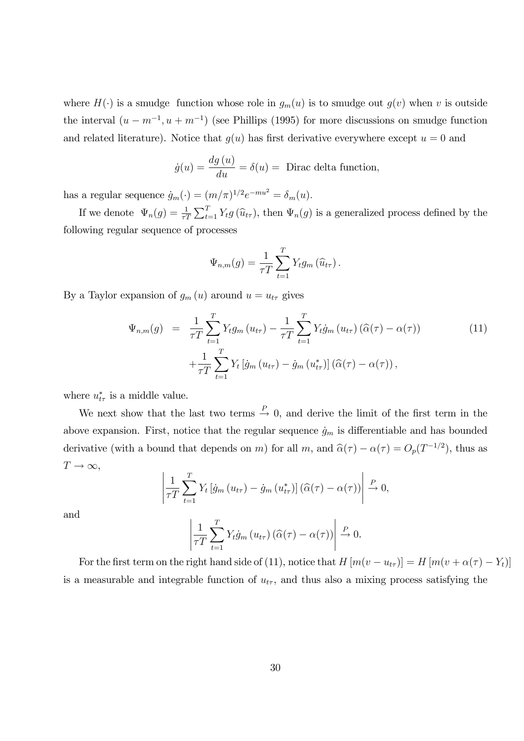where $H(\cdot)$ is a smudge function whose role in $g_m(u)$ is to smudge out $g(v)$ when $v$ is outside the interval $(u - m^{-1}, u + m^{-1})$ (see Phillips (1995) for more discussions on smudge function and related literature). Notice that $g(u)$ has first derivative everywhere except $u = 0$ and

$$\dot{g}(u) = \frac{dg(u)}{du} = \delta(u) = \text{ Dirac delta function,}$$

has a regular sequence $\dot{g}_m(\cdot) = (m/\pi)^{1/2} e^{-mu^2} = \delta_m(u)$.

If we denote $\Psi_n(g) = \frac{1}{\tau T}\sum_{t=1}^{T} Y_t g(\widehat{u}_{t\tau})$, then $\Psi_n(g)$ is a generalized process defined by the following regular sequence of processes

$$\Psi_{n,m}(g) = \frac{1}{\tau T}\sum_{t=1}^{T} Y_t g_m(\widehat{u}_{t\tau}).$$

By a Taylor expansion of $g_m(u)$ around $u = u_{t\tau}$ gives

$$\begin{aligned} \Psi_{n,m}(g) &= \frac{1}{\tau T}\sum_{t=1}^{T} Y_t g_m(u_{t\tau}) - \frac{1}{\tau T}\sum_{t=1}^{T} Y_t \dot{g}_m(u_{t\tau})(\widehat{\alpha}(\tau) - \alpha(\tau)) \\ &\quad + \frac{1}{\tau T}\sum_{t=1}^{T} Y_t \left[\dot{g}_m(u_{t\tau}) - \dot{g}_m(u_{t\tau}^*)\right](\widehat{\alpha}(\tau) - \alpha(\tau)), \end{aligned} \tag{11}$$

where $u_{t\tau}^*$ is a middle value.

We next show that the last two terms $\xrightarrow{P} 0$, and derive the limit of the first term in the above expansion. First, notice that the regular sequence $\dot{g}_m$ is differentiable and has bounded derivative (with a bound that depends on $m$) for all $m$, and $\widehat{\alpha}(\tau) - \alpha(\tau) = O_p(T^{-1/2})$, thus as $T \to \infty$,

$$\left| \frac{1}{\tau T}\sum_{t=1}^{T} Y_t \left[\dot{g}_m(u_{t\tau}) - \dot{g}_m(u_{t\tau}^*)\right](\widehat{\alpha}(\tau) - \alpha(\tau)) \right| \xrightarrow{P} 0,$$

and

$$\left| \frac{1}{\tau T}\sum_{t=1}^{T} Y_t \dot{g}_m(u_{t\tau})(\widehat{\alpha}(\tau) - \alpha(\tau)) \right| \xrightarrow{P} 0.$$

For the first term on the right hand side of (11), notice that $H[m(v - u_{t\tau})] = H[m(v + \alpha(\tau) - Y_t)]$ is a measurable and integrable function of $u_{t\tau}$, and thus also a mixing process satisfying the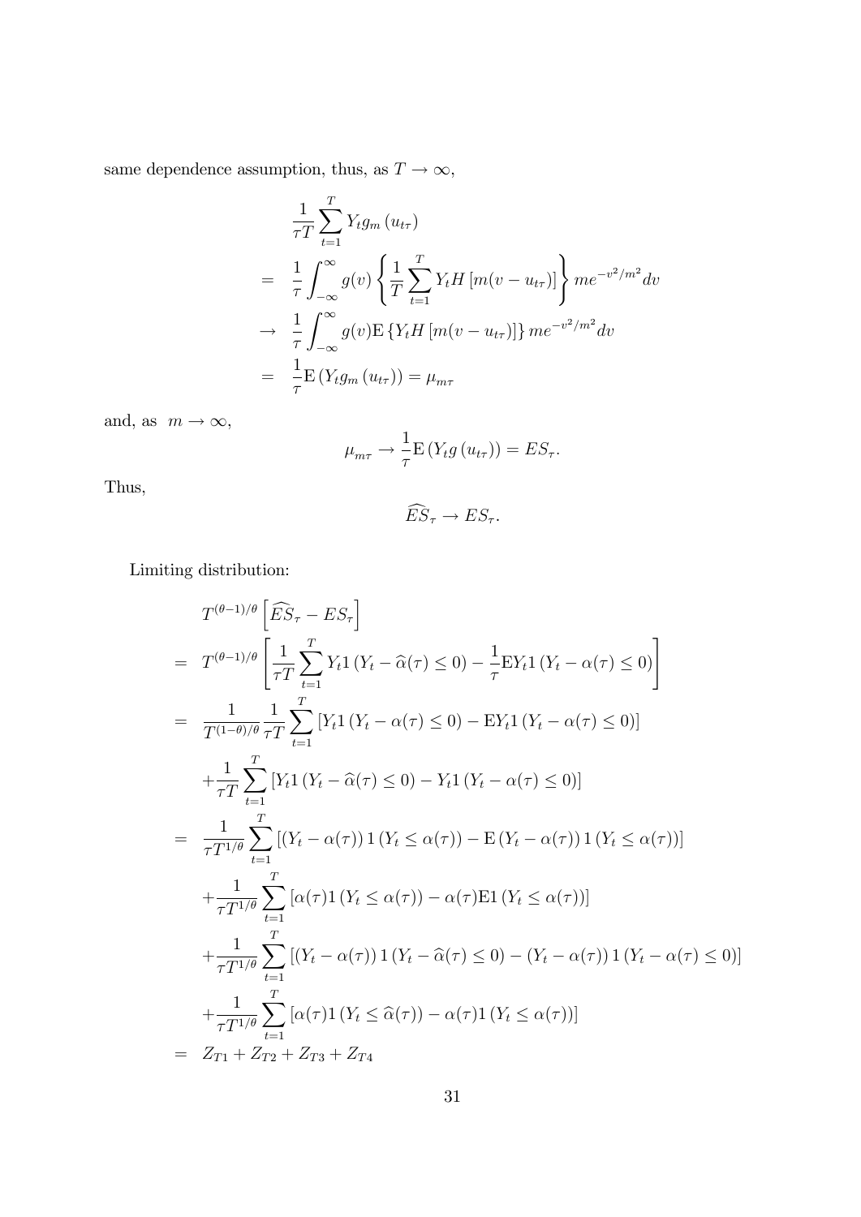same dependence assumption, thus, as $T \to \infty$,

$$
\begin{aligned}
& \frac{1}{\tau T}\sum_{t=1}^{T} Y_t g_m\left(u_{t\tau}\right) \\
= \quad & \frac{1}{\tau}\int_{-\infty}^{\infty} g(v)\left\{\frac{1}{T}\sum_{t=1}^{T} Y_t H\left[m(v-u_{t\tau})\right]\right\} m e^{-v^2/m^2} dv \\
\to \quad & \frac{1}{\tau}\int_{-\infty}^{\infty} g(v)\mathrm{E}\left\{Y_t H\left[m(v-u_{t\tau})\right]\right\} m e^{-v^2/m^2} dv \\
= \quad & \frac{1}{\tau}\mathrm{E}\left(Y_t g_m\left(u_{t\tau}\right)\right) = \mu_{m\tau}
\end{aligned}
$$

and, as $m \to \infty$,

$$
\mu_{m\tau} \to \frac{1}{\tau}\mathrm{E}\left(Y_t g\left(u_{t\tau}\right)\right) = ES_\tau.
$$

Thus,

$$
\widehat{ES}_\tau \to ES_\tau.
$$

Limiting distribution:

$$
\begin{aligned}
& T^{(\theta-1)/\theta}\left[\widehat{ES}_\tau - ES_\tau\right] \\
= \quad & T^{(\theta-1)/\theta}\left[\frac{1}{\tau T}\sum_{t=1}^{T} Y_t 1\left(Y_t - \widehat{\alpha}(\tau) \le 0\right) - \frac{1}{\tau}\mathrm{E}Y_t 1\left(Y_t - \alpha(\tau) \le 0\right)\right] \\
= \quad & \frac{1}{T^{(1-\theta)/\theta}}\frac{1}{\tau T}\sum_{t=1}^{T}\left[Y_t 1\left(Y_t - \alpha(\tau) \le 0\right) - \mathrm{E}Y_t 1\left(Y_t - \alpha(\tau) \le 0\right)\right] \\
& + \frac{1}{\tau T}\sum_{t=1}^{T}\left[Y_t 1\left(Y_t - \widehat{\alpha}(\tau) \le 0\right) - Y_t 1\left(Y_t - \alpha(\tau) \le 0\right)\right] \\
= \quad & \frac{1}{\tau T^{1/\theta}}\sum_{t=1}^{T}\left[\left(Y_t - \alpha(\tau)\right) 1\left(Y_t \le \alpha(\tau)\right) - \mathrm{E}\left(Y_t - \alpha(\tau)\right) 1\left(Y_t \le \alpha(\tau)\right)\right] \\
& + \frac{1}{\tau T^{1/\theta}}\sum_{t=1}^{T}\left[\alpha(\tau) 1\left(Y_t \le \alpha(\tau)\right) - \alpha(\tau)\mathrm{E}1\left(Y_t \le \alpha(\tau)\right)\right] \\
& + \frac{1}{\tau T^{1/\theta}}\sum_{t=1}^{T}\left[\left(Y_t - \alpha(\tau)\right) 1\left(Y_t - \widehat{\alpha}(\tau) \le 0\right) - \left(Y_t - \alpha(\tau)\right) 1\left(Y_t - \alpha(\tau) \le 0\right)\right] \\
& + \frac{1}{\tau T^{1/\theta}}\sum_{t=1}^{T}\left[\alpha(\tau) 1\left(Y_t \le \widehat{\alpha}(\tau)\right) - \alpha(\tau) 1\left(Y_t \le \alpha(\tau)\right)\right] \\
= \quad & Z_{T1} + Z_{T2} + Z_{T3} + Z_{T4}
\end{aligned}
$$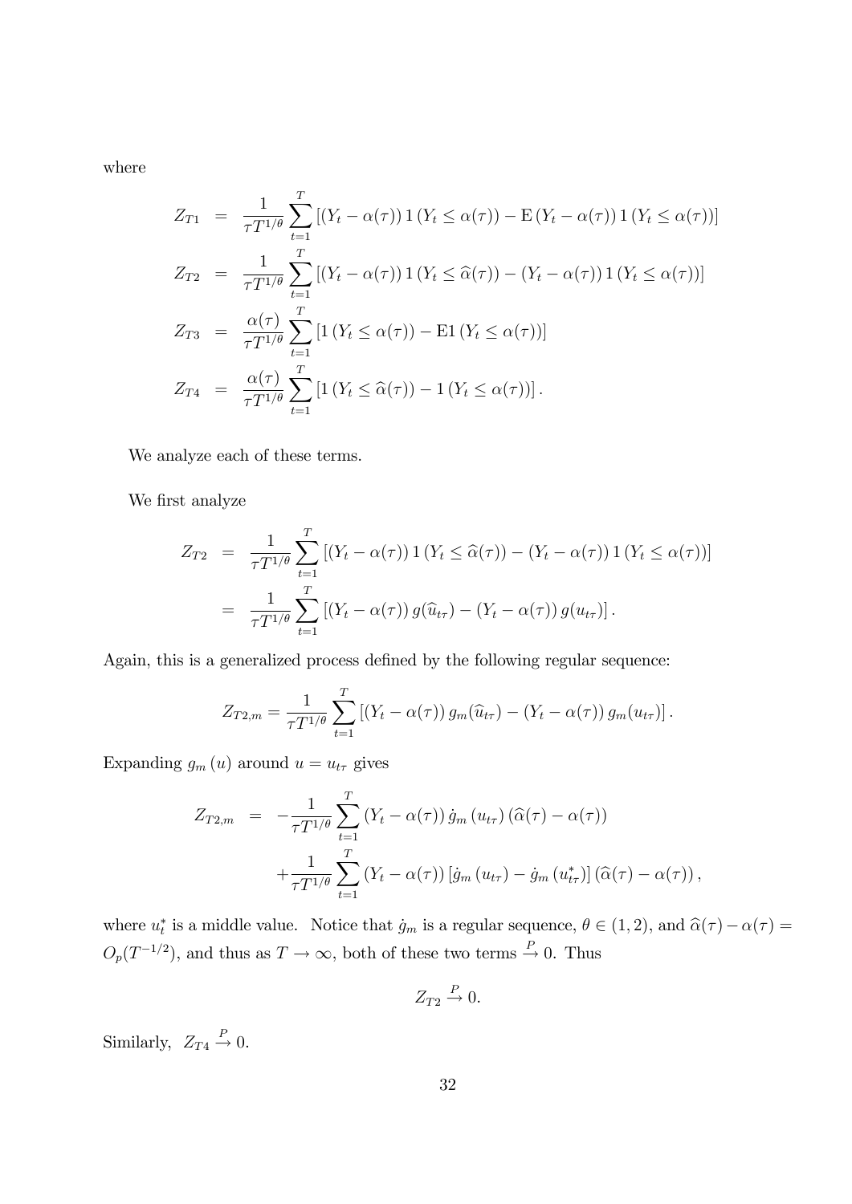where

$$
\begin{aligned}
Z_{T1} &= \frac{1}{\tau T^{1/\theta}} \sum_{t=1}^{T} \left[ (Y_t - \alpha(\tau)) 1 (Y_t \leq \alpha(\tau)) - \mathrm{E} (Y_t - \alpha(\tau)) 1 (Y_t \leq \alpha(\tau)) \right] \\
Z_{T2} &= \frac{1}{\tau T^{1/\theta}} \sum_{t=1}^{T} \left[ (Y_t - \alpha(\tau)) 1 (Y_t \leq \widehat{\alpha}(\tau)) - (Y_t - \alpha(\tau)) 1 (Y_t \leq \alpha(\tau)) \right] \\
Z_{T3} &= \frac{\alpha(\tau)}{\tau T^{1/\theta}} \sum_{t=1}^{T} \left[ 1 (Y_t \leq \alpha(\tau)) - \mathrm{E}1 (Y_t \leq \alpha(\tau)) \right] \\
Z_{T4} &= \frac{\alpha(\tau)}{\tau T^{1/\theta}} \sum_{t=1}^{T} \left[ 1 (Y_t \leq \widehat{\alpha}(\tau)) - 1 (Y_t \leq \alpha(\tau)) \right].
\end{aligned}
$$

We analyze each of these terms.

We first analyze

$$
\begin{aligned}
Z_{T2} &= \frac{1}{\tau T^{1/\theta}} \sum_{t=1}^{T} \left[ (Y_t - \alpha(\tau)) 1 (Y_t \leq \widehat{\alpha}(\tau)) - (Y_t - \alpha(\tau)) 1 (Y_t \leq \alpha(\tau)) \right] \\
&= \frac{1}{\tau T^{1/\theta}} \sum_{t=1}^{T} \left[ (Y_t - \alpha(\tau)) g(\widehat{u}_{t\tau}) - (Y_t - \alpha(\tau)) g(u_{t\tau}) \right].
\end{aligned}
$$

Again, this is a generalized process defined by the following regular sequence:

$$
Z_{T2,m} = \frac{1}{\tau T^{1/\theta}} \sum_{t=1}^{T} \left[ (Y_t - \alpha(\tau)) g_m(\widehat{u}_{t\tau}) - (Y_t - \alpha(\tau)) g_m(u_{t\tau}) \right].
$$

Expanding $g_m(u)$ around $u = u_{t\tau}$ gives

$$
\begin{aligned}
Z_{T2,m} &= -\frac{1}{\tau T^{1/\theta}} \sum_{t=1}^{T} (Y_t - \alpha(\tau)) \dot{g}_m(u_{t\tau}) (\widehat{\alpha}(\tau) - \alpha(\tau)) \\
&\quad + \frac{1}{\tau T^{1/\theta}} \sum_{t=1}^{T} (Y_t - \alpha(\tau)) \left[ \dot{g}_m(u_{t\tau}) - \dot{g}_m(u_{t\tau}^*) \right] (\widehat{\alpha}(\tau) - \alpha(\tau)),
\end{aligned}
$$

where $u_t^*$ is a middle value. Notice that $\dot{g}_m$ is a regular sequence, $\theta \in (1, 2)$, and $\widehat{\alpha}(\tau) - \alpha(\tau) = O_p(T^{-1/2})$, and thus as $T \to \infty$, both of these two terms $\xrightarrow{P} 0$. Thus

$$
Z_{T2} \xrightarrow{P} 0.
$$

Similarly, $Z_{T4} \xrightarrow{P} 0$.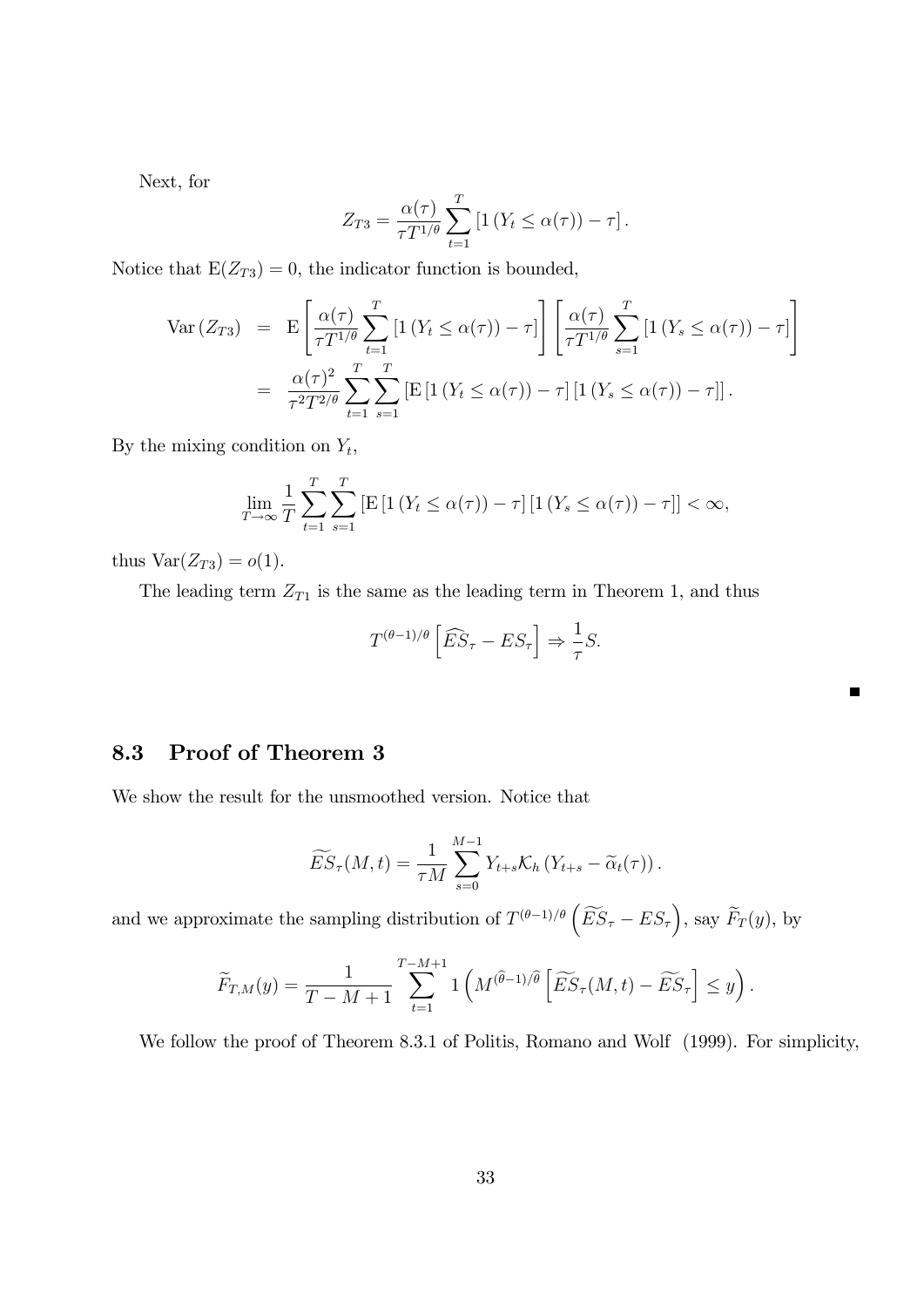Next, for

$$Z_{T3} = \frac{\alpha(\tau)}{\tau T^{1/\theta}} \sum_{t=1}^{T} \left[1\left(Y_t \leq \alpha(\tau)\right) - \tau\right].$$

Notice that $\mathrm{E}(Z_{T3}) = 0$, the indicator function is bounded,

$$\begin{aligned}
\mathrm{Var}\left(Z_{T3}\right) &= \mathrm{E}\left[\frac{\alpha(\tau)}{\tau T^{1/\theta}} \sum_{t=1}^{T} \left[1\left(Y_t \leq \alpha(\tau)\right) - \tau\right]\right]\left[\frac{\alpha(\tau)}{\tau T^{1/\theta}} \sum_{s=1}^{T} \left[1\left(Y_s \leq \alpha(\tau)\right) - \tau\right]\right] \\
&= \frac{\alpha(\tau)^2}{\tau^2 T^{2/\theta}} \sum_{t=1}^{T} \sum_{s=1}^{T} \left[\mathrm{E}\left[1\left(Y_t \leq \alpha(\tau)\right) - \tau\right]\left[1\left(Y_s \leq \alpha(\tau)\right) - \tau\right]\right].
\end{aligned}$$

By the mixing condition on $Y_t$,

$$\lim_{T\to\infty} \frac{1}{T} \sum_{t=1}^{T} \sum_{s=1}^{T} \left[\mathrm{E}\left[1\left(Y_t \leq \alpha(\tau)\right) - \tau\right]\left[1\left(Y_s \leq \alpha(\tau)\right) - \tau\right]\right] < \infty,$$

thus $\mathrm{Var}(Z_{T3}) = o(1)$.

The leading term $Z_{T1}$ is the same as the leading term in Theorem 1, and thus

$$T^{(\theta-1)/\theta}\left[\widehat{ES}_\tau - ES_\tau\right] \Rightarrow \frac{1}{\tau} S.$$

■

## 8.3 Proof of Theorem 3

We show the result for the unsmoothed version. Notice that

$$\widetilde{ES}_\tau(M, t) = \frac{1}{\tau M} \sum_{s=0}^{M-1} Y_{t+s} \mathcal{K}_h\left(Y_{t+s} - \widetilde{\alpha}_t(\tau)\right).$$

and we approximate the sampling distribution of $T^{(\theta-1)/\theta}\left(\widetilde{ES}_\tau - ES_\tau\right)$, say $\widetilde{F}_T(y)$, by

$$\widetilde{F}_{T,M}(y) = \frac{1}{T-M+1} \sum_{t=1}^{T-M+1} 1\left(M^{(\widehat{\theta}-1)/\widehat{\theta}}\left[\widetilde{ES}_\tau(M,t) - \widetilde{ES}_\tau\right] \leq y\right).$$

We follow the proof of Theorem 8.3.1 of Politis, Romano and Wolf (1999). For simplicity,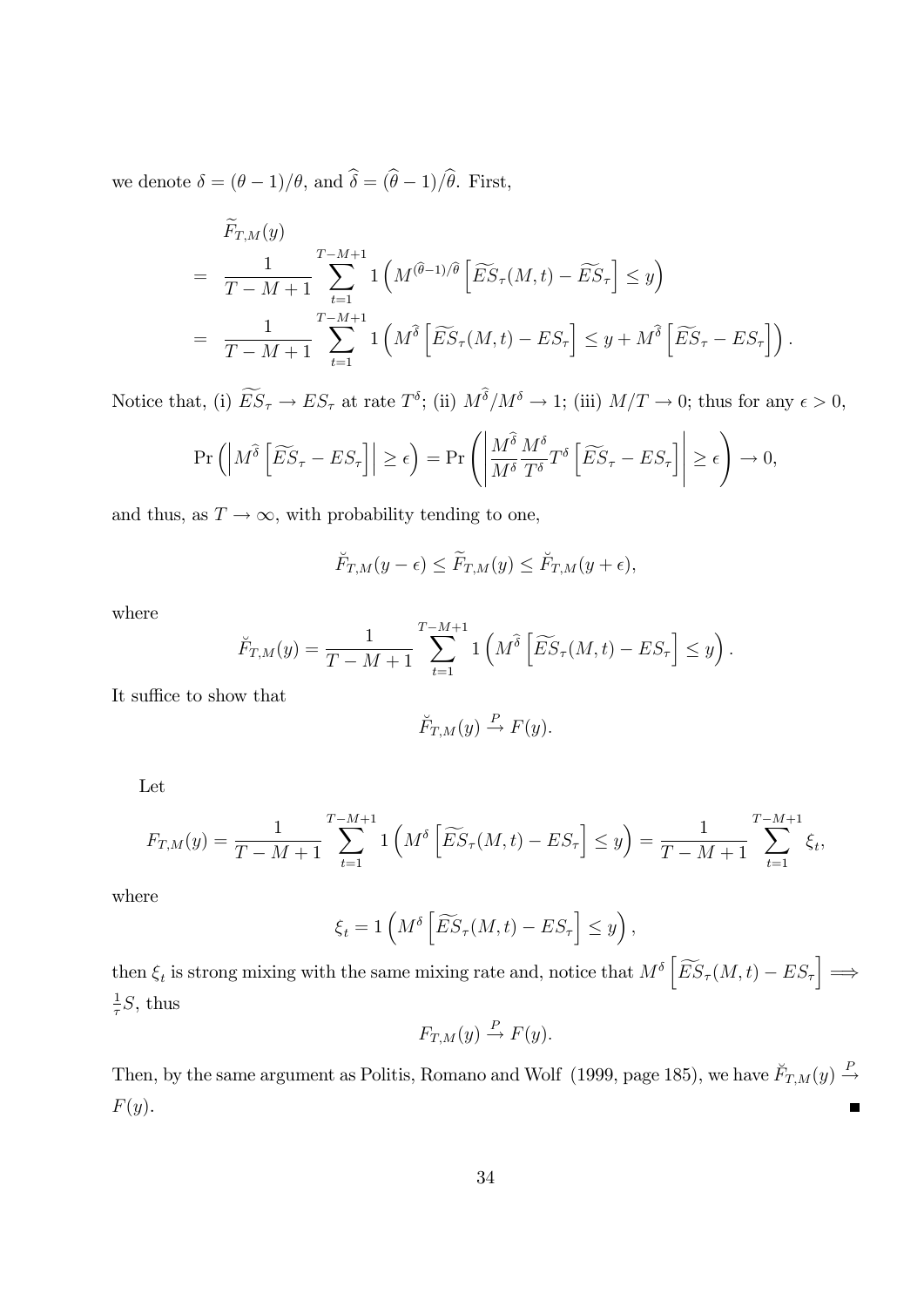we denote $\delta = (\theta - 1)/\theta$, and $\widehat{\delta} = (\widehat{\theta} - 1)/\widehat{\theta}$. First,

$$
\begin{aligned}
& \widetilde{F}_{T,M}(y) \\
= & \frac{1}{T-M+1} \sum_{t=1}^{T-M+1} 1\left( M^{(\widehat{\theta}-1)/\widehat{\theta}} \left[ \widetilde{ES}_\tau(M,t) - \widetilde{ES}_\tau \right] \leq y \right) \\
= & \frac{1}{T-M+1} \sum_{t=1}^{T-M+1} 1\left( M^{\widehat{\delta}} \left[ \widetilde{ES}_\tau(M,t) - ES_\tau \right] \leq y + M^{\widehat{\delta}} \left[ \widetilde{ES}_\tau - ES_\tau \right] \right).
\end{aligned}
$$

Notice that, (i) $\widetilde{ES}_\tau \to ES_\tau$ at rate $T^\delta$; (ii) $M^{\widehat{\delta}}/M^\delta \to 1$; (iii) $M/T \to 0$; thus for any $\epsilon > 0$,

$$
\Pr\left( \left| M^{\widehat{\delta}} \left[ \widetilde{ES}_\tau - ES_\tau \right] \right| \geq \epsilon \right) = \Pr\left( \left| \frac{M^{\widehat{\delta}}}{M^\delta} \frac{M^\delta}{T^\delta} T^\delta \left[ \widetilde{ES}_\tau - ES_\tau \right] \right| \geq \epsilon \right) \to 0,
$$

and thus, as $T \to \infty$, with probability tending to one,

$$
\breve{F}_{T,M}(y - \epsilon) \leq \widetilde{F}_{T,M}(y) \leq \breve{F}_{T,M}(y + \epsilon),
$$

where

$$
\breve{F}_{T,M}(y) = \frac{1}{T-M+1} \sum_{t=1}^{T-M+1} 1\left( M^{\widehat{\delta}} \left[ \widetilde{ES}_\tau(M,t) - ES_\tau \right] \leq y \right).
$$

It suffice to show that

$$
\breve{F}_{T,M}(y) \xrightarrow{P} F(y).
$$

Let

$$
F_{T,M}(y) = \frac{1}{T-M+1} \sum_{t=1}^{T-M+1} 1\left( M^{\delta} \left[ \widetilde{ES}_\tau(M,t) - ES_\tau \right] \leq y \right) = \frac{1}{T-M+1} \sum_{t=1}^{T-M+1} \xi_t,
$$

where

$$
\xi_t = 1\left( M^{\delta} \left[ \widetilde{ES}_\tau(M,t) - ES_\tau \right] \leq y \right),
$$

then $\xi_t$ is strong mixing with the same mixing rate and, notice that $M^\delta \left[ \widetilde{ES}_\tau(M,t) - ES_\tau \right] \Longrightarrow \frac{1}{\tau} S$, thus

$$
F_{T,M}(y) \xrightarrow{P} F(y).
$$

Then, by the same argument as Politis, Romano and Wolf (1999, page 185), we have $\breve{F}_{T,M}(y) \xrightarrow{P} F(y)$. ∎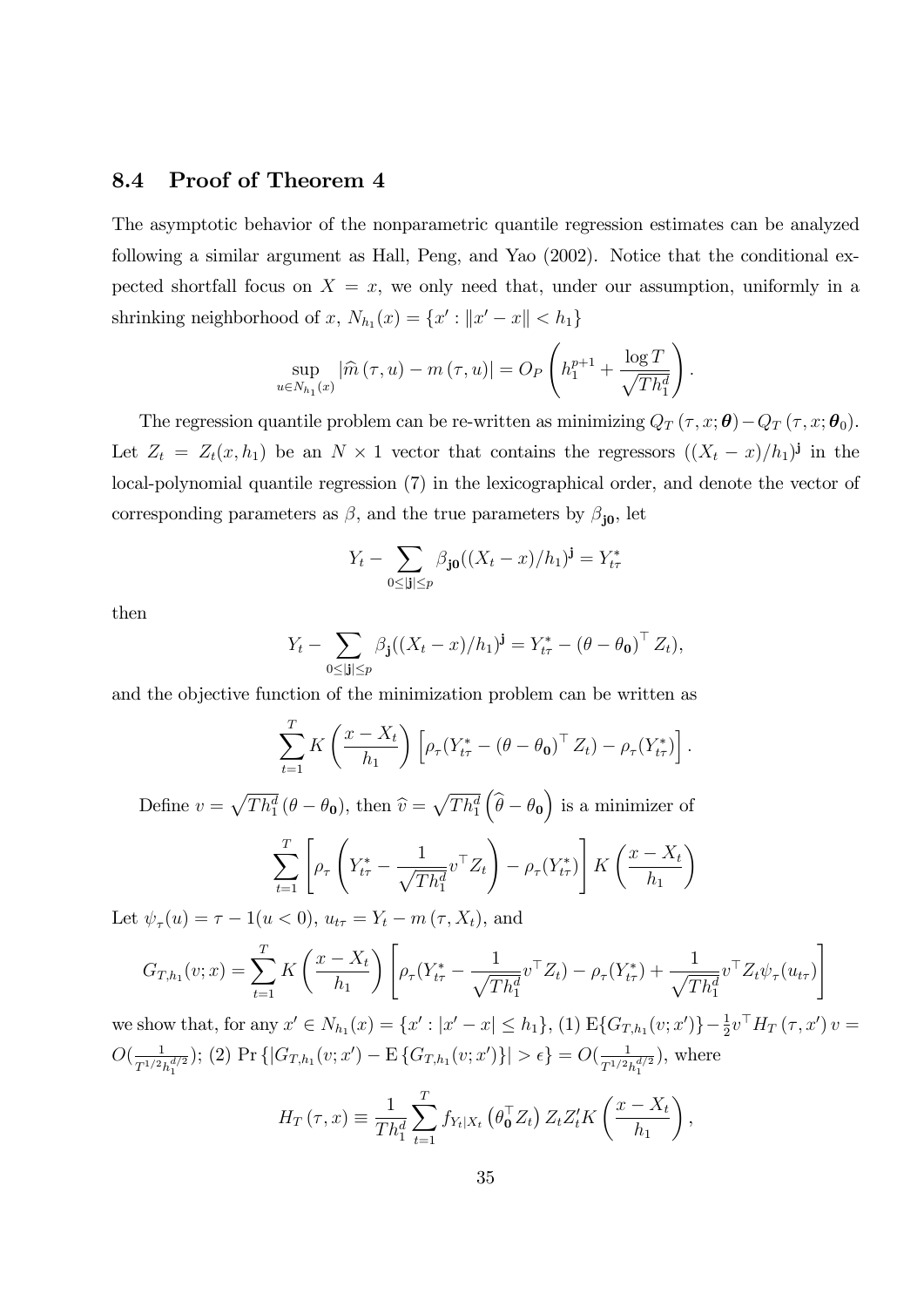## 8.4 Proof of Theorem 4

The asymptotic behavior of the nonparametric quantile regression estimates can be analyzed following a similar argument as Hall, Peng, and Yao (2002). Notice that the conditional expected shortfall focus on $X = x$, we only need that, under our assumption, uniformly in a shrinking neighborhood of $x$, $N_{h_1}(x) = \{x' : \|x' - x\| < h_1\}$

$$
\sup_{u \in N_{h_1}(x)} |\widehat{m}(\tau, u) - m(\tau, u)| = O_P\left(h_1^{p+1} + \frac{\log T}{\sqrt{Th_1^d}}\right).
$$

The regression quantile problem can be re-written as minimizing $Q_T(\tau, x; \boldsymbol{\theta}) - Q_T(\tau, x; \boldsymbol{\theta}_0)$. Let $Z_t = Z_t(x, h_1)$ be an $N \times 1$ vector that contains the regressors $((X_t - x)/h_1)^{\mathbf{j}}$ in the local-polynomial quantile regression (7) in the lexicographical order, and denote the vector of corresponding parameters as $\beta$, and the true parameters by $\beta_{\mathbf{j0}}$, let

$$
Y_t - \sum_{0 \leq |\mathbf{j}| \leq p} \beta_{\mathbf{j0}}((X_t - x)/h_1)^{\mathbf{j}} = Y_{t\tau}^*
$$

then

$$
Y_t - \sum_{0 \leq |\mathbf{j}| \leq p} \beta_{\mathbf{j}}((X_t - x)/h_1)^{\mathbf{j}} = Y_{t\tau}^* - (\theta - \theta_{\mathbf{0}})^\top Z_t),
$$

and the objective function of the minimization problem can be written as

$$
\sum_{t=1}^{T} K\left(\frac{x - X_t}{h_1}\right)\left[\rho_\tau(Y_{t\tau}^* - (\theta - \theta_{\mathbf{0}})^\top Z_t) - \rho_\tau(Y_{t\tau}^*)\right].
$$

Define $v = \sqrt{Th_1^d}\,(\theta - \theta_{\mathbf{0}})$, then $\widehat{v} = \sqrt{Th_1^d}\left(\widehat{\theta} - \theta_{\mathbf{0}}\right)$ is a minimizer of

$$
\sum_{t=1}^{T}\left[\rho_\tau\left(Y_{t\tau}^* - \frac{1}{\sqrt{Th_1^d}} v^\top Z_t\right) - \rho_\tau(Y_{t\tau}^*)\right] K\left(\frac{x - X_t}{h_1}\right)
$$

Let $\psi_\tau(u) = \tau - 1(u < 0)$, $u_{t\tau} = Y_t - m(\tau, X_t)$, and

$$
G_{T,h_1}(v; x) = \sum_{t=1}^{T} K\left(\frac{x - X_t}{h_1}\right)\left[\rho_\tau(Y_{t\tau}^* - \frac{1}{\sqrt{Th_1^d}} v^\top Z_t) - \rho_\tau(Y_{t\tau}^*) + \frac{1}{\sqrt{Th_1^d}} v^\top Z_t \psi_\tau(u_{t\tau})\right]
$$

we show that, for any $x' \in N_{h_1}(x) = \{x' : |x' - x| \leq h_1\}$, (1) $\mathrm{E}\{G_{T,h_1}(v; x')\} - \frac{1}{2} v^\top H_T(\tau, x') v = O(\frac{1}{T^{1/2} h_1^{d/2}})$; (2) $\Pr\{|G_{T,h_1}(v; x') - \mathrm{E}\{G_{T,h_1}(v; x')\}| > \epsilon\} = O(\frac{1}{T^{1/2} h_1^{d/2}})$, where

$$
H_T(\tau, x) \equiv \frac{1}{Th_1^d} \sum_{t=1}^{T} f_{Y_t|X_t}\left(\theta_{\mathbf{0}}^\top Z_t\right) Z_t Z_t' K\left(\frac{x - X_t}{h_1}\right),
$$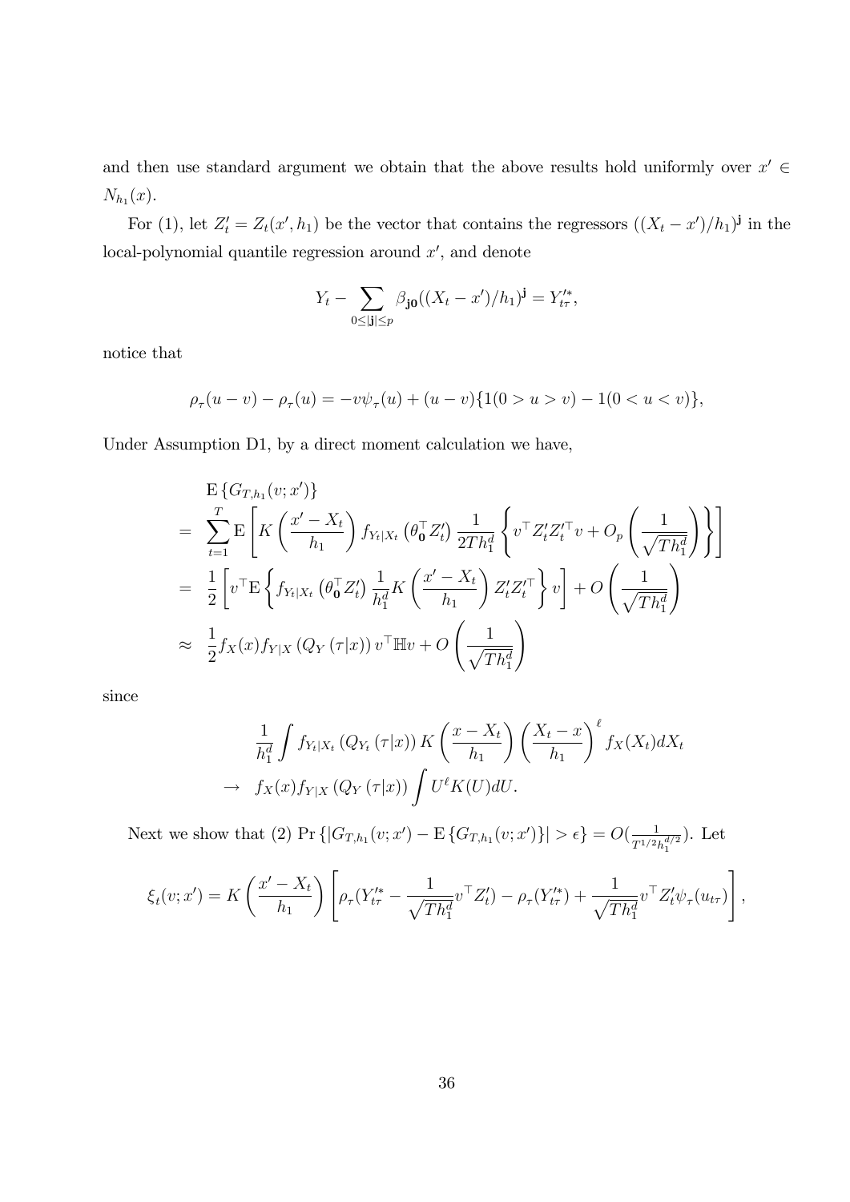and then use standard argument we obtain that the above results hold uniformly over $x' \in N_{h_1}(x)$.

For (1), let $Z_t' = Z_t(x', h_1)$ be the vector that contains the regressors $((X_t - x')/h_1)^{\mathbf{j}}$ in the local-polynomial quantile regression around $x'$, and denote

$$Y_t - \sum_{0 \le |\mathbf{j}| \le p} \beta_{\mathbf{j}\mathbf{0}}((X_t - x')/h_1)^{\mathbf{j}} = Y_{t\tau}'^{*},$$

notice that

$$\rho_\tau(u - v) - \rho_\tau(u) = -v\psi_\tau(u) + (u - v)\{1(0 > u > v) - 1(0 < u < v)\},$$

Under Assumption D1, by a direct moment calculation we have,

$$\begin{aligned}
& \mathrm{E}\{G_{T,h_1}(v; x')\} \\
= & \sum_{t=1}^{T} \mathrm{E}\left[K\left(\frac{x' - X_t}{h_1}\right) f_{Y_t|X_t}\left(\theta_{\mathbf{0}}^\top Z_t'\right) \frac{1}{2Th_1^d}\left\{v^\top Z_t' Z_t'^\top v + O_p\left(\frac{1}{\sqrt{Th_1^d}}\right)\right\}\right] \\
= & \frac{1}{2}\left[v^\top \mathrm{E}\left\{f_{Y_t|X_t}\left(\theta_{\mathbf{0}}^\top Z_t'\right) \frac{1}{h_1^d} K\left(\frac{x' - X_t}{h_1}\right) Z_t' Z_t'^\top\right\} v\right] + O\left(\frac{1}{\sqrt{Th_1^d}}\right) \\
\approx & \frac{1}{2} f_X(x) f_{Y|X}\left(Q_Y(\tau|x)\right) v^\top \mathbb{H} v + O\left(\frac{1}{\sqrt{Th_1^d}}\right)
\end{aligned}$$

since

$$\begin{aligned}
& \frac{1}{h_1^d}\int f_{Y_t|X_t}\left(Q_{Y_t}(\tau|x)\right) K\left(\frac{x - X_t}{h_1}\right)\left(\frac{X_t - x}{h_1}\right)^{\ell} f_X(X_t) dX_t \\
\to\ & f_X(x) f_{Y|X}\left(Q_Y(\tau|x)\right) \int U^{\ell} K(U) dU.
\end{aligned}$$

Next we show that (2) $\Pr\{|G_{T,h_1}(v; x') - \mathrm{E}\{G_{T,h_1}(v; x')\}| > \epsilon\} = O(\frac{1}{T^{1/2}h_1^{d/2}})$. Let

$$\xi_t(v; x') = K\left(\frac{x' - X_t}{h_1}\right)\left[\rho_\tau(Y_{t\tau}'^{*} - \frac{1}{\sqrt{Th_1^d}} v^\top Z_t') - \rho_\tau(Y_{t\tau}'^{*}) + \frac{1}{\sqrt{Th_1^d}} v^\top Z_t' \psi_\tau(u_{t\tau})\right],$$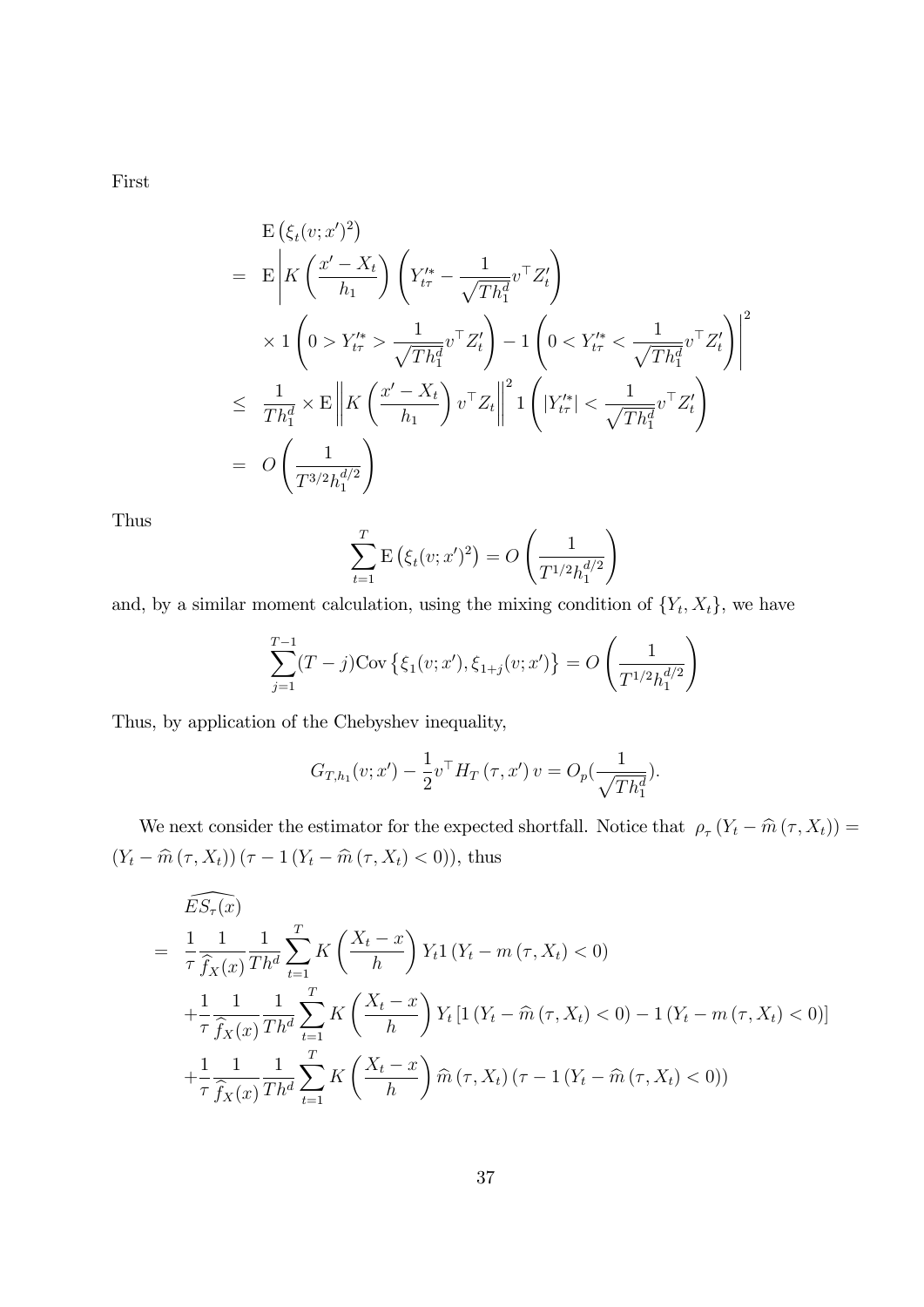First

$$
\begin{aligned}
& \mathrm{E}\left(\xi_t(v;x')^2\right) \\
= \;& \mathrm{E}\left| K\left(\frac{x'-X_t}{h_1}\right)\left(Y_{t\tau}'^{*} - \frac{1}{\sqrt{Th_1^d}} v^\top Z_t'\right)\right. \\
& \left. \times 1\left(0 > Y_{t\tau}'^{*} > \frac{1}{\sqrt{Th_1^d}} v^\top Z_t'\right) - 1\left(0 < Y_{t\tau}'^{*} < \frac{1}{\sqrt{Th_1^d}} v^\top Z_t'\right)\right|^2 \\
\leq \;& \frac{1}{Th_1^d} \times \mathrm{E}\left\| K\left(\frac{x'-X_t}{h_1}\right) v^\top Z_t\right\|^2 1\left(|Y_{t\tau}'^{*}| < \frac{1}{\sqrt{Th_1^d}} v^\top Z_t'\right) \\
= \;& O\left(\frac{1}{T^{3/2} h_1^{d/2}}\right)
\end{aligned}
$$

Thus

$$
\sum_{t=1}^{T} \mathrm{E}\left(\xi_t(v;x')^2\right) = O\left(\frac{1}{T^{1/2} h_1^{d/2}}\right)
$$

and, by a similar moment calculation, using the mixing condition of $\{Y_t, X_t\}$, we have

$$
\sum_{j=1}^{T-1} (T-j) \mathrm{Cov}\left\{\xi_1(v;x'), \xi_{1+j}(v;x')\right\} = O\left(\frac{1}{T^{1/2} h_1^{d/2}}\right)
$$

Thus, by application of the Chebyshev inequality,

$$
G_{T,h_1}(v;x') - \frac{1}{2} v^\top H_T(\tau, x') v = O_p\left(\frac{1}{\sqrt{Th_1^d}}\right).
$$

We next consider the estimator for the expected shortfall. Notice that $\rho_\tau\left(Y_t - \widehat{m}(\tau, X_t)\right) = \left(Y_t - \widehat{m}(\tau, X_t)\right)\left(\tau - 1\left(Y_t - \widehat{m}(\tau, X_t) < 0\right)\right)$, thus

$$
\begin{aligned}
& \widehat{ES_\tau(x)} \\
= \;& \frac{1}{\tau} \frac{1}{\widehat{f}_X(x)} \frac{1}{Th^d} \sum_{t=1}^{T} K\left(\frac{X_t - x}{h}\right) Y_t 1\left(Y_t - m(\tau, X_t) < 0\right) \\
& + \frac{1}{\tau} \frac{1}{\widehat{f}_X(x)} \frac{1}{Th^d} \sum_{t=1}^{T} K\left(\frac{X_t - x}{h}\right) Y_t \left[1\left(Y_t - \widehat{m}(\tau, X_t) < 0\right) - 1\left(Y_t - m(\tau, X_t) < 0\right)\right] \\
& + \frac{1}{\tau} \frac{1}{\widehat{f}_X(x)} \frac{1}{Th^d} \sum_{t=1}^{T} K\left(\frac{X_t - x}{h}\right) \widehat{m}(\tau, X_t)\left(\tau - 1\left(Y_t - \widehat{m}(\tau, X_t) < 0\right)\right)
\end{aligned}
$$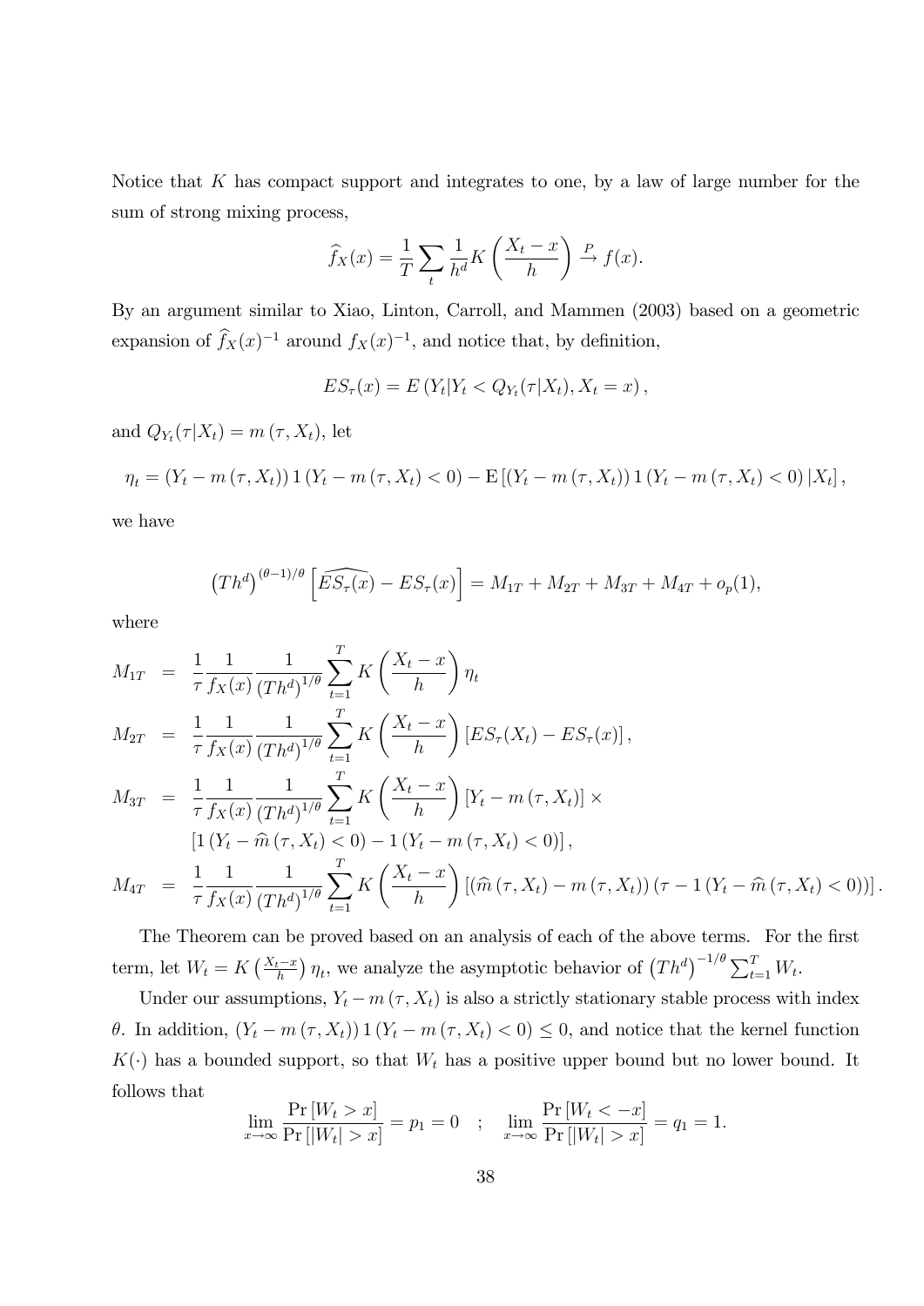Notice that $K$ has compact support and integrates to one, by a law of large number for the sum of strong mixing process,

$$\widehat{f}_X(x) = \frac{1}{T}\sum_t \frac{1}{h^d} K\left(\frac{X_t - x}{h}\right) \xrightarrow{P} f(x).$$

By an argument similar to Xiao, Linton, Carroll, and Mammen (2003) based on a geometric expansion of $\widehat{f}_X(x)^{-1}$ around $f_X(x)^{-1}$, and notice that, by definition,

$$ES_\tau(x) = E\left(Y_t | Y_t < Q_{Y_t}(\tau|X_t), X_t = x\right),$$

and $Q_{Y_t}(\tau|X_t) = m(\tau, X_t)$, let

$$\eta_t = (Y_t - m(\tau, X_t))\, 1\left(Y_t - m(\tau, X_t) < 0\right) - \mathrm{E}\left[(Y_t - m(\tau, X_t))\, 1\left(Y_t - m(\tau, X_t) < 0\right) | X_t\right],$$

we have

$$\left(Th^d\right)^{(\theta-1)/\theta}\left[\widehat{ES_\tau(x)} - ES_\tau(x)\right] = M_{1T} + M_{2T} + M_{3T} + M_{4T} + o_p(1),$$

where

$$\begin{aligned}
M_{1T} &= \frac{1}{\tau}\frac{1}{f_X(x)}\frac{1}{\left(Th^d\right)^{1/\theta}}\sum_{t=1}^{T} K\left(\frac{X_t - x}{h}\right)\eta_t \\
M_{2T} &= \frac{1}{\tau}\frac{1}{f_X(x)}\frac{1}{\left(Th^d\right)^{1/\theta}}\sum_{t=1}^{T} K\left(\frac{X_t - x}{h}\right)\left[ES_\tau(X_t) - ES_\tau(x)\right], \\
M_{3T} &= \frac{1}{\tau}\frac{1}{f_X(x)}\frac{1}{\left(Th^d\right)^{1/\theta}}\sum_{t=1}^{T} K\left(\frac{X_t - x}{h}\right)\left[Y_t - m(\tau, X_t)\right] \times \\
&\quad \left[1\left(Y_t - \widehat{m}(\tau, X_t) < 0\right) - 1\left(Y_t - m(\tau, X_t) < 0\right)\right], \\
M_{4T} &= \frac{1}{\tau}\frac{1}{f_X(x)}\frac{1}{\left(Th^d\right)^{1/\theta}}\sum_{t=1}^{T} K\left(\frac{X_t - x}{h}\right)\left[\left(\widehat{m}(\tau, X_t) - m(\tau, X_t)\right)\left(\tau - 1\left(Y_t - \widehat{m}(\tau, X_t) < 0\right)\right)\right].
\end{aligned}$$

The Theorem can be proved based on an analysis of each of the above terms. For the first term, let $W_t = K\left(\frac{X_t - x}{h}\right)\eta_t$, we analyze the asymptotic behavior of $\left(Th^d\right)^{-1/\theta}\sum_{t=1}^{T} W_t$.

Under our assumptions, $Y_t - m(\tau, X_t)$ is also a strictly stationary stable process with index $\theta$. In addition, $(Y_t - m(\tau, X_t))\, 1\left(Y_t - m(\tau, X_t) < 0\right) \leq 0$, and notice that the kernel function $K(\cdot)$ has a bounded support, so that $W_t$ has a positive upper bound but no lower bound. It follows that

$$\lim_{x\to\infty}\frac{\Pr\left[W_t > x\right]}{\Pr\left[|W_t| > x\right]} = p_1 = 0 \quad ; \quad \lim_{x\to\infty}\frac{\Pr\left[W_t < -x\right]}{\Pr\left[|W_t| > x\right]} = q_1 = 1.$$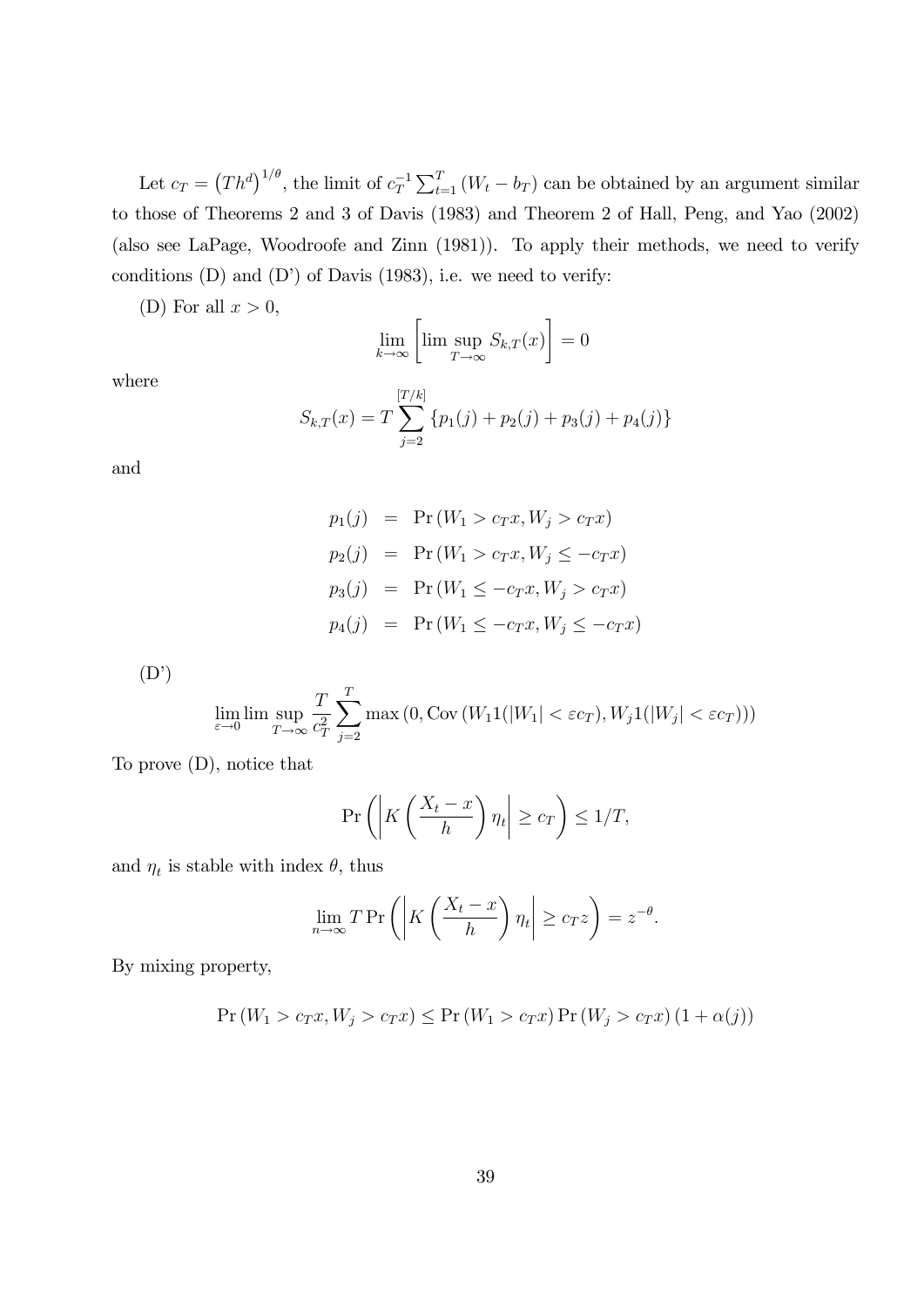Let $c_T = \left(Th^d\right)^{1/\theta}$, the limit of $c_T^{-1}\sum_{t=1}^{T}(W_t - b_T)$ can be obtained by an argument similar to those of Theorems 2 and 3 of Davis (1983) and Theorem 2 of Hall, Peng, and Yao (2002) (also see LaPage, Woodroofe and Zinn (1981)). To apply their methods, we need to verify conditions (D) and (D') of Davis (1983), i.e. we need to verify:

(D) For all $x > 0$,

$$\lim_{k\to\infty}\left[\limsup_{T\to\infty} S_{k,T}(x)\right] = 0$$

where

$$S_{k,T}(x) = T\sum_{j=2}^{[T/k]}\left\{p_1(j) + p_2(j) + p_3(j) + p_4(j)\right\}$$

and

$$\begin{aligned}
p_1(j) &= \Pr\left(W_1 > c_T x, W_j > c_T x\right)\\
p_2(j) &= \Pr\left(W_1 > c_T x, W_j \le -c_T x\right)\\
p_3(j) &= \Pr\left(W_1 \le -c_T x, W_j > c_T x\right)\\
p_4(j) &= \Pr\left(W_1 \le -c_T x, W_j \le -c_T x\right)
\end{aligned}$$

(D')

$$\lim_{\varepsilon\to 0}\limsup_{T\to\infty}\frac{T}{c_T^2}\sum_{j=2}^{T}\max\left(0, \operatorname{Cov}\left(W_1 1(|W_1| < \varepsilon c_T), W_j 1(|W_j| < \varepsilon c_T)\right)\right)$$

To prove (D), notice that

$$\Pr\left(\left|K\left(\frac{X_t - x}{h}\right)\eta_t\right| \ge c_T\right) \le 1/T,$$

and $\eta_t$ is stable with index $\theta$, thus

$$\lim_{n\to\infty} T\Pr\left(\left|K\left(\frac{X_t - x}{h}\right)\eta_t\right| \ge c_T z\right) = z^{-\theta}.$$

By mixing property,

$$\Pr\left(W_1 > c_T x, W_j > c_T x\right) \le \Pr\left(W_1 > c_T x\right)\Pr\left(W_j > c_T x\right)\left(1 + \alpha(j)\right)$$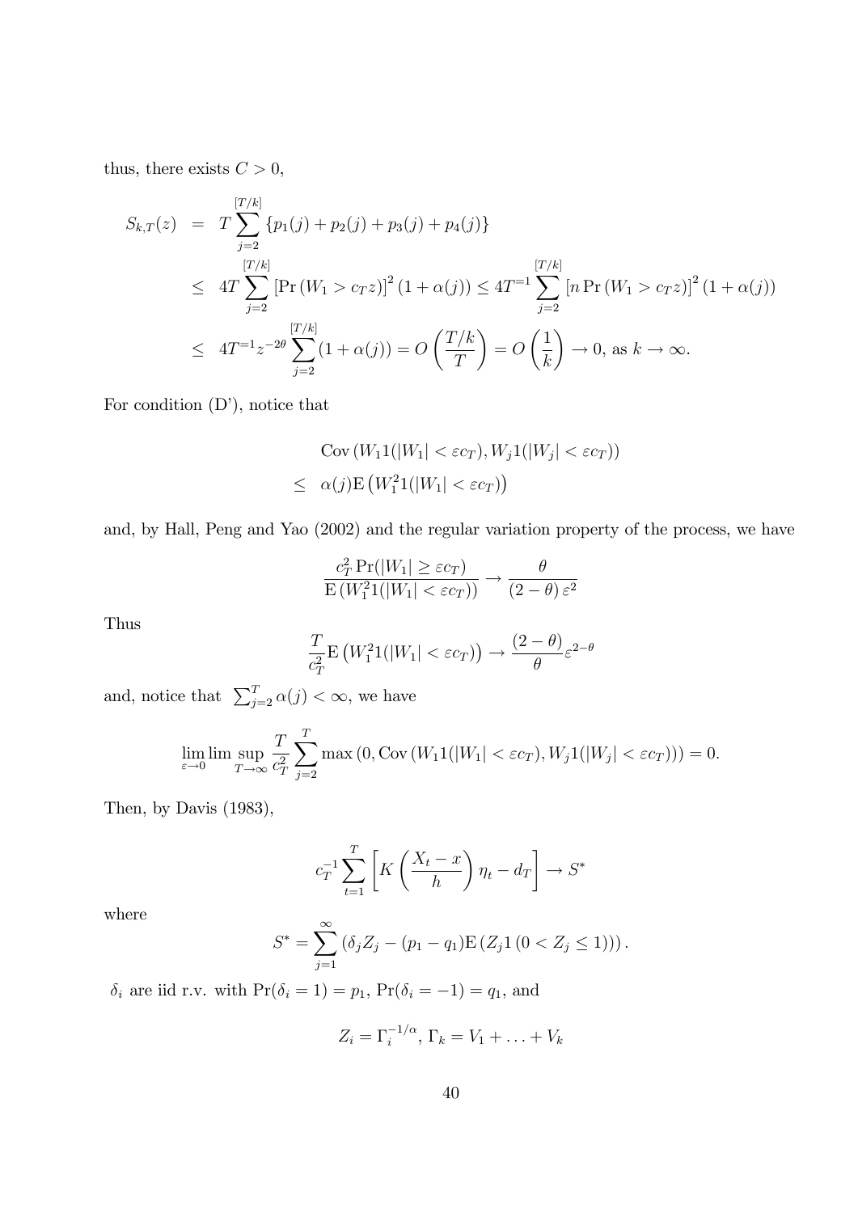thus, there exists $C > 0$,

$$
\begin{aligned}
S_{k,T}(z) &= T \sum_{j=2}^{[T/k]} \{p_1(j) + p_2(j) + p_3(j) + p_4(j)\} \\
&\leq 4T \sum_{j=2}^{[T/k]} \left[\Pr\left(W_1 > c_T z\right)\right]^2 (1 + \alpha(j)) \leq 4T^{-1} \sum_{j=2}^{[T/k]} \left[n \Pr\left(W_1 > c_T z\right)\right]^2 (1 + \alpha(j)) \\
&\leq 4T^{-1} z^{-2\theta} \sum_{j=2}^{[T/k]} (1 + \alpha(j)) = O\left(\frac{T/k}{T}\right) = O\left(\frac{1}{k}\right) \to 0, \text{ as } k \to \infty.
\end{aligned}
$$

For condition (D'), notice that

$$
\begin{aligned}
& \operatorname{Cov}\left(W_1 1(|W_1| < \varepsilon c_T), W_j 1(|W_j| < \varepsilon c_T)\right) \\
\leq\ & \alpha(j) \mathrm{E}\left(W_1^2 1(|W_1| < \varepsilon c_T)\right)
\end{aligned}
$$

and, by Hall, Peng and Yao (2002) and the regular variation property of the process, we have

$$
\frac{c_T^2 \Pr(|W_1| \geq \varepsilon c_T)}{\mathrm{E}\left(W_1^2 1(|W_1| < \varepsilon c_T)\right)} \to \frac{\theta}{(2-\theta)\,\varepsilon^2}
$$

Thus

$$
\frac{T}{c_T^2} \mathrm{E}\left(W_1^2 1(|W_1| < \varepsilon c_T)\right) \to \frac{(2-\theta)}{\theta} \varepsilon^{2-\theta}
$$

and, notice that $\sum_{j=2}^{T} \alpha(j) < \infty$, we have

$$
\lim_{\varepsilon \to 0} \limsup_{T \to \infty} \frac{T}{c_T^2} \sum_{j=2}^{T} \max\left(0, \operatorname{Cov}\left(W_1 1(|W_1| < \varepsilon c_T), W_j 1(|W_j| < \varepsilon c_T)\right)\right) = 0.
$$

Then, by Davis (1983),

$$
c_T^{-1} \sum_{t=1}^{T} \left[K\left(\frac{X_t - x}{h}\right) \eta_t - d_T\right] \to S^*
$$

where

$$
S^* = \sum_{j=1}^{\infty} \left(\delta_j Z_j - (p_1 - q_1) \mathrm{E}\left(Z_j 1\left(0 < Z_j \leq 1\right)\right)\right).
$$

$\delta_i$ are iid r.v. with $\Pr(\delta_i = 1) = p_1$, $\Pr(\delta_i = -1) = q_1$, and

$$
Z_i = \Gamma_i^{-1/\alpha},\ \Gamma_k = V_1 + \ldots + V_k
$$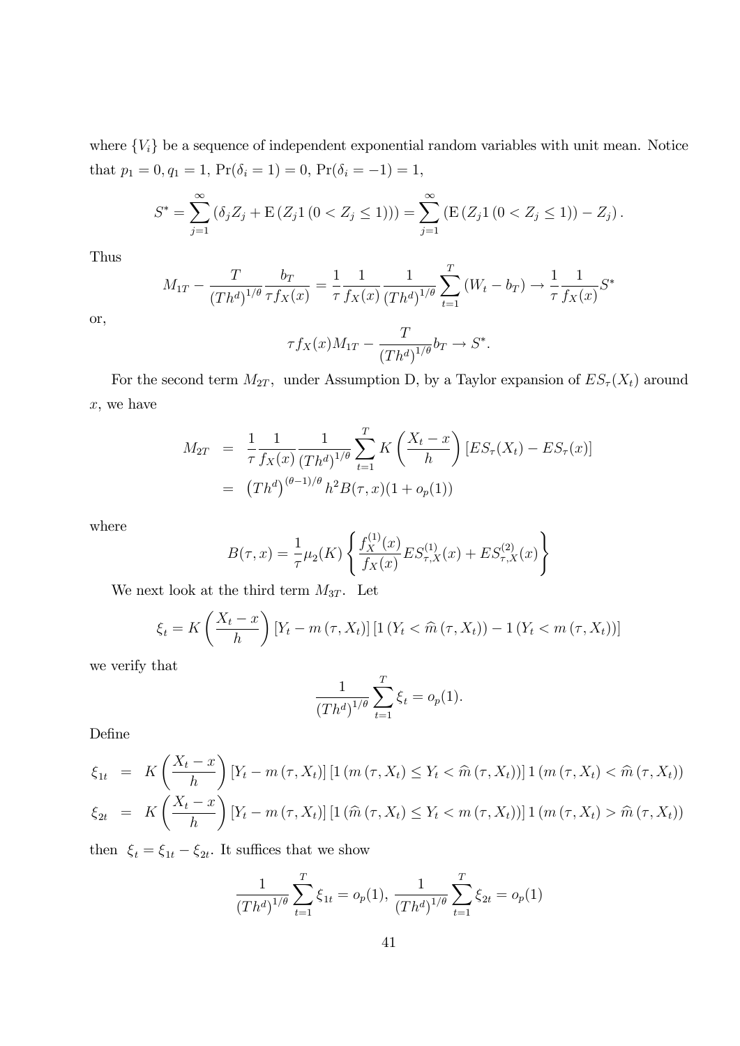where $\{V_i\}$ be a sequence of independent exponential random variables with unit mean. Notice that $p_1 = 0, q_1 = 1$, $\Pr(\delta_i = 1) = 0$, $\Pr(\delta_i = -1) = 1$,

$$S^* = \sum_{j=1}^{\infty} \left(\delta_j Z_j + \mathrm{E}\left(Z_j 1\left(0 < Z_j \leq 1\right)\right)\right) = \sum_{j=1}^{\infty} \left(\mathrm{E}\left(Z_j 1\left(0 < Z_j \leq 1\right)\right) - Z_j\right).$$

Thus

$$M_{1T} - \frac{T}{\left(Th^d\right)^{1/\theta}} \frac{b_T}{\tau f_X(x)} = \frac{1}{\tau} \frac{1}{f_X(x)} \frac{1}{\left(Th^d\right)^{1/\theta}} \sum_{t=1}^{T} \left(W_t - b_T\right) \to \frac{1}{\tau} \frac{1}{f_X(x)} S^*$$

or,

$$\tau f_X(x) M_{1T} - \frac{T}{\left(Th^d\right)^{1/\theta}} b_T \to S^*.$$

For the second term $M_{2T}$, under Assumption D, by a Taylor expansion of $ES_\tau(X_t)$ around $x$, we have

$$\begin{aligned}
M_{2T} &= \frac{1}{\tau} \frac{1}{f_X(x)} \frac{1}{\left(Th^d\right)^{1/\theta}} \sum_{t=1}^{T} K\left(\frac{X_t - x}{h}\right) \left[ES_\tau(X_t) - ES_\tau(x)\right] \\
&= \left(Th^d\right)^{(\theta-1)/\theta} h^2 B(\tau, x)(1 + o_p(1))
\end{aligned}$$

where

$$B(\tau, x) = \frac{1}{\tau} \mu_2(K) \left\{ \frac{f_X^{(1)}(x)}{f_X(x)} ES_{\tau,X}^{(1)}(x) + ES_{\tau,X}^{(2)}(x) \right\}$$

We next look at the third term $M_{3T}$. Let

$$\xi_t = K\left(\frac{X_t - x}{h}\right) \left[Y_t - m\left(\tau, X_t\right)\right] \left[1\left(Y_t < \widehat{m}\left(\tau, X_t\right)\right) - 1\left(Y_t < m\left(\tau, X_t\right)\right)\right]$$

we verify that

$$\frac{1}{\left(Th^d\right)^{1/\theta}} \sum_{t=1}^{T} \xi_t = o_p(1).$$

Define

$$\begin{aligned}
\xi_{1t} &= K\left(\frac{X_t - x}{h}\right) \left[Y_t - m\left(\tau, X_t\right)\right] \left[1\left(m\left(\tau, X_t\right) \leq Y_t < \widehat{m}\left(\tau, X_t\right)\right)\right] 1\left(m\left(\tau, X_t\right) < \widehat{m}\left(\tau, X_t\right)\right) \\
\xi_{2t} &= K\left(\frac{X_t - x}{h}\right) \left[Y_t - m\left(\tau, X_t\right)\right] \left[1\left(\widehat{m}\left(\tau, X_t\right) \leq Y_t < m\left(\tau, X_t\right)\right)\right] 1\left(m\left(\tau, X_t\right) > \widehat{m}\left(\tau, X_t\right)\right)
\end{aligned}$$

then $\xi_t = \xi_{1t} - \xi_{2t}$. It suffices that we show

$$\frac{1}{\left(Th^d\right)^{1/\theta}} \sum_{t=1}^{T} \xi_{1t} = o_p(1), \; \frac{1}{\left(Th^d\right)^{1/\theta}} \sum_{t=1}^{T} \xi_{2t} = o_p(1)$$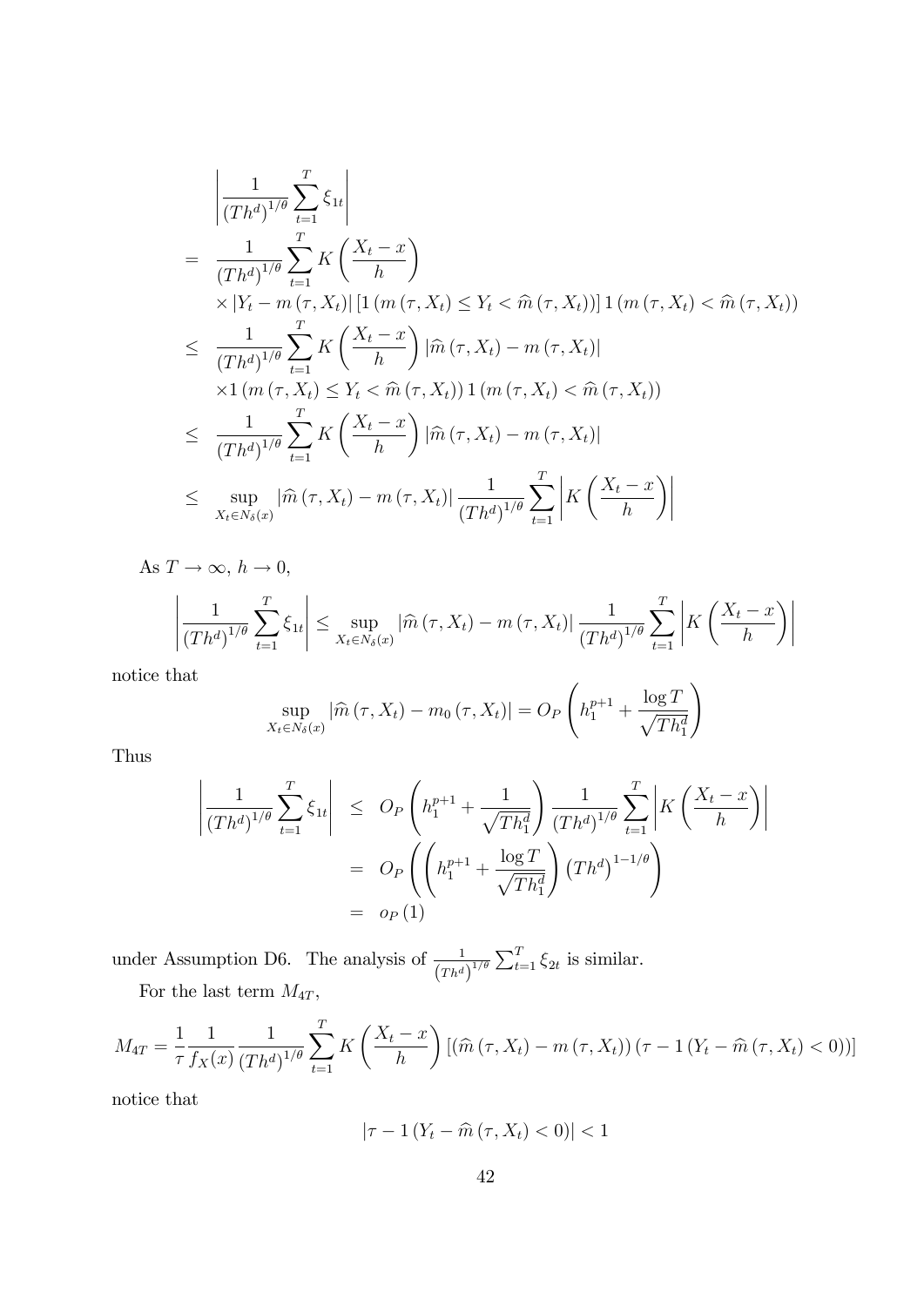$$
\begin{aligned}
&\left|\frac{1}{\left(Th^d\right)^{1/\theta}}\sum_{t=1}^{T}\xi_{1t}\right| \\
&= \frac{1}{\left(Th^d\right)^{1/\theta}}\sum_{t=1}^{T}K\left(\frac{X_t-x}{h}\right) \\
&\quad \times\left|Y_t-m\left(\tau,X_t\right)\right|\left[1\left(m\left(\tau,X_t\right)\leq Y_t<\widehat{m}\left(\tau,X_t\right)\right)\right]1\left(m\left(\tau,X_t\right)<\widehat{m}\left(\tau,X_t\right)\right) \\
&\leq \frac{1}{\left(Th^d\right)^{1/\theta}}\sum_{t=1}^{T}K\left(\frac{X_t-x}{h}\right)\left|\widehat{m}\left(\tau,X_t\right)-m\left(\tau,X_t\right)\right| \\
&\quad \times 1\left(m\left(\tau,X_t\right)\leq Y_t<\widehat{m}\left(\tau,X_t\right)\right)1\left(m\left(\tau,X_t\right)<\widehat{m}\left(\tau,X_t\right)\right) \\
&\leq \frac{1}{\left(Th^d\right)^{1/\theta}}\sum_{t=1}^{T}K\left(\frac{X_t-x}{h}\right)\left|\widehat{m}\left(\tau,X_t\right)-m\left(\tau,X_t\right)\right| \\
&\leq \sup_{X_t\in N_\delta(x)}\left|\widehat{m}\left(\tau,X_t\right)-m\left(\tau,X_t\right)\right|\frac{1}{\left(Th^d\right)^{1/\theta}}\sum_{t=1}^{T}\left|K\left(\frac{X_t-x}{h}\right)\right|
\end{aligned}
$$

As $T\rightarrow\infty$, $h\rightarrow 0$,

$$
\left|\frac{1}{\left(Th^d\right)^{1/\theta}}\sum_{t=1}^{T}\xi_{1t}\right|\leq\sup_{X_t\in N_\delta(x)}\left|\widehat{m}\left(\tau,X_t\right)-m\left(\tau,X_t\right)\right|\frac{1}{\left(Th^d\right)^{1/\theta}}\sum_{t=1}^{T}\left|K\left(\frac{X_t-x}{h}\right)\right|
$$

notice that

$$
\sup_{X_t\in N_\delta(x)}\left|\widehat{m}\left(\tau,X_t\right)-m_0\left(\tau,X_t\right)\right|=O_P\left(h_1^{p+1}+\frac{\log T}{\sqrt{Th_1^d}}\right)
$$

Thus

$$
\begin{aligned}
\left|\frac{1}{\left(Th^d\right)^{1/\theta}}\sum_{t=1}^{T}\xi_{1t}\right| &\leq O_P\left(h_1^{p+1}+\frac{1}{\sqrt{Th_1^d}}\right)\frac{1}{\left(Th^d\right)^{1/\theta}}\sum_{t=1}^{T}\left|K\left(\frac{X_t-x}{h}\right)\right| \\
&= O_P\left(\left(h_1^{p+1}+\frac{\log T}{\sqrt{Th_1^d}}\right)\left(Th^d\right)^{1-1/\theta}\right) \\
&= o_P(1)
\end{aligned}
$$

under Assumption D6. The analysis of $\frac{1}{\left(Th^d\right)^{1/\theta}}\sum_{t=1}^{T}\xi_{2t}$ is similar.

For the last term $M_{4T}$,

$$
M_{4T}=\frac{1}{\tau}\frac{1}{f_X(x)}\frac{1}{\left(Th^d\right)^{1/\theta}}\sum_{t=1}^{T}K\left(\frac{X_t-x}{h}\right)\left[\left(\widehat{m}\left(\tau,X_t\right)-m\left(\tau,X_t\right)\right)\left(\tau-1\left(Y_t-\widehat{m}\left(\tau,X_t\right)<0\right)\right)\right]
$$

notice that

$$
\left|\tau-1\left(Y_t-\widehat{m}\left(\tau,X_t\right)<0\right)\right|<1
$$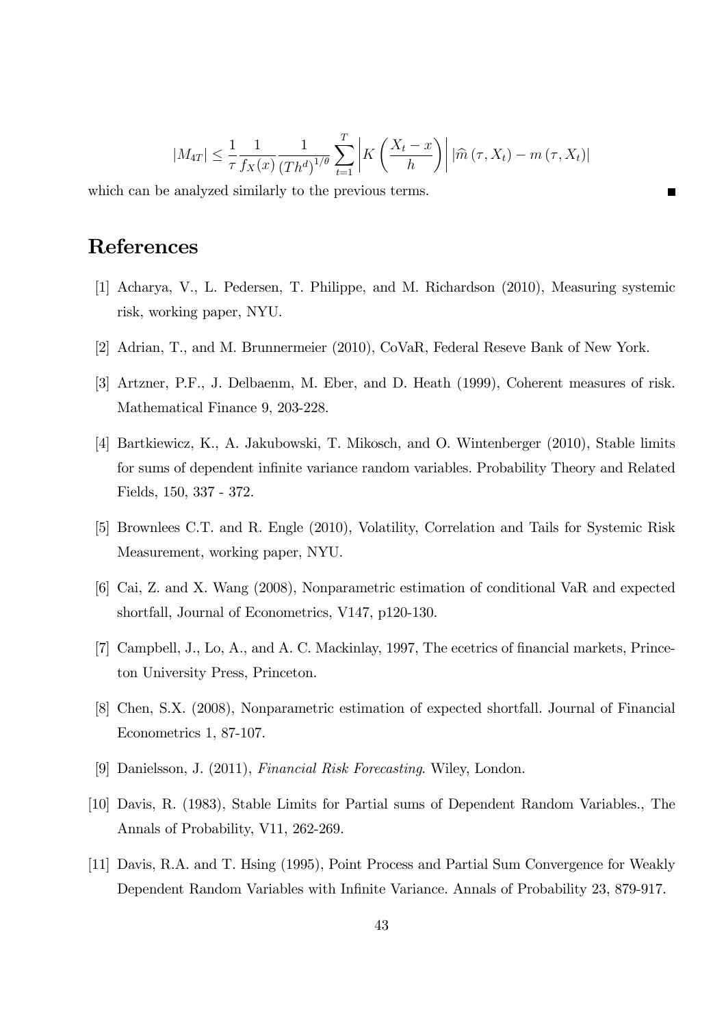$$|M_{4T}| \leq \frac{1}{\tau}\frac{1}{f_X(x)}\frac{1}{(Th^d)^{1/\theta}}\sum_{t=1}^{T}\left|K\left(\frac{X_t - x}{h}\right)\right|\left|\widehat{m}\left(\tau, X_t\right) - m\left(\tau, X_t\right)\right|$$

which can be analyzed similarly to the previous terms. ■

# References

[1] Acharya, V., L. Pedersen, T. Philippe, and M. Richardson (2010), Measuring systemic risk, working paper, NYU.

[2] Adrian, T., and M. Brunnermeier (2010), CoVaR, Federal Reseve Bank of New York.

[3] Artzner, P.F., J. Delbaenm, M. Eber, and D. Heath (1999), Coherent measures of risk. Mathematical Finance 9, 203-228.

[4] Bartkiewicz, K., A. Jakubowski, T. Mikosch, and O. Wintenberger (2010), Stable limits for sums of dependent infinite variance random variables. Probability Theory and Related Fields, 150, 337 - 372.

[5] Brownlees C.T. and R. Engle (2010), Volatility, Correlation and Tails for Systemic Risk Measurement, working paper, NYU.

[6] Cai, Z. and X. Wang (2008), Nonparametric estimation of conditional VaR and expected shortfall, Journal of Econometrics, V147, p120-130.

[7] Campbell, J., Lo, A., and A. C. Mackinlay, 1997, The ecetrics of financial markets, Princeton University Press, Princeton.

[8] Chen, S.X. (2008), Nonparametric estimation of expected shortfall. Journal of Financial Econometrics 1, 87-107.

[9] Danielsson, J. (2011), *Financial Risk Forecasting*. Wiley, London.

[10] Davis, R. (1983), Stable Limits for Partial sums of Dependent Random Variables., The Annals of Probability, V11, 262-269.

[11] Davis, R.A. and T. Hsing (1995), Point Process and Partial Sum Convergence for Weakly Dependent Random Variables with Infinite Variance. Annals of Probability 23, 879-917.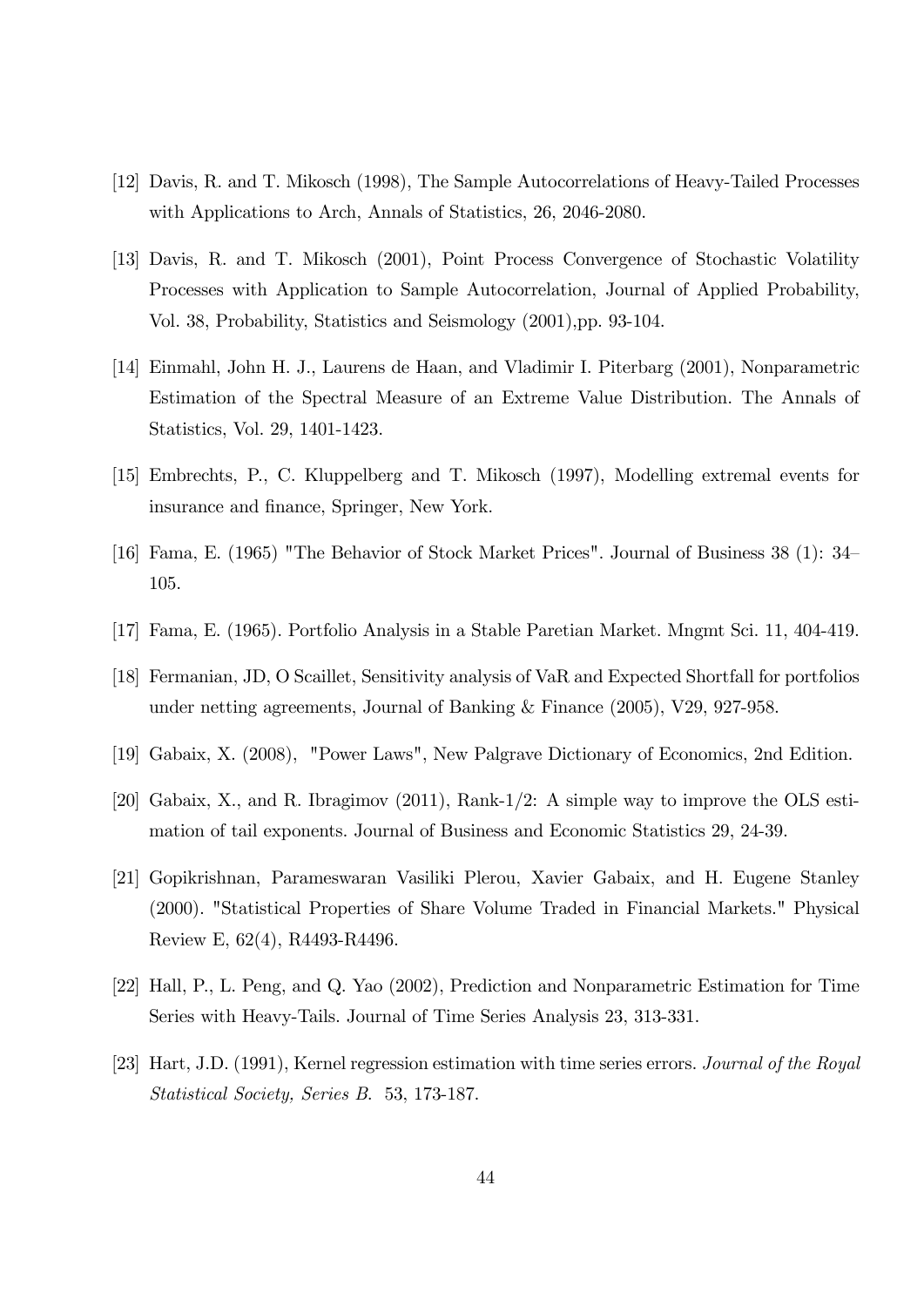[12] Davis, R. and T. Mikosch (1998), The Sample Autocorrelations of Heavy-Tailed Processes with Applications to Arch, Annals of Statistics, 26, 2046-2080.

[13] Davis, R. and T. Mikosch (2001), Point Process Convergence of Stochastic Volatility Processes with Application to Sample Autocorrelation, Journal of Applied Probability, Vol. 38, Probability, Statistics and Seismology (2001),pp. 93-104.

[14] Einmahl, John H. J., Laurens de Haan, and Vladimir I. Piterbarg (2001), Nonparametric Estimation of the Spectral Measure of an Extreme Value Distribution. The Annals of Statistics, Vol. 29, 1401-1423.

[15] Embrechts, P., C. Kluppelberg and T. Mikosch (1997), Modelling extremal events for insurance and finance, Springer, New York.

[16] Fama, E. (1965) "The Behavior of Stock Market Prices". Journal of Business 38 (1): 34–105.

[17] Fama, E. (1965). Portfolio Analysis in a Stable Paretian Market. Mngmt Sci. 11, 404-419.

[18] Fermanian, JD, O Scaillet, Sensitivity analysis of VaR and Expected Shortfall for portfolios under netting agreements, Journal of Banking & Finance (2005), V29, 927-958.

[19] Gabaix, X. (2008), "Power Laws", New Palgrave Dictionary of Economics, 2nd Edition.

[20] Gabaix, X., and R. Ibragimov (2011), Rank-1/2: A simple way to improve the OLS estimation of tail exponents. Journal of Business and Economic Statistics 29, 24-39.

[21] Gopikrishnan, Parameswaran Vasiliki Plerou, Xavier Gabaix, and H. Eugene Stanley (2000). "Statistical Properties of Share Volume Traded in Financial Markets." Physical Review E, 62(4), R4493-R4496.

[22] Hall, P., L. Peng, and Q. Yao (2002), Prediction and Nonparametric Estimation for Time Series with Heavy-Tails. Journal of Time Series Analysis 23, 313-331.

[23] Hart, J.D. (1991), Kernel regression estimation with time series errors. *Journal of the Royal Statistical Society, Series B.* 53, 173-187.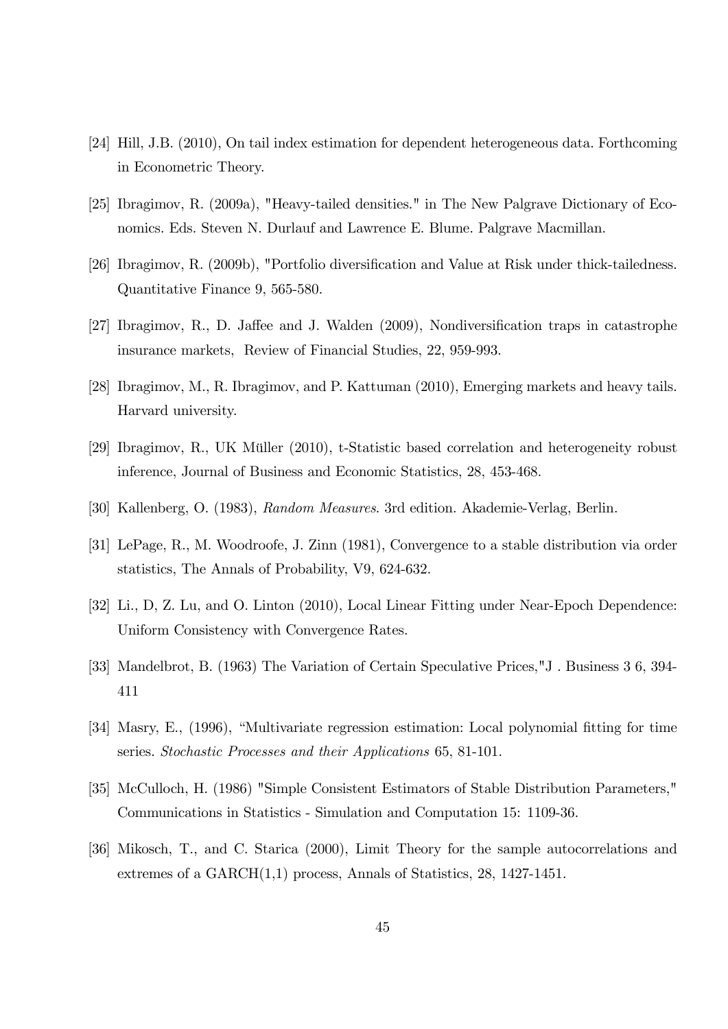[24] Hill, J.B. (2010), On tail index estimation for dependent heterogeneous data. Forthcoming in Econometric Theory.

[25] Ibragimov, R. (2009a), "Heavy-tailed densities." in The New Palgrave Dictionary of Economics. Eds. Steven N. Durlauf and Lawrence E. Blume. Palgrave Macmillan.

[26] Ibragimov, R. (2009b), "Portfolio diversification and Value at Risk under thick-tailedness. Quantitative Finance 9, 565-580.

[27] Ibragimov, R., D. Jaffee and J. Walden (2009), Nondiversification traps in catastrophe insurance markets, Review of Financial Studies, 22, 959-993.

[28] Ibragimov, M., R. Ibragimov, and P. Kattuman (2010), Emerging markets and heavy tails. Harvard university.

[29] Ibragimov, R., UK Müller (2010), t-Statistic based correlation and heterogeneity robust inference, Journal of Business and Economic Statistics, 28, 453-468.

[30] Kallenberg, O. (1983), *Random Measures*. 3rd edition. Akademie-Verlag, Berlin.

[31] LePage, R., M. Woodroofe, J. Zinn (1981), Convergence to a stable distribution via order statistics, The Annals of Probability, V9, 624-632.

[32] Li., D, Z. Lu, and O. Linton (2010), Local Linear Fitting under Near-Epoch Dependence: Uniform Consistency with Convergence Rates.

[33] Mandelbrot, B. (1963) The Variation of Certain Speculative Prices,"J . Business 3 6, 394-411

[34] Masry, E., (1996), "Multivariate regression estimation: Local polynomial fitting for time series. *Stochastic Processes and their Applications* 65, 81-101.

[35] McCulloch, H. (1986) "Simple Consistent Estimators of Stable Distribution Parameters," Communications in Statistics - Simulation and Computation 15: 1109-36.

[36] Mikosch, T., and C. Starica (2000), Limit Theory for the sample autocorrelations and extremes of a GARCH(1,1) process, Annals of Statistics, 28, 1427-1451.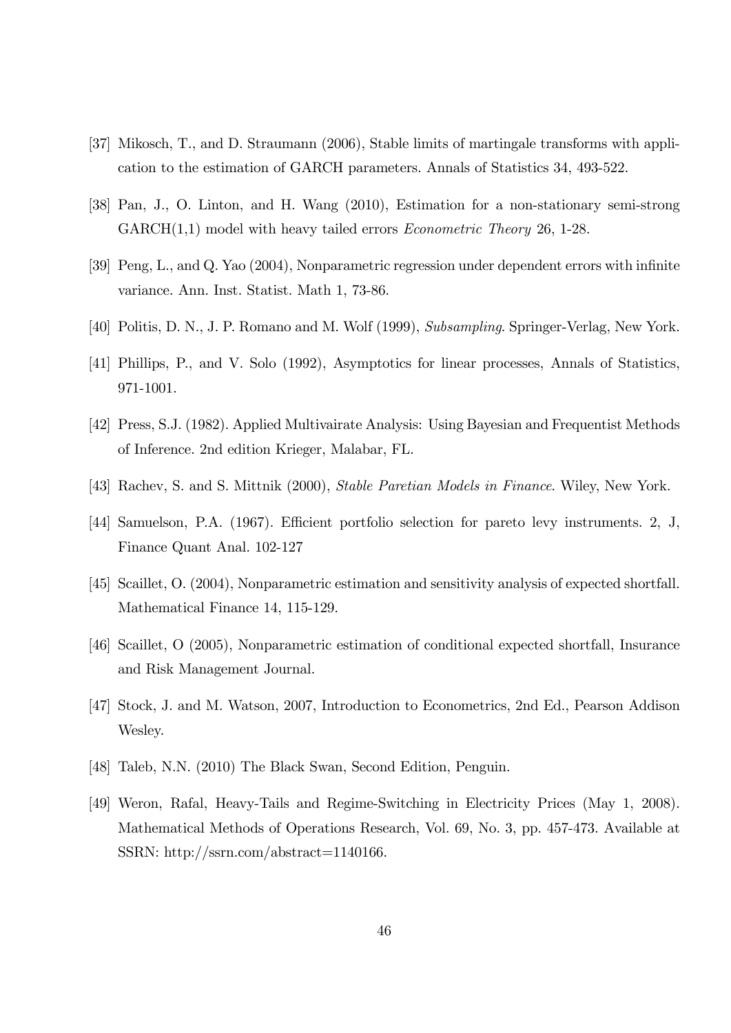[37] Mikosch, T., and D. Straumann (2006), Stable limits of martingale transforms with application to the estimation of GARCH parameters. Annals of Statistics 34, 493-522.

[38] Pan, J., O. Linton, and H. Wang (2010), Estimation for a non-stationary semi-strong GARCH(1,1) model with heavy tailed errors *Econometric Theory* 26, 1-28.

[39] Peng, L., and Q. Yao (2004), Nonparametric regression under dependent errors with infinite variance. Ann. Inst. Statist. Math 1, 73-86.

[40] Politis, D. N., J. P. Romano and M. Wolf (1999), *Subsampling*. Springer-Verlag, New York.

[41] Phillips, P., and V. Solo (1992), Asymptotics for linear processes, Annals of Statistics, 971-1001.

[42] Press, S.J. (1982). Applied Multivairate Analysis: Using Bayesian and Frequentist Methods of Inference. 2nd edition Krieger, Malabar, FL.

[43] Rachev, S. and S. Mittnik (2000), *Stable Paretian Models in Finance*. Wiley, New York.

[44] Samuelson, P.A. (1967). Efficient portfolio selection for pareto levy instruments. 2, J, Finance Quant Anal. 102-127

[45] Scaillet, O. (2004), Nonparametric estimation and sensitivity analysis of expected shortfall. Mathematical Finance 14, 115-129.

[46] Scaillet, O (2005), Nonparametric estimation of conditional expected shortfall, Insurance and Risk Management Journal.

[47] Stock, J. and M. Watson, 2007, Introduction to Econometrics, 2nd Ed., Pearson Addison Wesley.

[48] Taleb, N.N. (2010) The Black Swan, Second Edition, Penguin.

[49] Weron, Rafal, Heavy-Tails and Regime-Switching in Electricity Prices (May 1, 2008). Mathematical Methods of Operations Research, Vol. 69, No. 3, pp. 457-473. Available at SSRN: http://ssrn.com/abstract=1140166.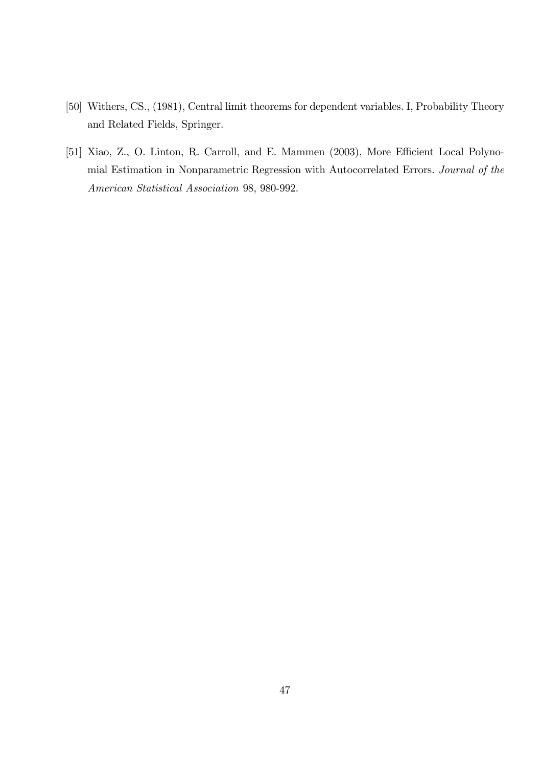[50] Withers, CS., (1981), Central limit theorems for dependent variables. I, Probability Theory and Related Fields, Springer.

[51] Xiao, Z., O. Linton, R. Carroll, and E. Mammen (2003), More Efficient Local Polynomial Estimation in Nonparametric Regression with Autocorrelated Errors. *Journal of the American Statistical Association* 98, 980-992.